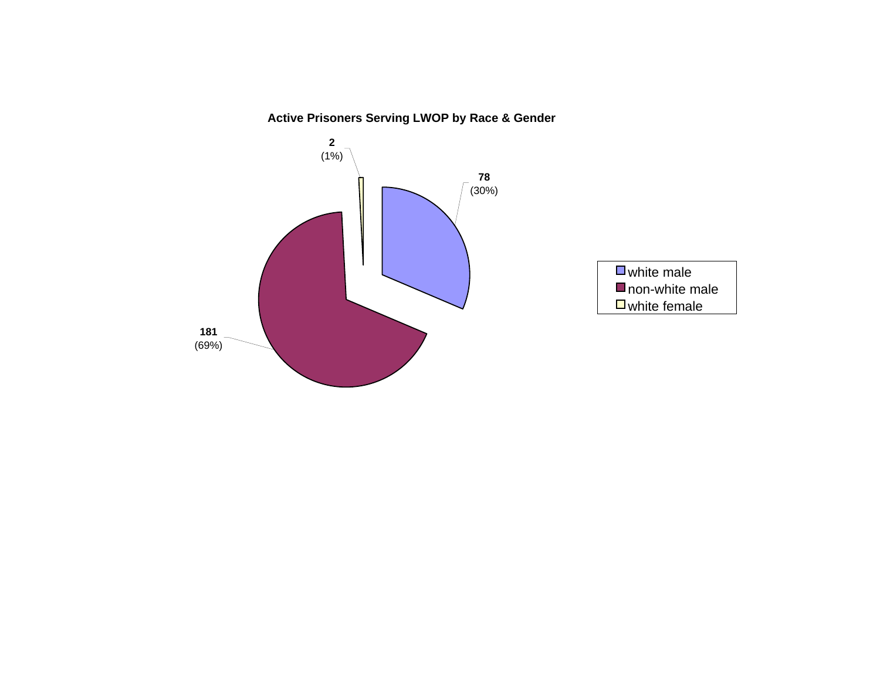**Active Prisoners Serving LWOP by Race & Gender**

| Category | Count | Percent |
|---|---|---|
| white male | 78 | (30%) |
| non-white male | 181 | (69%) |
| white female | 2 | (1%) |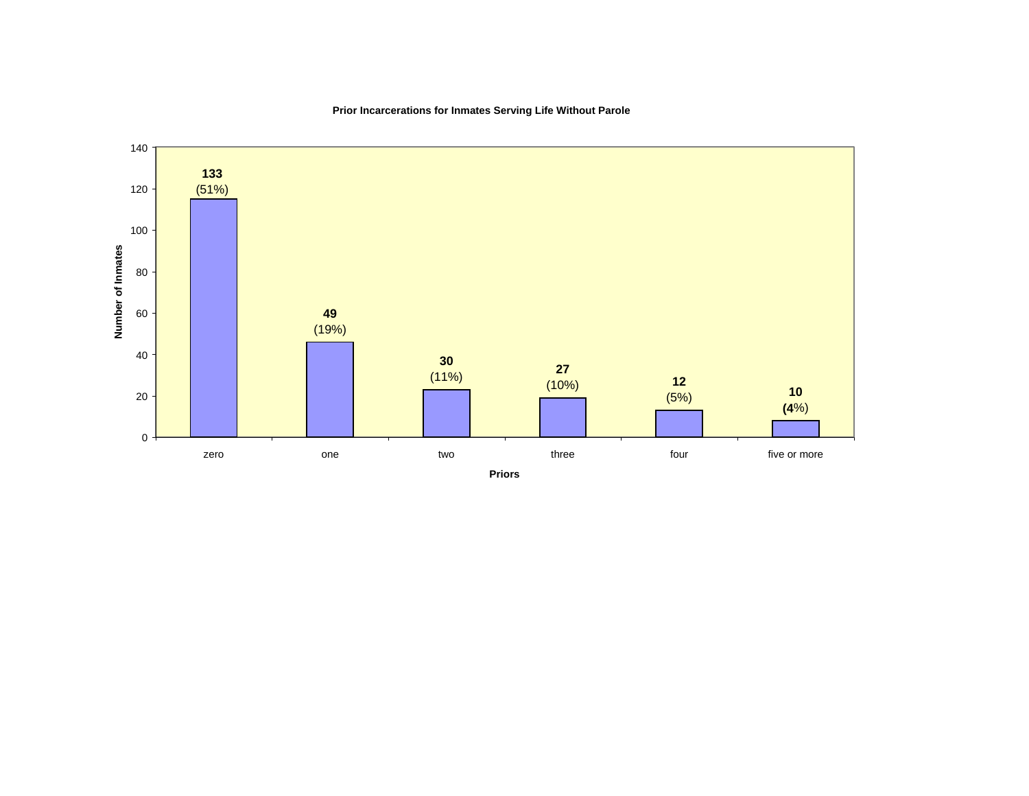**Prior Incarcerations for Inmates Serving Life Without Parole**

| Priors | Number of Inmates | Percent |
|---|---|---|
| zero | 133 | (51%) |
| one | 49 | (19%) |
| two | 30 | (11%) |
| three | 27 | (10%) |
| four | 12 | (5%) |
| five or more | 10 | (4%) |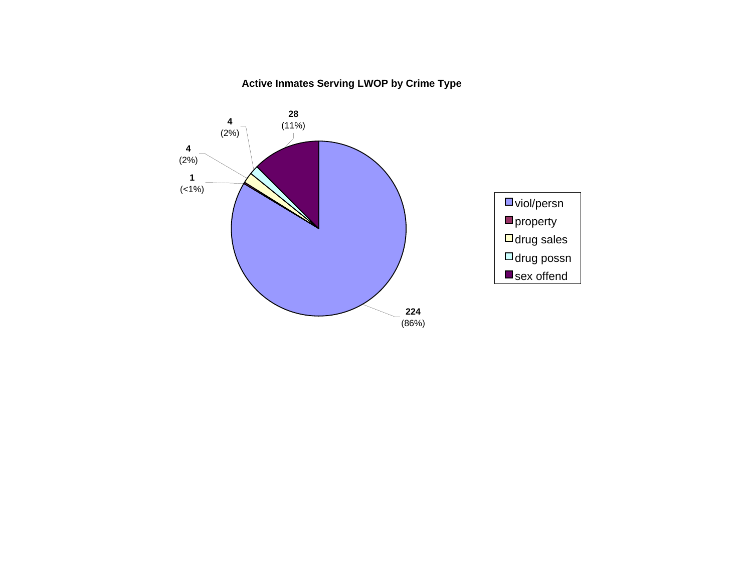**Active Inmates Serving LWOP by Crime Type**

| Crime Type | Count | Percent |
|---|---|---|
| viol/persn | 224 | (86%) |
| property | 1 | (<1%) |
| drug sales | 4 | (2%) |
| drug possn | 4 | (2%) |
| sex offend | 28 | (11%) |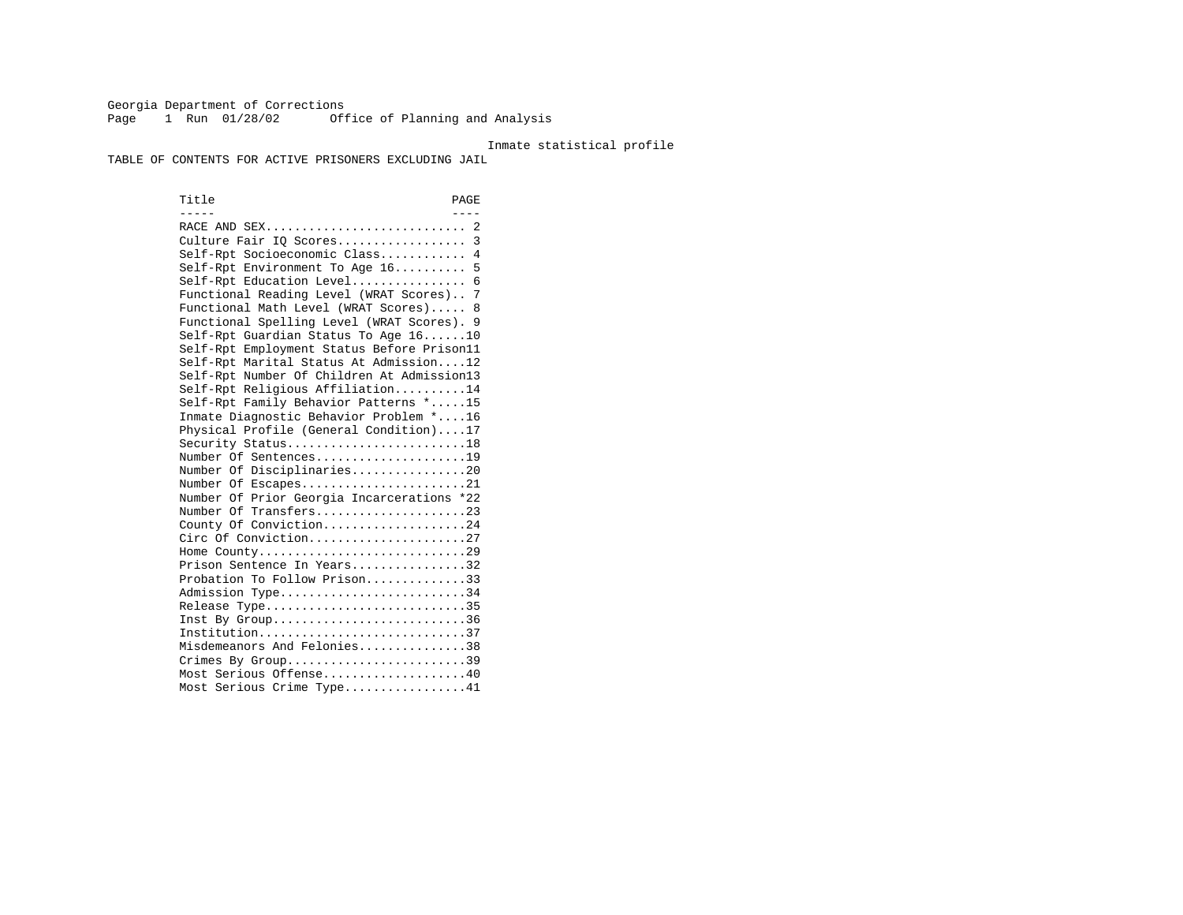Georgia Department of Corrections
Page 1 Run 01/28/02 Office of Planning and Analysis

Inmate statistical profile

TABLE OF CONTENTS FOR ACTIVE PRISONERS EXCLUDING JAIL

| Title | PAGE |
| --- | --- |
| RACE AND SEX | 2 |
| Culture Fair IQ Scores | 3 |
| Self-Rpt Socioeconomic Class | 4 |
| Self-Rpt Environment To Age 16 | 5 |
| Self-Rpt Education Level | 6 |
| Functional Reading Level (WRAT Scores) | 7 |
| Functional Math Level (WRAT Scores) | 8 |
| Functional Spelling Level (WRAT Scores) | 9 |
| Self-Rpt Guardian Status To Age 16 | 10 |
| Self-Rpt Employment Status Before Prison | 11 |
| Self-Rpt Marital Status At Admission | 12 |
| Self-Rpt Number Of Children At Admission | 13 |
| Self-Rpt Religious Affiliation | 14 |
| Self-Rpt Family Behavior Patterns * | 15 |
| Inmate Diagnostic Behavior Problem * | 16 |
| Physical Profile (General Condition) | 17 |
| Security Status | 18 |
| Number Of Sentences | 19 |
| Number Of Disciplinaries | 20 |
| Number Of Escapes | 21 |
| Number Of Prior Georgia Incarcerations * | 22 |
| Number Of Transfers | 23 |
| County Of Conviction | 24 |
| Circ Of Conviction | 27 |
| Home County | 29 |
| Prison Sentence In Years | 32 |
| Probation To Follow Prison | 33 |
| Admission Type | 34 |
| Release Type | 35 |
| Inst By Group | 36 |
| Institution | 37 |
| Misdemeanors And Felonies | 38 |
| Crimes By Group | 39 |
| Most Serious Offense | 40 |
| Most Serious Crime Type | 41 |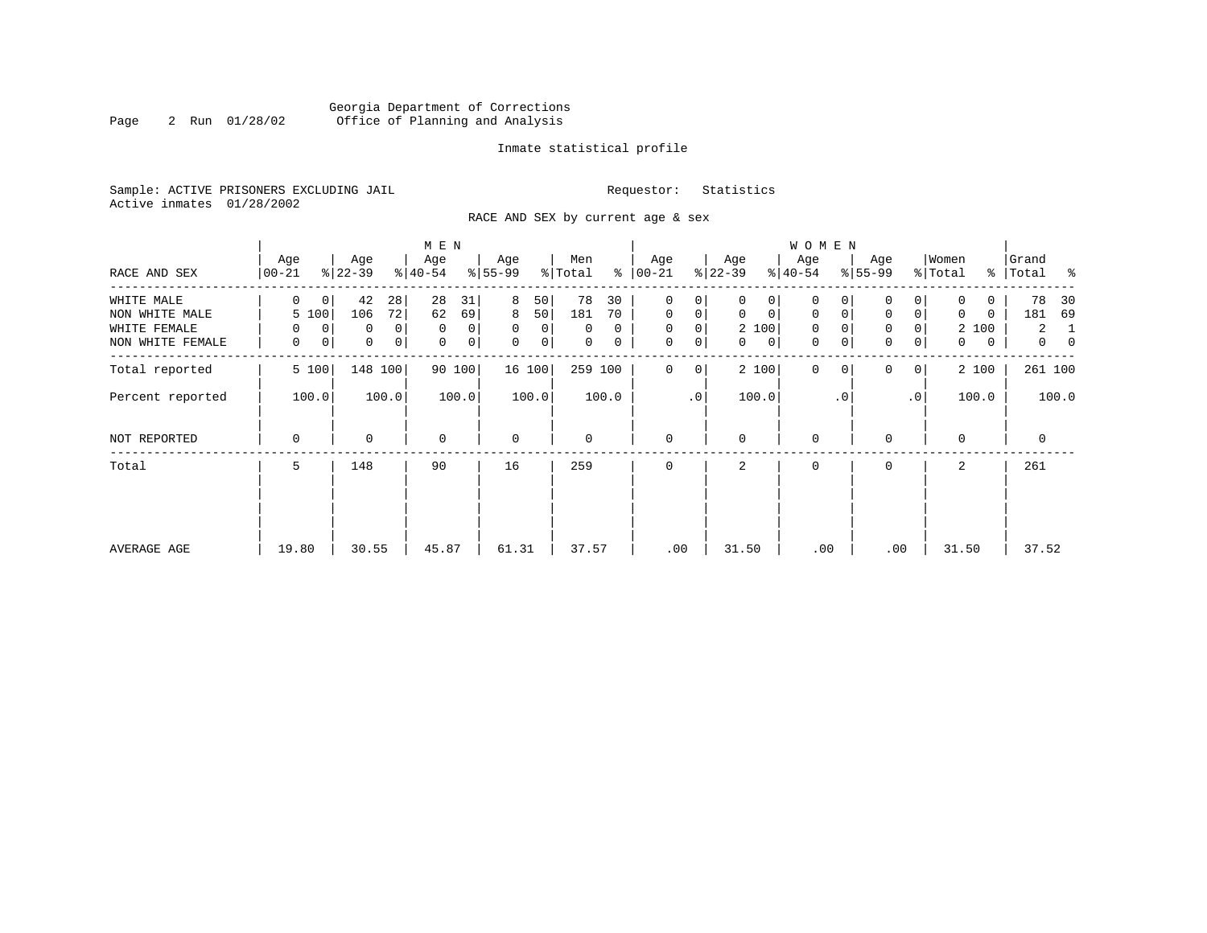Georgia Department of Corrections
Office of Planning and Analysis

Inmate statistical profile

Sample: ACTIVE PRISONERS EXCLUDING JAIL          Requestor: Statistics
Active inmates 01/28/2002

RACE AND SEX by current age & sex

| RACE AND SEX | MEN Age 00-21 | % | Age 22-39 | % | Age 40-54 | % | Age 55-99 | % | Men Total | % | WOMEN Age 00-21 | % | Age 22-39 | % | Age 40-54 | % | Age 55-99 | % | Women Total | % | Grand Total | % |
|---|---|---|---|---|---|---|---|---|---|---|---|---|---|---|---|---|---|---|---|---|---|---|
| WHITE MALE | 0 | 0 | 42 | 28 | 28 | 31 | 8 | 50 | 78 | 30 | 0 | 0 | 0 | 0 | 0 | 0 | 0 | 0 | 0 | 0 | 78 | 30 |
| NON WHITE MALE | 5 | 100 | 106 | 72 | 62 | 69 | 8 | 50 | 181 | 70 | 0 | 0 | 0 | 0 | 0 | 0 | 0 | 0 | 0 | 0 | 181 | 69 |
| WHITE FEMALE | 0 | 0 | 0 | 0 | 0 | 0 | 0 | 0 | 0 | 0 | 0 | 0 | 2 | 100 | 0 | 0 | 0 | 0 | 2 | 100 | 2 | 1 |
| NON WHITE FEMALE | 0 | 0 | 0 | 0 | 0 | 0 | 0 | 0 | 0 | 0 | 0 | 0 | 0 | 0 | 0 | 0 | 0 | 0 | 0 | 0 | 0 | 0 |
| Total reported | 5 | 100 | 148 | 100 | 90 | 100 | 16 | 100 | 259 | 100 | 0 | 0 | 2 | 100 | 0 | 0 | 0 | 0 | 2 | 100 | 261 | 100 |
| Percent reported | | 100.0 | | 100.0 | | 100.0 | | 100.0 | | 100.0 | | .0 | | 100.0 | | .0 | | .0 | | 100.0 | | 100.0 |
| NOT REPORTED | 0 | | 0 | | 0 | | 0 | | 0 | | 0 | | 0 | | 0 | | 0 | | 0 | | 0 | |
| Total | 5 | | 148 | | 90 | | 16 | | 259 | | 0 | | 2 | | 0 | | 0 | | 2 | | 261 | |
| AVERAGE AGE | 19.80 | | 30.55 | | 45.87 | | 61.31 | | 37.57 | | .00 | | 31.50 | | .00 | | .00 | | 31.50 | | 37.52 | |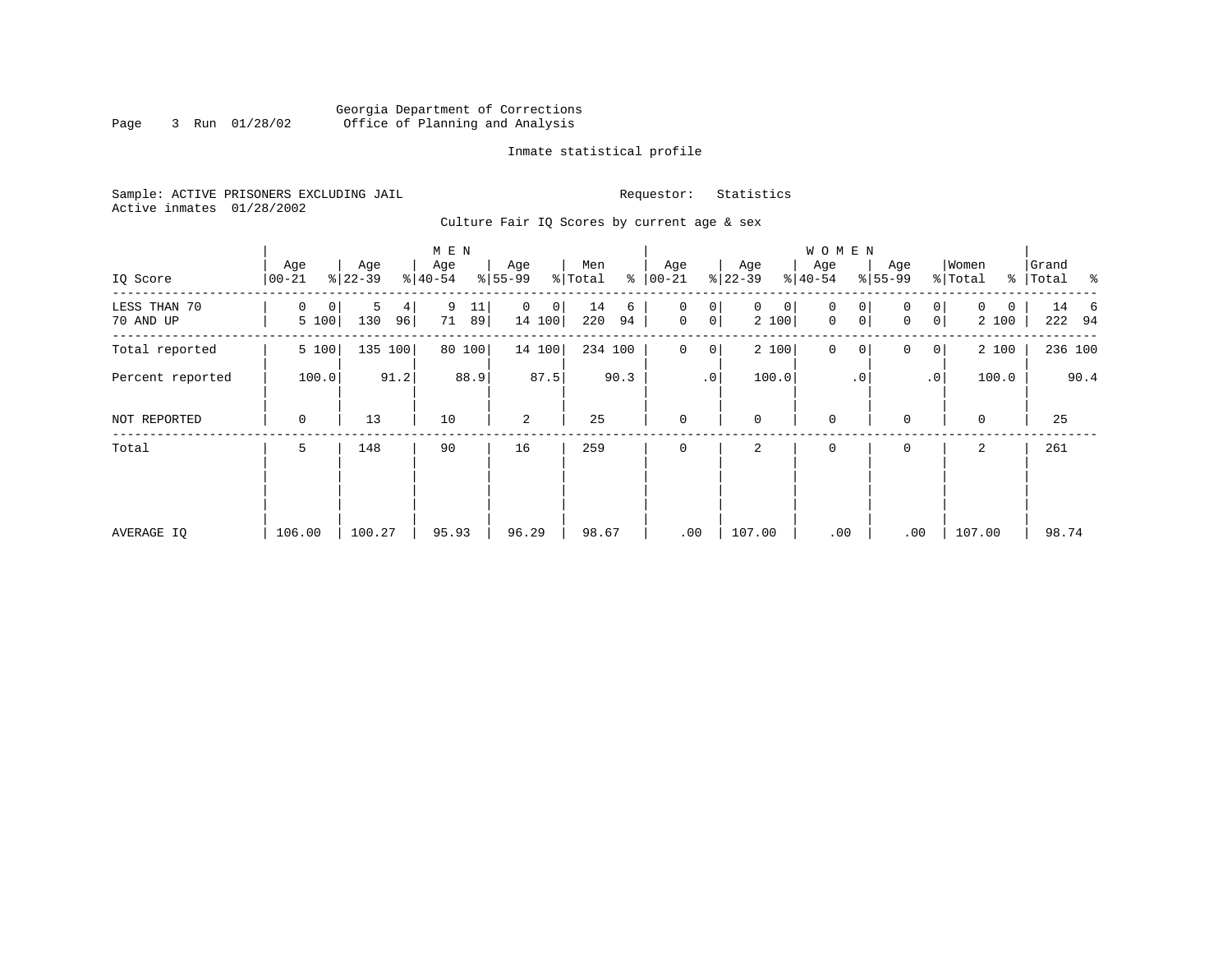Georgia Department of Corrections
Office of Planning and Analysis

Inmate statistical profile

Sample: ACTIVE PRISONERS EXCLUDING JAIL
Active inmates 01/28/2002

Requestor: Statistics

Culture Fair IQ Scores by current age & sex

| IQ Score | MEN Age 00-21 | % | Age 22-39 | % | Age 40-54 | % | Age 55-99 | % | Men Total | % | WOMEN Age 00-21 | % | Age 22-39 | % | Age 40-54 | % | Age 55-99 | % | Women Total | % | Grand Total | % |
|---|---|---|---|---|---|---|---|---|---|---|---|---|---|---|---|---|---|---|---|---|---|---|
| LESS THAN 70 | 0 | 0 | 5 | 4 | 9 | 11 | 0 | 0 | 14 | 6 | 0 | 0 | 0 | 0 | 0 | 0 | 0 | 0 | 0 | 0 | 14 | 6 |
| 70 AND UP | 5 | 100 | 130 | 96 | 71 | 89 | 14 | 100 | 220 | 94 | 0 | 0 | 2 | 100 | 0 | 0 | 0 | 0 | 2 | 100 | 222 | 94 |
| Total reported | 5 | 100 | 135 | 100 | 80 | 100 | 14 | 100 | 234 | 100 | 0 | 0 | 2 | 100 | 0 | 0 | 0 | 0 | 2 | 100 | 236 | 100 |
| Percent reported | | 100.0 | | 91.2 | | 88.9 | | 87.5 | | 90.3 | | .0 | | 100.0 | | .0 | | .0 | | 100.0 | | 90.4 |
| NOT REPORTED | 0 | | 13 | | 10 | | 2 | | 25 | | 0 | | 0 | | 0 | | 0 | | 0 | | 25 | |
| Total | 5 | | 148 | | 90 | | 16 | | 259 | | 0 | | 2 | | 0 | | 0 | | 2 | | 261 | |
| AVERAGE IQ | 106.00 | | 100.27 | | 95.93 | | 96.29 | | 98.67 | | .00 | | 107.00 | | .00 | | .00 | | 107.00 | | 98.74 | |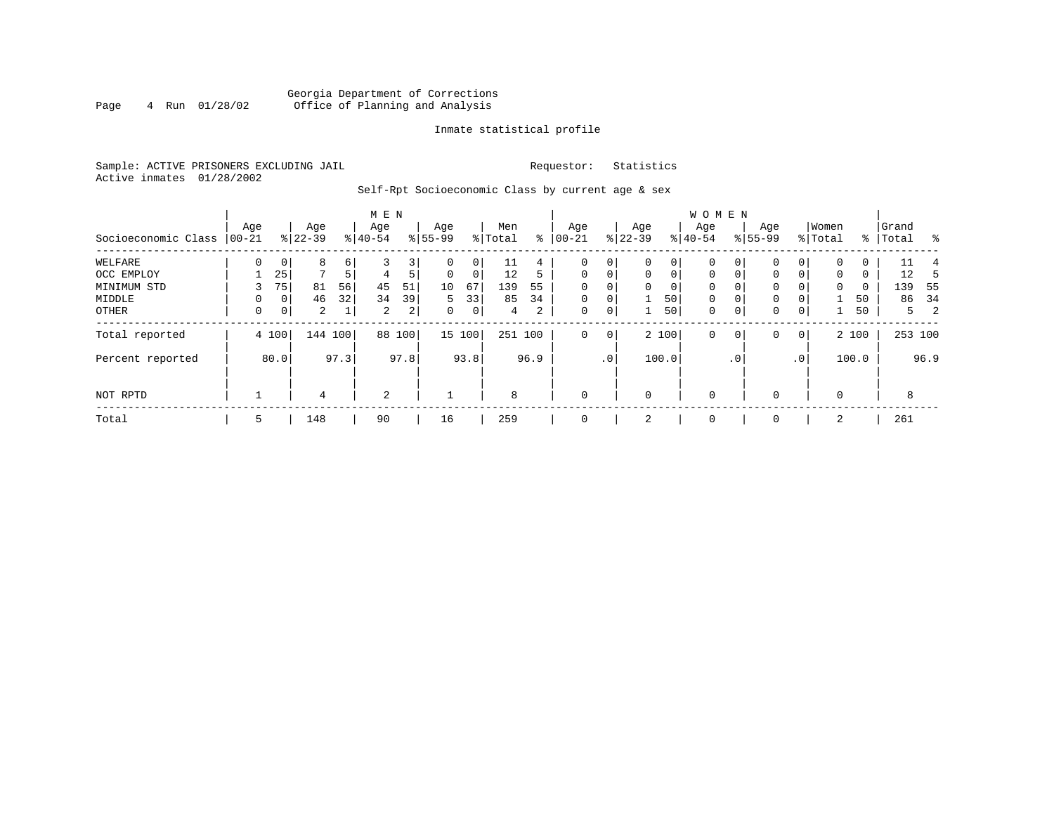Georgia Department of Corrections
Office of Planning and Analysis

Inmate statistical profile

Sample: ACTIVE PRISONERS EXCLUDING JAIL

Requestor: Statistics

Active inmates 01/28/2002

Self-Rpt Socioeconomic Class by current age & sex

| Socioeconomic Class | MEN Age 00-21 | % | Age 22-39 | % | Age 40-54 | % | Age 55-99 | % | Men Total | % | WOMEN Age 00-21 | % | Age 22-39 | % | Age 40-54 | % | Age 55-99 | % | Women Total | % | Grand Total | % |
|---|---|---|---|---|---|---|---|---|---|---|---|---|---|---|---|---|---|---|---|---|---|---|
| WELFARE | 0 | 0 | 8 | 6 | 3 | 3 | 0 | 0 | 11 | 4 | 0 | 0 | 0 | 0 | 0 | 0 | 0 | 0 | 0 | 0 | 11 | 4 |
| OCC EMPLOY | 1 | 25 | 7 | 5 | 4 | 5 | 0 | 0 | 12 | 5 | 0 | 0 | 0 | 0 | 0 | 0 | 0 | 0 | 0 | 0 | 12 | 5 |
| MINIMUM STD | 3 | 75 | 81 | 56 | 45 | 51 | 10 | 67 | 139 | 55 | 0 | 0 | 0 | 0 | 0 | 0 | 0 | 0 | 0 | 0 | 139 | 55 |
| MIDDLE | 0 | 0 | 46 | 32 | 34 | 39 | 5 | 33 | 85 | 34 | 0 | 0 | 1 | 50 | 0 | 0 | 0 | 0 | 1 | 50 | 86 | 34 |
| OTHER | 0 | 0 | 2 | 1 | 2 | 2 | 0 | 0 | 4 | 2 | 0 | 0 | 1 | 50 | 0 | 0 | 0 | 0 | 1 | 50 | 5 | 2 |
| Total reported | 4 | 100 | 144 | 100 | 88 | 100 | 15 | 100 | 251 | 100 | 0 | 0 | 2 | 100 | 0 | 0 | 0 | 0 | 2 | 100 | 253 | 100 |
| Percent reported | | 80.0 | | 97.3 | | 97.8 | | 93.8 | | 96.9 | | .0 | | 100.0 | | .0 | | .0 | | 100.0 | | 96.9 |
| NOT RPTD | 1 | | 4 | | 2 | | 1 | | 8 | | 0 | | 0 | | 0 | | 0 | | 0 | | 8 | |
| Total | 5 | | 148 | | 90 | | 16 | | 259 | | 0 | | 2 | | 0 | | 0 | | 2 | | 261 | |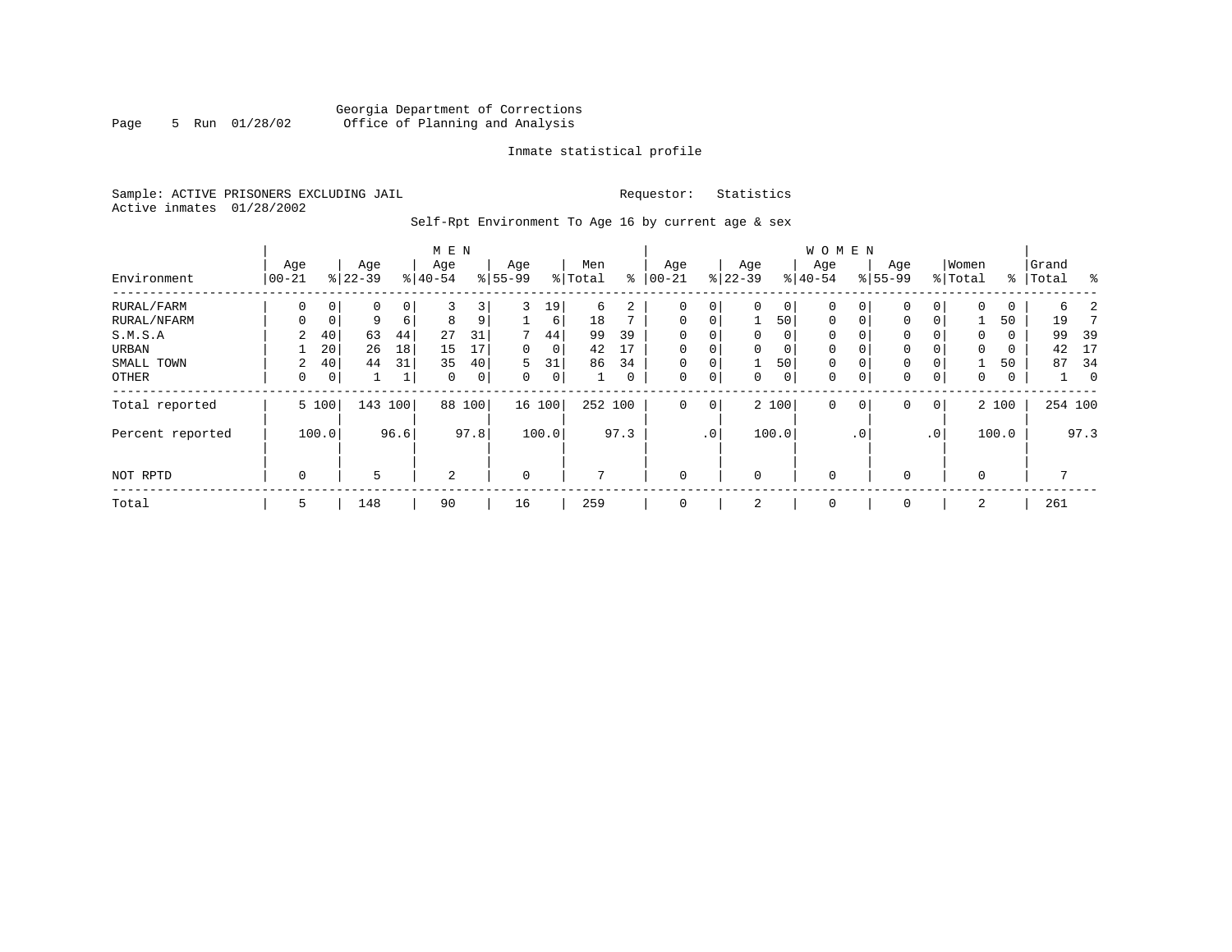Georgia Department of Corrections
Office of Planning and Analysis

Inmate statistical profile

Sample: ACTIVE PRISONERS EXCLUDING JAIL

Requestor: Statistics

Active inmates 01/28/2002

Self-Rpt Environment To Age 16 by current age & sex

| Environment | MEN Age 00-21 | % | Age 22-39 | % | Age 40-54 | % | Age 55-99 | % | Men Total | % | WOMEN Age 00-21 | % | Age 22-39 | % | Age 40-54 | % | Age 55-99 | % | Women Total | % | Grand Total | % |
|---|---|---|---|---|---|---|---|---|---|---|---|---|---|---|---|---|---|---|---|---|---|---|
| RURAL/FARM | 0 | 0 | 0 | 0 | 3 | 3 | 3 | 19 | 6 | 2 | 0 | 0 | 0 | 0 | 0 | 0 | 0 | 0 | 0 | 0 | 6 | 2 |
| RURAL/NFARM | 0 | 0 | 9 | 6 | 8 | 9 | 1 | 6 | 18 | 7 | 0 | 0 | 1 | 50 | 0 | 0 | 0 | 0 | 1 | 50 | 19 | 7 |
| S.M.S.A | 2 | 40 | 63 | 44 | 27 | 31 | 7 | 44 | 99 | 39 | 0 | 0 | 0 | 0 | 0 | 0 | 0 | 0 | 0 | 0 | 99 | 39 |
| URBAN | 1 | 20 | 26 | 18 | 15 | 17 | 0 | 0 | 42 | 17 | 0 | 0 | 0 | 0 | 0 | 0 | 0 | 0 | 0 | 0 | 42 | 17 |
| SMALL TOWN | 2 | 40 | 44 | 31 | 35 | 40 | 5 | 31 | 86 | 34 | 0 | 0 | 1 | 50 | 0 | 0 | 0 | 0 | 1 | 50 | 87 | 34 |
| OTHER | 0 | 0 | 1 | 1 | 0 | 0 | 0 | 0 | 1 | 0 | 0 | 0 | 0 | 0 | 0 | 0 | 0 | 0 | 0 | 0 | 1 | 0 |
| Total reported | 5 | 100 | 143 | 100 | 88 | 100 | 16 | 100 | 252 | 100 | 0 | 0 | 2 | 100 | 0 | 0 | 0 | 0 | 2 | 100 | 254 | 100 |
| Percent reported | | 100.0 | | 96.6 | | 97.8 | | 100.0 | | 97.3 | | .0 | | 100.0 | | .0 | | .0 | | 100.0 | | 97.3 |
| NOT RPTD | 0 | | 5 | | 2 | | 0 | | 7 | | 0 | | 0 | | 0 | | 0 | | 0 | | 7 | |
| Total | 5 | | 148 | | 90 | | 16 | | 259 | | 0 | | 2 | | 0 | | 0 | | 2 | | 261 | |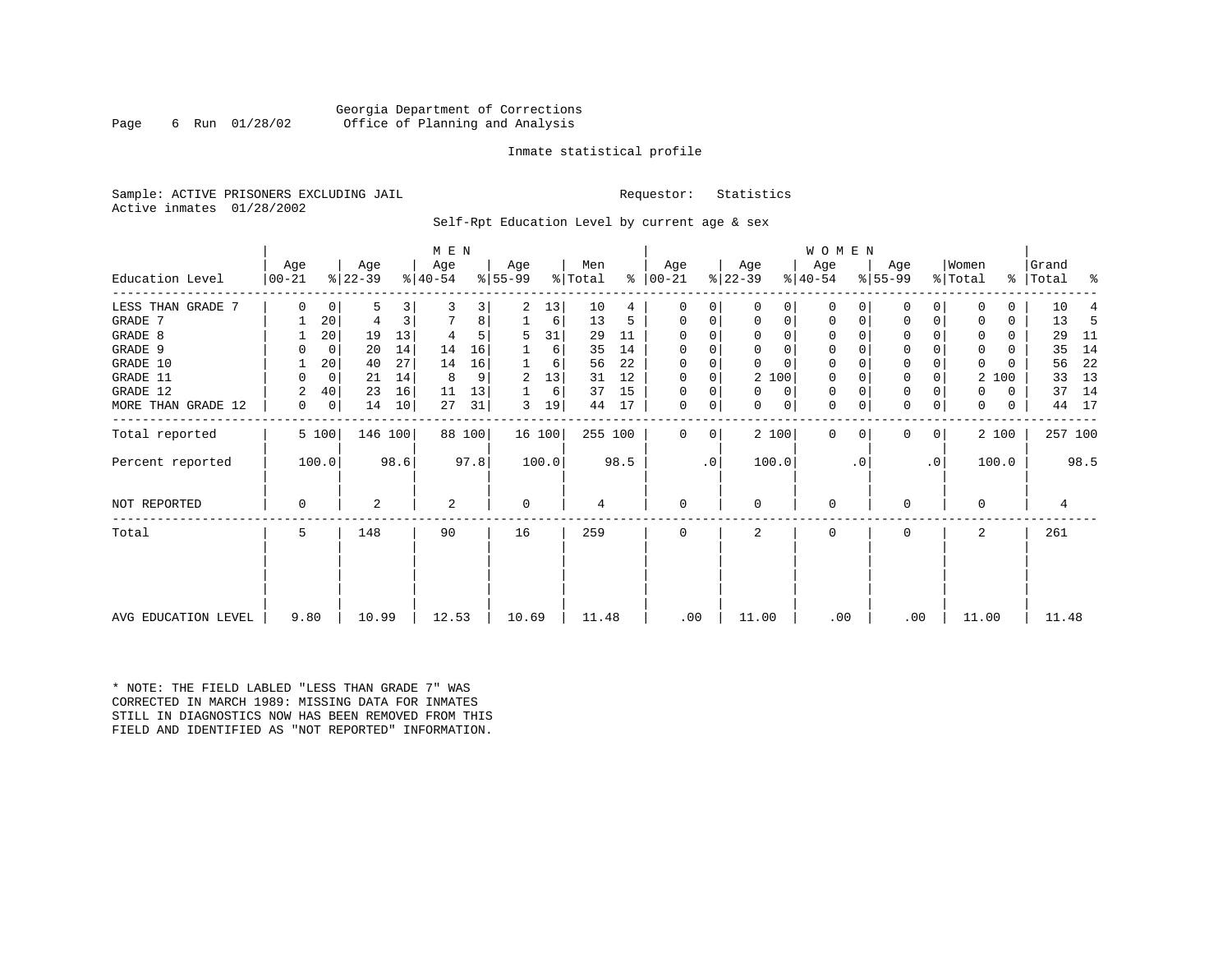Georgia Department of Corrections
Office of Planning and Analysis

Inmate statistical profile

Sample: ACTIVE PRISONERS EXCLUDING JAIL    Requestor: Statistics
Active inmates 01/28/2002

Self-Rpt Education Level by current age & sex

| Education Level | MEN Age 00-21 | % | Age 22-39 | % | Age 40-54 | % | Age 55-99 | % | Men Total | % | WOMEN Age 00-21 | % | Age 22-39 | % | Age 40-54 | % | Age 55-99 | % | Women Total | % | Grand Total | % |
|---|---|---|---|---|---|---|---|---|---|---|---|---|---|---|---|---|---|---|---|---|---|---|
| LESS THAN GRADE 7 | 0 | 0 | 5 | 3 | 3 | 3 | 2 | 13 | 10 | 4 | 0 | 0 | 0 | 0 | 0 | 0 | 0 | 0 | 0 | 0 | 10 | 4 |
| GRADE 7 | 1 | 20 | 4 | 3 | 7 | 8 | 1 | 6 | 13 | 5 | 0 | 0 | 0 | 0 | 0 | 0 | 0 | 0 | 0 | 0 | 13 | 5 |
| GRADE 8 | 1 | 20 | 19 | 13 | 4 | 5 | 5 | 31 | 29 | 11 | 0 | 0 | 0 | 0 | 0 | 0 | 0 | 0 | 0 | 0 | 29 | 11 |
| GRADE 9 | 0 | 0 | 20 | 14 | 14 | 16 | 1 | 6 | 35 | 14 | 0 | 0 | 0 | 0 | 0 | 0 | 0 | 0 | 0 | 0 | 35 | 14 |
| GRADE 10 | 1 | 20 | 40 | 27 | 14 | 16 | 1 | 6 | 56 | 22 | 0 | 0 | 0 | 0 | 0 | 0 | 0 | 0 | 0 | 0 | 56 | 22 |
| GRADE 11 | 0 | 0 | 21 | 14 | 8 | 9 | 2 | 13 | 31 | 12 | 0 | 0 | 2 | 100 | 0 | 0 | 0 | 0 | 2 | 100 | 33 | 13 |
| GRADE 12 | 2 | 40 | 23 | 16 | 11 | 13 | 1 | 6 | 37 | 15 | 0 | 0 | 0 | 0 | 0 | 0 | 0 | 0 | 0 | 0 | 37 | 14 |
| MORE THAN GRADE 12 | 0 | 0 | 14 | 10 | 27 | 31 | 3 | 19 | 44 | 17 | 0 | 0 | 0 | 0 | 0 | 0 | 0 | 0 | 0 | 0 | 44 | 17 |
| Total reported | 5 | 100 | 146 | 100 | 88 | 100 | 16 | 100 | 255 | 100 | 0 | 0 | 2 | 100 | 0 | 0 | 0 | 0 | 2 | 100 | 257 | 100 |
| Percent reported | 100.0 | | 98.6 | | 97.8 | | 100.0 | | 98.5 | | .0 | | 100.0 | | .0 | | .0 | | 100.0 | | 98.5 | |
| NOT REPORTED | 0 | | 2 | | 2 | | 0 | | 4 | | 0 | | 0 | | 0 | | 0 | | 0 | | 4 | |
| Total | 5 | | 148 | | 90 | | 16 | | 259 | | 0 | | 2 | | 0 | | 0 | | 2 | | 261 | |
| AVG EDUCATION LEVEL | 9.80 | | 10.99 | | 12.53 | | 10.69 | | 11.48 | | .00 | | 11.00 | | .00 | | .00 | | 11.00 | | 11.48 | |

* NOTE: THE FIELD LABLED "LESS THAN GRADE 7" WAS CORRECTED IN MARCH 1989: MISSING DATA FOR INMATES STILL IN DIAGNOSTICS NOW HAS BEEN REMOVED FROM THIS FIELD AND IDENTIFIED AS "NOT REPORTED" INFORMATION.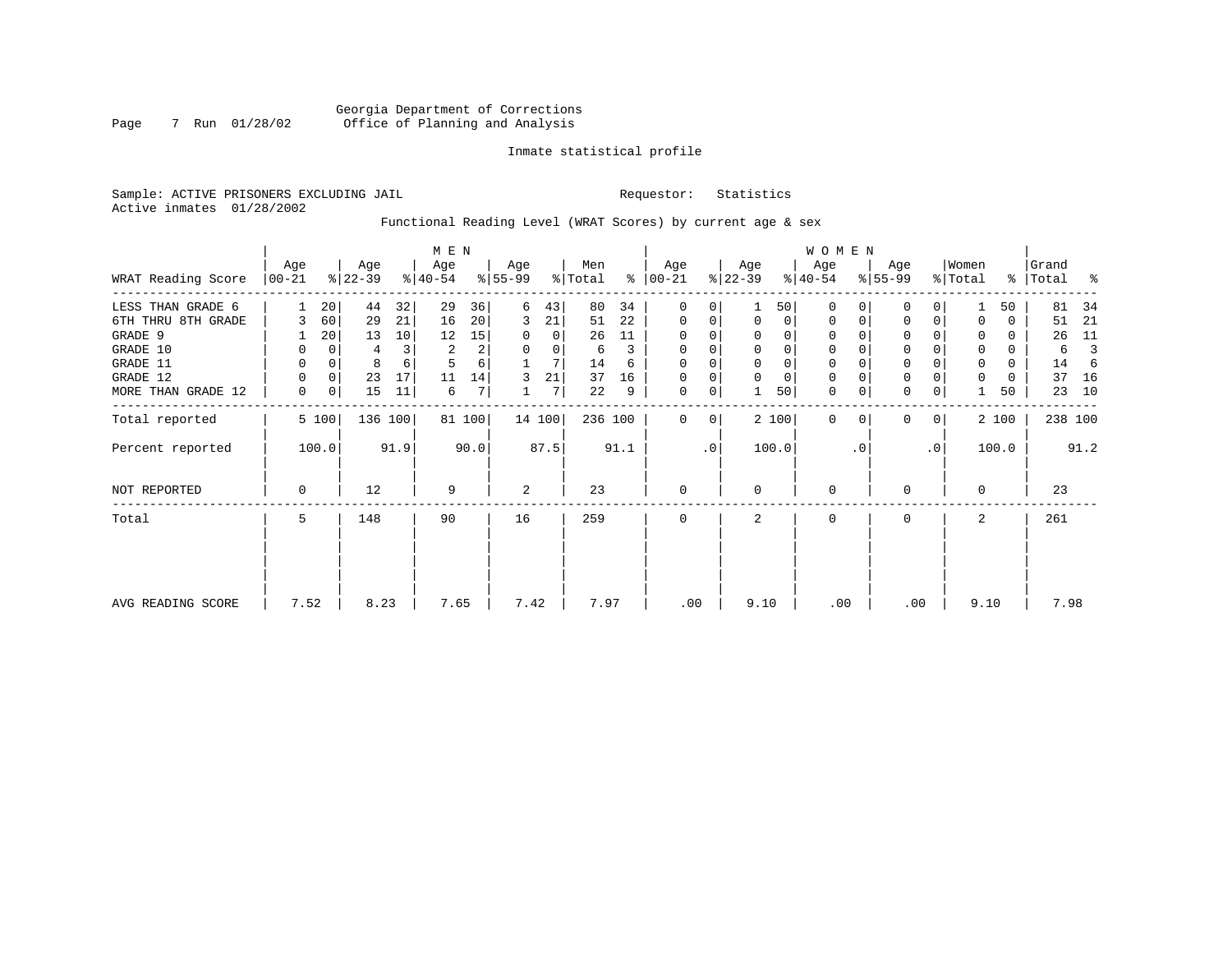Georgia Department of Corrections
Office of Planning and Analysis

Inmate statistical profile

Sample: ACTIVE PRISONERS EXCLUDING JAIL                Requestor: Statistics
Active inmates 01/28/2002

Functional Reading Level (WRAT Scores) by current age & sex

| WRAT Reading Score | MEN Age 00-21 | % | Age 22-39 | % | Age 40-54 | % | Age 55-99 | % | Men Total | % | WOMEN Age 00-21 | % | Age 22-39 | % | Age 40-54 | % | Age 55-99 | % | Women Total | % | Grand Total | % |
|---|---|---|---|---|---|---|---|---|---|---|---|---|---|---|---|---|---|---|---|---|---|---|
| LESS THAN GRADE 6 | 1 | 20 | 44 | 32 | 29 | 36 | 6 | 43 | 80 | 34 | 0 | 0 | 1 | 50 | 0 | 0 | 0 | 0 | 1 | 50 | 81 | 34 |
| 6TH THRU 8TH GRADE | 3 | 60 | 29 | 21 | 16 | 20 | 3 | 21 | 51 | 22 | 0 | 0 | 0 | 0 | 0 | 0 | 0 | 0 | 0 | 0 | 51 | 21 |
| GRADE 9 | 1 | 20 | 13 | 10 | 12 | 15 | 0 | 0 | 26 | 11 | 0 | 0 | 0 | 0 | 0 | 0 | 0 | 0 | 0 | 0 | 26 | 11 |
| GRADE 10 | 0 | 0 | 4 | 3 | 2 | 2 | 0 | 0 | 6 | 3 | 0 | 0 | 0 | 0 | 0 | 0 | 0 | 0 | 0 | 0 | 6 | 3 |
| GRADE 11 | 0 | 0 | 8 | 6 | 5 | 6 | 1 | 7 | 14 | 6 | 0 | 0 | 0 | 0 | 0 | 0 | 0 | 0 | 0 | 0 | 14 | 6 |
| GRADE 12 | 0 | 0 | 23 | 17 | 11 | 14 | 3 | 21 | 37 | 16 | 0 | 0 | 0 | 0 | 0 | 0 | 0 | 0 | 0 | 0 | 37 | 16 |
| MORE THAN GRADE 12 | 0 | 0 | 15 | 11 | 6 | 7 | 1 | 7 | 22 | 9 | 0 | 0 | 1 | 50 | 0 | 0 | 0 | 0 | 1 | 50 | 23 | 10 |
| Total reported | 5 | 100 | 136 | 100 | 81 | 100 | 14 | 100 | 236 | 100 | 0 | 0 | 2 | 100 | 0 | 0 | 0 | 0 | 2 | 100 | 238 | 100 |
| Percent reported | 100.0 | | 91.9 | | 90.0 | | 87.5 | | 91.1 | | .0 | | 100.0 | | .0 | | .0 | | 100.0 | | 91.2 | |
| NOT REPORTED | 0 | | 12 | | 9 | | 2 | | 23 | | 0 | | 0 | | 0 | | 0 | | 0 | | 23 | |
| Total | 5 | | 148 | | 90 | | 16 | | 259 | | 0 | | 2 | | 0 | | 0 | | 2 | | 261 | |
| AVG READING SCORE | 7.52 | | 8.23 | | 7.65 | | 7.42 | | 7.97 | | .00 | | 9.10 | | .00 | | .00 | | 9.10 | | 7.98 | |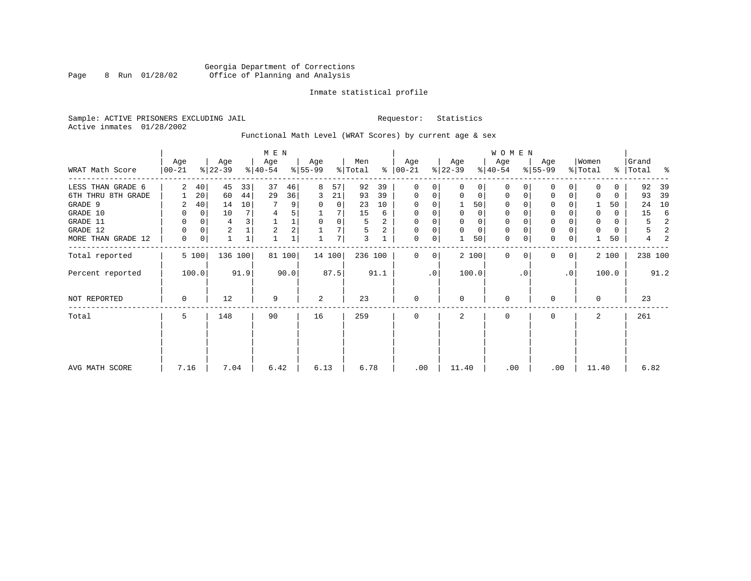Georgia Department of Corrections
Office of Planning and Analysis

Inmate statistical profile

Sample: ACTIVE PRISONERS EXCLUDING JAIL　　　　Requestor: Statistics
Active inmates 01/28/2002

Functional Math Level (WRAT Scores) by current age & sex

| WRAT Math Score | MEN Age 00-21 | % | Age 22-39 | % | Age 40-54 | % | Age 55-99 | % | Men Total | % | WOMEN Age 00-21 | % | Age 22-39 | % | Age 40-54 | % | Age 55-99 | % | Women Total | % | Grand Total | % |
|---|---|---|---|---|---|---|---|---|---|---|---|---|---|---|---|---|---|---|---|---|---|---|
| LESS THAN GRADE 6 | 2 | 40 | 45 | 33 | 37 | 46 | 8 | 57 | 92 | 39 | 0 | 0 | 0 | 0 | 0 | 0 | 0 | 0 | 0 | 0 | 92 | 39 |
| 6TH THRU 8TH GRADE | 1 | 20 | 60 | 44 | 29 | 36 | 3 | 21 | 93 | 39 | 0 | 0 | 0 | 0 | 0 | 0 | 0 | 0 | 0 | 0 | 93 | 39 |
| GRADE 9 | 2 | 40 | 14 | 10 | 7 | 9 | 0 | 0 | 23 | 10 | 0 | 0 | 1 | 50 | 0 | 0 | 0 | 0 | 1 | 50 | 24 | 10 |
| GRADE 10 | 0 | 0 | 10 | 7 | 4 | 5 | 1 | 7 | 15 | 6 | 0 | 0 | 0 | 0 | 0 | 0 | 0 | 0 | 0 | 0 | 15 | 6 |
| GRADE 11 | 0 | 0 | 4 | 3 | 1 | 1 | 0 | 0 | 5 | 2 | 0 | 0 | 0 | 0 | 0 | 0 | 0 | 0 | 0 | 0 | 5 | 2 |
| GRADE 12 | 0 | 0 | 2 | 1 | 2 | 2 | 1 | 7 | 5 | 2 | 0 | 0 | 0 | 0 | 0 | 0 | 0 | 0 | 0 | 0 | 5 | 2 |
| MORE THAN GRADE 12 | 0 | 0 | 1 | 1 | 1 | 1 | 1 | 7 | 3 | 1 | 0 | 0 | 1 | 50 | 0 | 0 | 0 | 0 | 1 | 50 | 4 | 2 |
| Total reported | 5 | 100 | 136 | 100 | 81 | 100 | 14 | 100 | 236 | 100 | 0 | 0 | 2 | 100 | 0 | 0 | 0 | 0 | 2 | 100 | 238 | 100 |
| Percent reported | 100.0 | | 91.9 | | 90.0 | | 87.5 | | 91.1 | | .0 | | 100.0 | | .0 | | .0 | | 100.0 | | 91.2 | |
| NOT REPORTED | 0 | | 12 | | 9 | | 2 | | 23 | | 0 | | 0 | | 0 | | 0 | | 0 | | 23 | |
| Total | 5 | | 148 | | 90 | | 16 | | 259 | | 0 | | 2 | | 0 | | 0 | | 2 | | 261 | |
| AVG MATH SCORE | 7.16 | | 7.04 | | 6.42 | | 6.13 | | 6.78 | | .00 | | 11.40 | | .00 | | .00 | | 11.40 | | 6.82 | |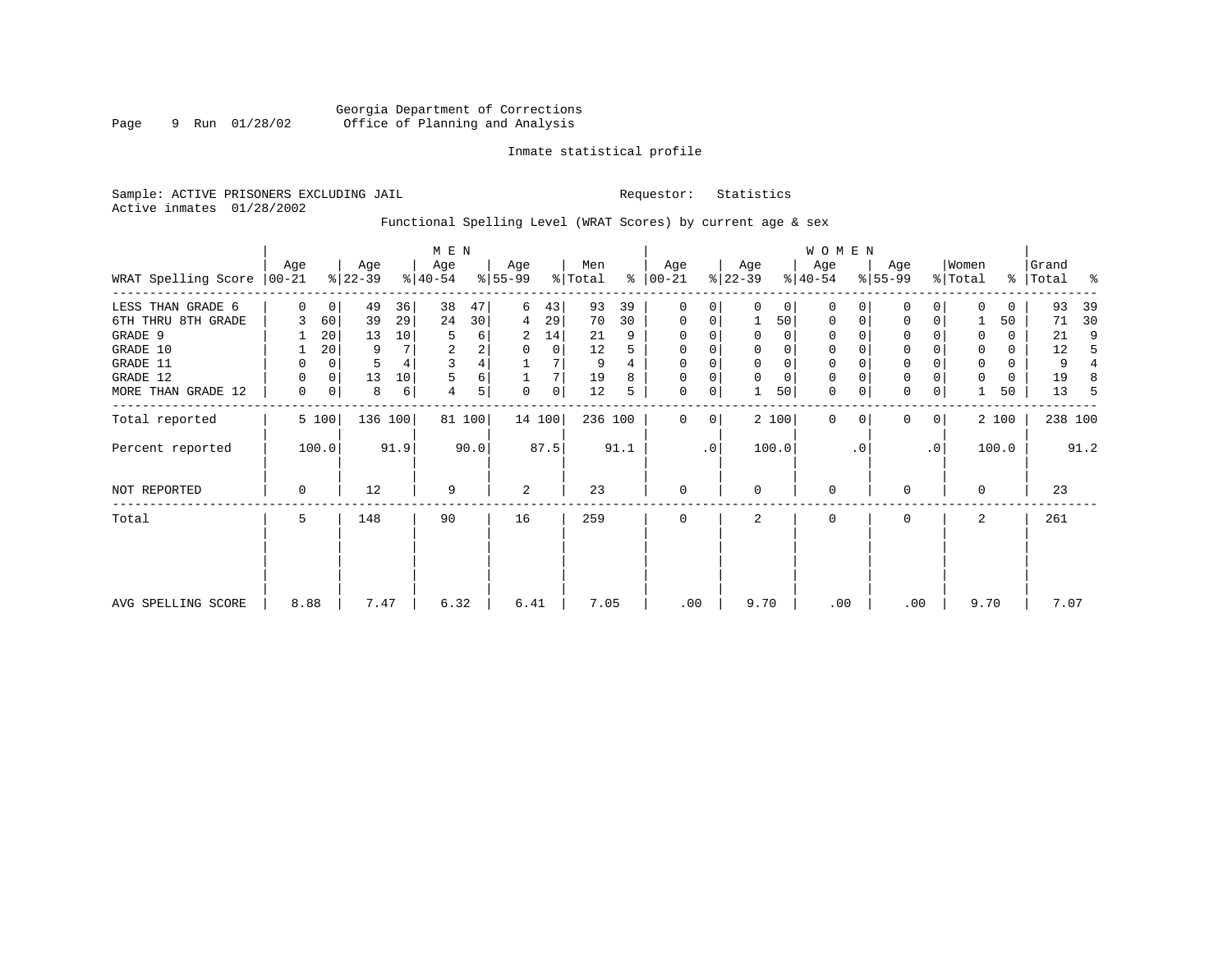Georgia Department of Corrections
Office of Planning and Analysis

Inmate statistical profile

Sample: ACTIVE PRISONERS EXCLUDING JAIL    Requestor: Statistics
Active inmates 01/28/2002

Functional Spelling Level (WRAT Scores) by current age & sex

| WRAT Spelling Score | MEN Age 00-21 | % | Age 22-39 | % | Age 40-54 | % | Age 55-99 | % | Men Total | % | WOMEN Age 00-21 | % | Age 22-39 | % | Age 40-54 | % | Age 55-99 | % | Women Total | % | Grand Total | % |
|---|---|---|---|---|---|---|---|---|---|---|---|---|---|---|---|---|---|---|---|---|---|---|
| LESS THAN GRADE 6 | 0 | 0 | 49 | 36 | 38 | 47 | 6 | 43 | 93 | 39 | 0 | 0 | 0 | 0 | 0 | 0 | 0 | 0 | 0 | 0 | 93 | 39 |
| 6TH THRU 8TH GRADE | 3 | 60 | 39 | 29 | 24 | 30 | 4 | 29 | 70 | 30 | 0 | 0 | 1 | 50 | 0 | 0 | 0 | 0 | 1 | 50 | 71 | 30 |
| GRADE 9 | 1 | 20 | 13 | 10 | 5 | 6 | 2 | 14 | 21 | 9 | 0 | 0 | 0 | 0 | 0 | 0 | 0 | 0 | 0 | 0 | 21 | 9 |
| GRADE 10 | 1 | 20 | 9 | 7 | 2 | 2 | 0 | 0 | 12 | 5 | 0 | 0 | 0 | 0 | 0 | 0 | 0 | 0 | 0 | 0 | 12 | 5 |
| GRADE 11 | 0 | 0 | 5 | 4 | 3 | 4 | 1 | 7 | 9 | 4 | 0 | 0 | 0 | 0 | 0 | 0 | 0 | 0 | 0 | 0 | 9 | 4 |
| GRADE 12 | 0 | 0 | 13 | 10 | 5 | 6 | 1 | 7 | 19 | 8 | 0 | 0 | 0 | 0 | 0 | 0 | 0 | 0 | 0 | 0 | 19 | 8 |
| MORE THAN GRADE 12 | 0 | 0 | 8 | 6 | 4 | 5 | 0 | 0 | 12 | 5 | 0 | 0 | 1 | 50 | 0 | 0 | 0 | 0 | 1 | 50 | 13 | 5 |
| Total reported | 5 | 100 | 136 | 100 | 81 | 100 | 14 | 100 | 236 | 100 | 0 | 0 | 2 | 100 | 0 | 0 | 0 | 0 | 2 | 100 | 238 | 100 |
| Percent reported | | 100.0 | | 91.9 | | 90.0 | | 87.5 | | 91.1 | | .0 | | 100.0 | | .0 | | .0 | | 100.0 | | 91.2 |
| NOT REPORTED | 0 | | 12 | | 9 | | 2 | | 23 | | 0 | | 0 | | 0 | | 0 | | 0 | | 23 | |
| Total | 5 | | 148 | | 90 | | 16 | | 259 | | 0 | | 2 | | 0 | | 0 | | 2 | | 261 | |
| AVG SPELLING SCORE | 8.88 | | 7.47 | | 6.32 | | 6.41 | | 7.05 | | .00 | | 9.70 | | .00 | | .00 | | 9.70 | | 7.07 | |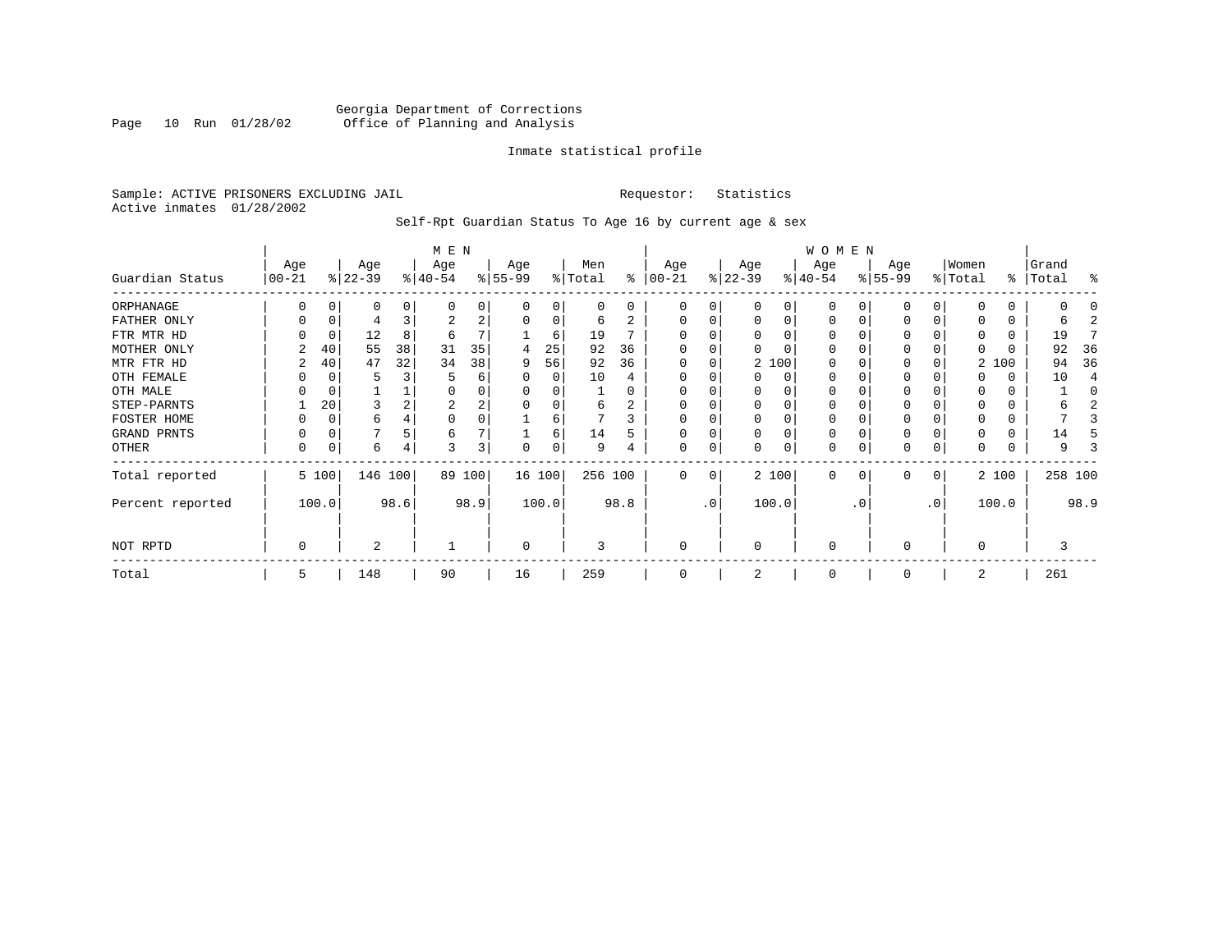Georgia Department of Corrections
Office of Planning and Analysis

Inmate statistical profile

Sample: ACTIVE PRISONERS EXCLUDING JAIL    Requestor: Statistics
Active inmates 01/28/2002

Self-Rpt Guardian Status To Age 16 by current age & sex

| Guardian Status | MEN Age 00-21 | % | Age 22-39 | % | Age 40-54 | % | Age 55-99 | % | Men Total | % | WOMEN Age 00-21 | % | Age 22-39 | % | Age 40-54 | % | Age 55-99 | % | Women Total | % | Grand Total | % |
|---|---|---|---|---|---|---|---|---|---|---|---|---|---|---|---|---|---|---|---|---|---|---|
| ORPHANAGE | 0 | 0 | 0 | 0 | 0 | 0 | 0 | 0 | 0 | 0 | 0 | 0 | 0 | 0 | 0 | 0 | 0 | 0 | 0 | 0 | 0 | 0 |
| FATHER ONLY | 0 | 0 | 4 | 3 | 2 | 2 | 0 | 0 | 6 | 2 | 0 | 0 | 0 | 0 | 0 | 0 | 0 | 0 | 0 | 0 | 6 | 2 |
| FTR MTR HD | 0 | 0 | 12 | 8 | 6 | 7 | 1 | 6 | 19 | 7 | 0 | 0 | 0 | 0 | 0 | 0 | 0 | 0 | 0 | 0 | 19 | 7 |
| MOTHER ONLY | 2 | 40 | 55 | 38 | 31 | 35 | 4 | 25 | 92 | 36 | 0 | 0 | 0 | 0 | 0 | 0 | 0 | 0 | 0 | 0 | 92 | 36 |
| MTR FTR HD | 2 | 40 | 47 | 32 | 34 | 38 | 9 | 56 | 92 | 36 | 0 | 0 | 2 | 100 | 0 | 0 | 0 | 0 | 2 | 100 | 94 | 36 |
| OTH FEMALE | 0 | 0 | 5 | 3 | 5 | 6 | 0 | 0 | 10 | 4 | 0 | 0 | 0 | 0 | 0 | 0 | 0 | 0 | 0 | 0 | 10 | 4 |
| OTH MALE | 0 | 0 | 1 | 1 | 0 | 0 | 0 | 0 | 1 | 0 | 0 | 0 | 0 | 0 | 0 | 0 | 0 | 0 | 0 | 0 | 1 | 0 |
| STEP-PARNTS | 1 | 20 | 3 | 2 | 2 | 2 | 0 | 0 | 6 | 2 | 0 | 0 | 0 | 0 | 0 | 0 | 0 | 0 | 0 | 0 | 6 | 2 |
| FOSTER HOME | 0 | 0 | 6 | 4 | 0 | 0 | 1 | 6 | 7 | 3 | 0 | 0 | 0 | 0 | 0 | 0 | 0 | 0 | 0 | 0 | 7 | 3 |
| GRAND PRNTS | 0 | 0 | 7 | 5 | 6 | 7 | 1 | 6 | 14 | 5 | 0 | 0 | 0 | 0 | 0 | 0 | 0 | 0 | 0 | 0 | 14 | 5 |
| OTHER | 0 | 0 | 6 | 4 | 3 | 3 | 0 | 0 | 9 | 4 | 0 | 0 | 0 | 0 | 0 | 0 | 0 | 0 | 0 | 0 | 9 | 3 |
| Total reported | 5 | 100 | 146 | 100 | 89 | 100 | 16 | 100 | 256 | 100 | 0 | 0 | 2 | 100 | 0 | 0 | 0 | 0 | 2 | 100 | 258 | 100 |
| Percent reported | | 100.0 | | 98.6 | | 98.9 | | 100.0 | | 98.8 | | .0 | | 100.0 | | .0 | | .0 | | 100.0 | | 98.9 |
| NOT RPTD | 0 | | 2 | | 1 | | 0 | | 3 | | 0 | | 0 | | 0 | | 0 | | 0 | | 3 | |
| Total | 5 | | 148 | | 90 | | 16 | | 259 | | 0 | | 2 | | 0 | | 0 | | 2 | | 261 | |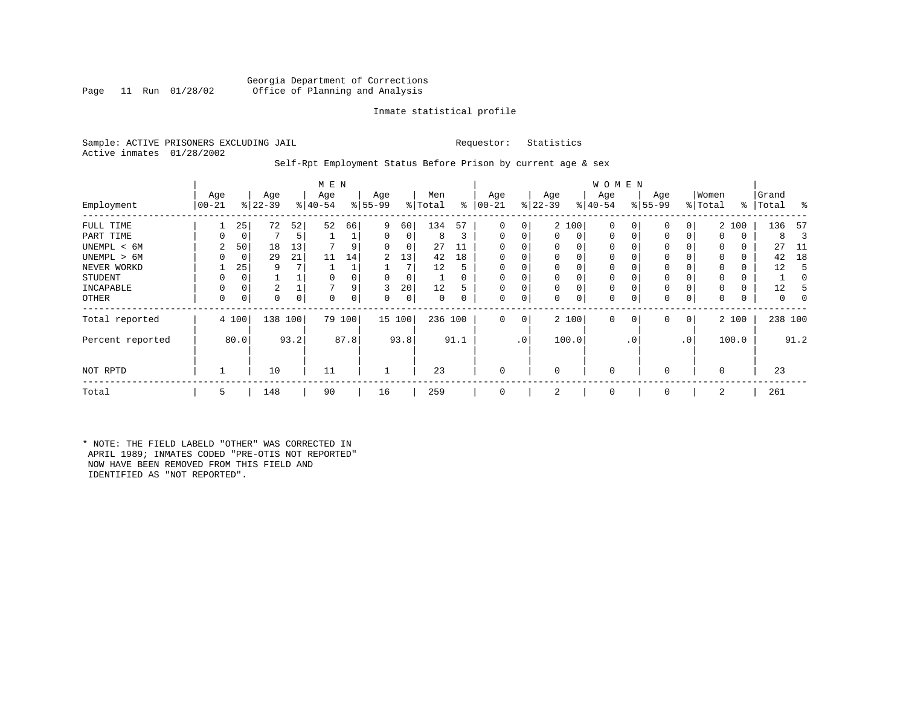Georgia Department of Corrections
Office of Planning and Analysis

Inmate statistical profile

Sample: ACTIVE PRISONERS EXCLUDING JAIL          Requestor: Statistics
Active inmates 01/28/2002

Self-Rpt Employment Status Before Prison by current age & sex

| Employment | MEN Age 00-21 | % | Age 22-39 | % | Age 40-54 | % | Age 55-99 | % | Men Total | % | WOMEN Age 00-21 | % | Age 22-39 | % | Age 40-54 | % | Age 55-99 | % | Women Total | % | Grand Total | % |
|---|---|---|---|---|---|---|---|---|---|---|---|---|---|---|---|---|---|---|---|---|---|---|
| FULL TIME | 1 | 25 | 72 | 52 | 52 | 66 | 9 | 60 | 134 | 57 | 0 | 0 | 2 | 100 | 0 | 0 | 0 | 0 | 2 | 100 | 136 | 57 |
| PART TIME | 0 | 0 | 7 | 5 | 1 | 1 | 0 | 0 | 8 | 3 | 0 | 0 | 0 | 0 | 0 | 0 | 0 | 0 | 0 | 0 | 8 | 3 |
| UNEMPL < 6M | 2 | 50 | 18 | 13 | 7 | 9 | 0 | 0 | 27 | 11 | 0 | 0 | 0 | 0 | 0 | 0 | 0 | 0 | 0 | 0 | 27 | 11 |
| UNEMPL > 6M | 0 | 0 | 29 | 21 | 11 | 14 | 2 | 13 | 42 | 18 | 0 | 0 | 0 | 0 | 0 | 0 | 0 | 0 | 0 | 0 | 42 | 18 |
| NEVER WORKD | 1 | 25 | 9 | 7 | 1 | 1 | 1 | 7 | 12 | 5 | 0 | 0 | 0 | 0 | 0 | 0 | 0 | 0 | 0 | 0 | 12 | 5 |
| STUDENT | 0 | 0 | 1 | 1 | 0 | 0 | 0 | 0 | 1 | 0 | 0 | 0 | 0 | 0 | 0 | 0 | 0 | 0 | 0 | 0 | 1 | 0 |
| INCAPABLE | 0 | 0 | 2 | 1 | 7 | 9 | 3 | 20 | 12 | 5 | 0 | 0 | 0 | 0 | 0 | 0 | 0 | 0 | 0 | 0 | 12 | 5 |
| OTHER | 0 | 0 | 0 | 0 | 0 | 0 | 0 | 0 | 0 | 0 | 0 | 0 | 0 | 0 | 0 | 0 | 0 | 0 | 0 | 0 | 0 | 0 |
| Total reported | 4 | 100 | 138 | 100 | 79 | 100 | 15 | 100 | 236 | 100 | 0 | 0 | 2 | 100 | 0 | 0 | 0 | 0 | 2 | 100 | 238 | 100 |
| Percent reported | | 80.0 | | 93.2 | | 87.8 | | 93.8 | | 91.1 | | .0 | | 100.0 | | .0 | | .0 | | 100.0 | | 91.2 |
| NOT RPTD | 1 | | 10 | | 11 | | 1 | | 23 | | 0 | | 0 | | 0 | | 0 | | 0 | | 23 | |
| Total | 5 | | 148 | | 90 | | 16 | | 259 | | 0 | | 2 | | 0 | | 0 | | 2 | | 261 | |

* NOTE: THE FIELD LABELD "OTHER" WAS CORRECTED IN APRIL 1989; INMATES CODED "PRE-OTIS NOT REPORTED" NOW HAVE BEEN REMOVED FROM THIS FIELD AND IDENTIFIED AS "NOT REPORTED".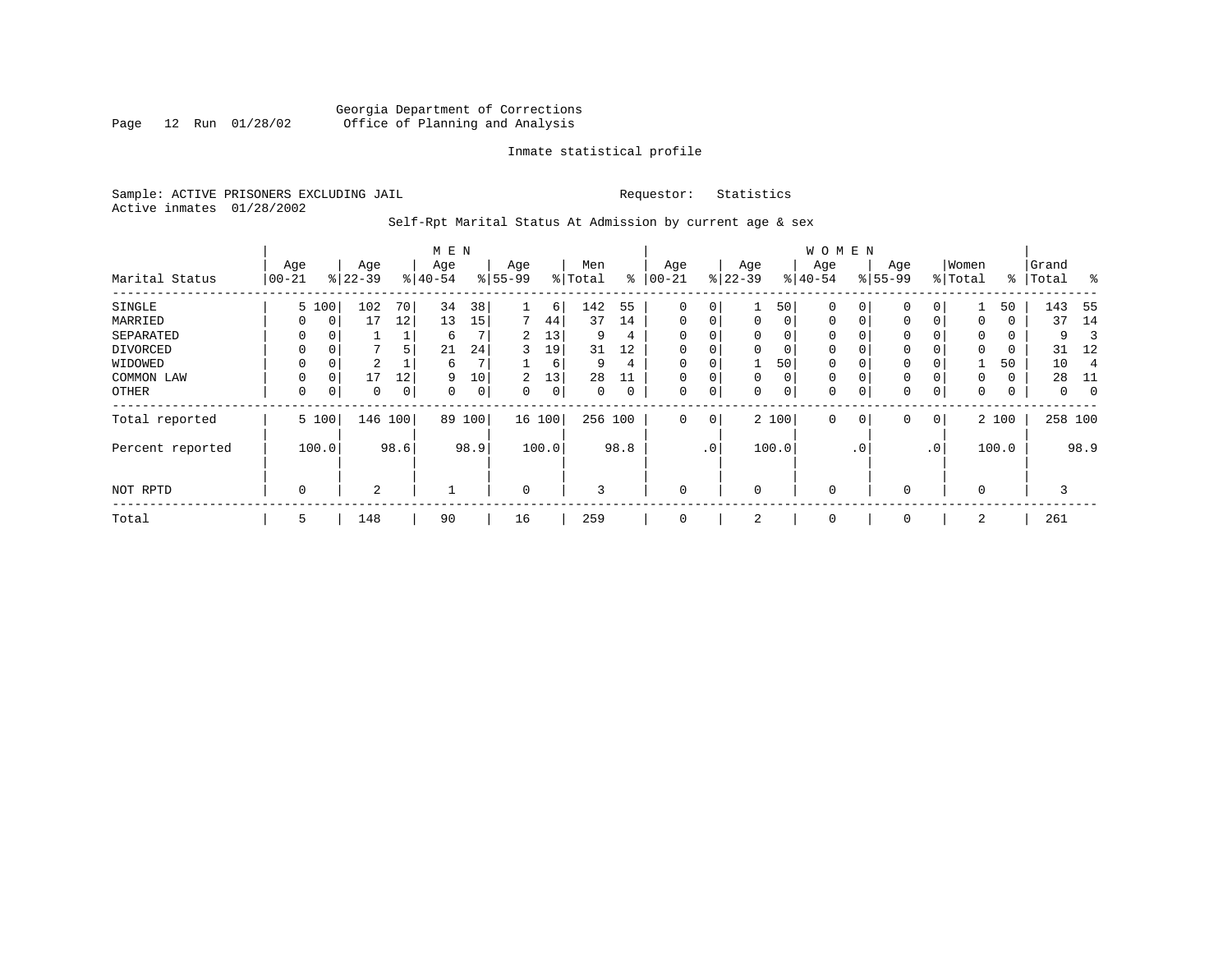Georgia Department of Corrections
Office of Planning and Analysis

Inmate statistical profile

Sample: ACTIVE PRISONERS EXCLUDING JAIL

Requestor: Statistics

Active inmates 01/28/2002

Self-Rpt Marital Status At Admission by current age & sex

| Marital Status | MEN Age 00-21 | % | Age 22-39 | % | Age 40-54 | % | Age 55-99 | % | Men Total | % | WOMEN Age 00-21 | % | Age 22-39 | % | Age 40-54 | % | Age 55-99 | % | Women Total | % | Grand Total | % |
|---|---|---|---|---|---|---|---|---|---|---|---|---|---|---|---|---|---|---|---|---|---|---|
| SINGLE | 5 | 100 | 102 | 70 | 34 | 38 | 1 | 6 | 142 | 55 | 0 | 0 | 1 | 50 | 0 | 0 | 0 | 0 | 1 | 50 | 143 | 55 |
| MARRIED | 0 | 0 | 17 | 12 | 13 | 15 | 7 | 44 | 37 | 14 | 0 | 0 | 0 | 0 | 0 | 0 | 0 | 0 | 0 | 0 | 37 | 14 |
| SEPARATED | 0 | 0 | 1 | 1 | 6 | 7 | 2 | 13 | 9 | 4 | 0 | 0 | 0 | 0 | 0 | 0 | 0 | 0 | 0 | 0 | 9 | 3 |
| DIVORCED | 0 | 0 | 7 | 5 | 21 | 24 | 3 | 19 | 31 | 12 | 0 | 0 | 0 | 0 | 0 | 0 | 0 | 0 | 0 | 0 | 31 | 12 |
| WIDOWED | 0 | 0 | 2 | 1 | 6 | 7 | 1 | 6 | 9 | 4 | 0 | 0 | 1 | 50 | 0 | 0 | 0 | 0 | 1 | 50 | 10 | 4 |
| COMMON LAW | 0 | 0 | 17 | 12 | 9 | 10 | 2 | 13 | 28 | 11 | 0 | 0 | 0 | 0 | 0 | 0 | 0 | 0 | 0 | 0 | 28 | 11 |
| OTHER | 0 | 0 | 0 | 0 | 0 | 0 | 0 | 0 | 0 | 0 | 0 | 0 | 0 | 0 | 0 | 0 | 0 | 0 | 0 | 0 | 0 | 0 |
| Total reported | 5 | 100 | 146 | 100 | 89 | 100 | 16 | 100 | 256 | 100 | 0 | 0 | 2 | 100 | 0 | 0 | 0 | 0 | 2 | 100 | 258 | 100 |
| Percent reported | | 100.0 | | 98.6 | | 98.9 | | 100.0 | | 98.8 | | .0 | | 100.0 | | .0 | | .0 | | 100.0 | | 98.9 |
| NOT RPTD | 0 | | 2 | | 1 | | 0 | | 3 | | 0 | | 0 | | 0 | | 0 | | 0 | | 3 | |
| Total | 5 | | 148 | | 90 | | 16 | | 259 | | 0 | | 2 | | 0 | | 0 | | 2 | | 261 | |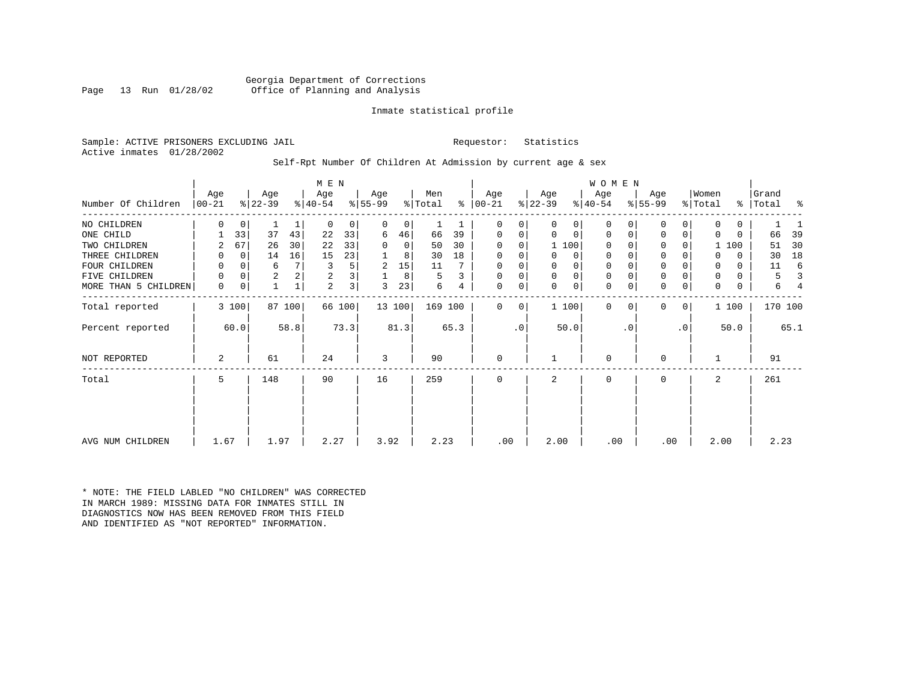Georgia Department of Corrections
Office of Planning and Analysis

Inmate statistical profile

Sample: ACTIVE PRISONERS EXCLUDING JAIL

Requestor: Statistics

Active inmates 01/28/2002

Self-Rpt Number Of Children At Admission by current age & sex

| Number Of Children | MEN Age 00-21 | % | Age 22-39 | % | Age 40-54 | % | Age 55-99 | % | Men Total | % | WOMEN Age 00-21 | % | Age 22-39 | % | Age 40-54 | % | Age 55-99 | % | Women Total | % | Grand Total | % |
|---|---|---|---|---|---|---|---|---|---|---|---|---|---|---|---|---|---|---|---|---|---|---|
| NO CHILDREN | 0 | 0 | 1 | 1 | 0 | 0 | 0 | 0 | 1 | 1 | 0 | 0 | 0 | 0 | 0 | 0 | 0 | 0 | 0 | 0 | 1 | 1 |
| ONE CHILD | 1 | 33 | 37 | 43 | 22 | 33 | 6 | 46 | 66 | 39 | 0 | 0 | 0 | 0 | 0 | 0 | 0 | 0 | 0 | 0 | 66 | 39 |
| TWO CHILDREN | 2 | 67 | 26 | 30 | 22 | 33 | 0 | 0 | 50 | 30 | 0 | 0 | 1 | 100 | 0 | 0 | 0 | 0 | 1 | 100 | 51 | 30 |
| THREE CHILDREN | 0 | 0 | 14 | 16 | 15 | 23 | 1 | 8 | 30 | 18 | 0 | 0 | 0 | 0 | 0 | 0 | 0 | 0 | 0 | 0 | 30 | 18 |
| FOUR CHILDREN | 0 | 0 | 6 | 7 | 3 | 5 | 2 | 15 | 11 | 7 | 0 | 0 | 0 | 0 | 0 | 0 | 0 | 0 | 0 | 0 | 11 | 6 |
| FIVE CHILDREN | 0 | 0 | 2 | 2 | 2 | 3 | 1 | 8 | 5 | 3 | 0 | 0 | 0 | 0 | 0 | 0 | 0 | 0 | 0 | 0 | 5 | 3 |
| MORE THAN 5 CHILDREN | 0 | 0 | 1 | 1 | 2 | 3 | 3 | 23 | 6 | 4 | 0 | 0 | 0 | 0 | 0 | 0 | 0 | 0 | 0 | 0 | 6 | 4 |
| Total reported | 3 | 100 | 87 | 100 | 66 | 100 | 13 | 100 | 169 | 100 | 0 | 0 | 1 | 100 | 0 | 0 | 0 | 0 | 1 | 100 | 170 | 100 |
| Percent reported | | 60.0 | | 58.8 | | 73.3 | | 81.3 | | 65.3 | | .0 | | 50.0 | | .0 | | .0 | | 50.0 | | 65.1 |
| NOT REPORTED | 2 | | 61 | | 24 | | 3 | | 90 | | 0 | | 1 | | 0 | | 0 | | 1 | | 91 | |
| Total | 5 | | 148 | | 90 | | 16 | | 259 | | 0 | | 2 | | 0 | | 0 | | 2 | | 261 | |
| AVG NUM CHILDREN | 1.67 | | 1.97 | | 2.27 | | 3.92 | | 2.23 | | .00 | | 2.00 | | .00 | | .00 | | 2.00 | | 2.23 | |

* NOTE: THE FIELD LABLED "NO CHILDREN" WAS CORRECTED IN MARCH 1989: MISSING DATA FOR INMATES STILL IN DIAGNOSTICS NOW HAS BEEN REMOVED FROM THIS FIELD AND IDENTIFIED AS "NOT REPORTED" INFORMATION.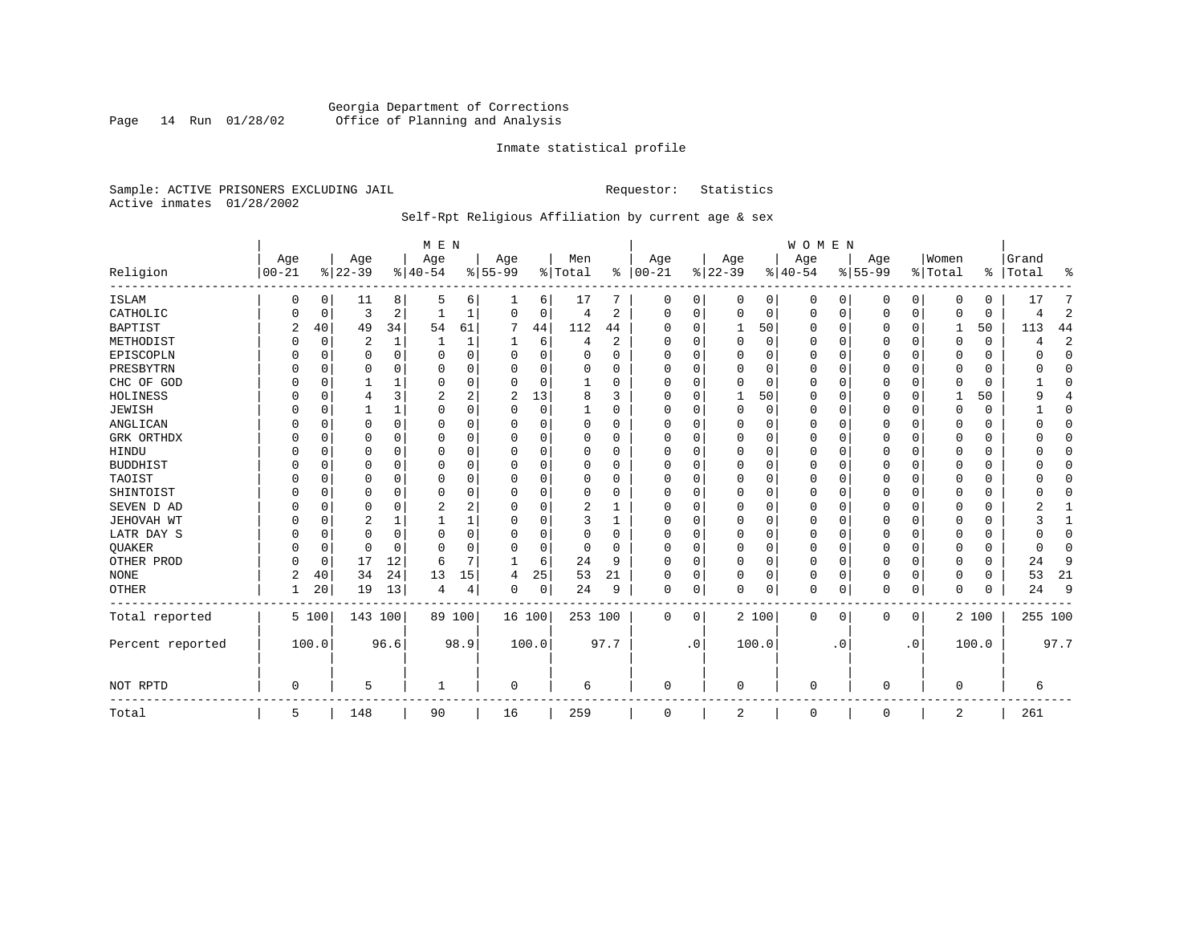Georgia Department of Corrections
Office of Planning and Analysis

Inmate statistical profile

Sample: ACTIVE PRISONERS EXCLUDING JAIL    Requestor: Statistics
Active inmates 01/28/2002

Self-Rpt Religious Affiliation by current age & sex

| Religion | MEN Age 00-21 | % | Age 22-39 | % | Age 40-54 | % | Age 55-99 | % | Men Total | % | WOMEN Age 00-21 | % | Age 22-39 | % | Age 40-54 | % | Age 55-99 | % | Women Total | % | Grand Total | % |
|---|---|---|---|---|---|---|---|---|---|---|---|---|---|---|---|---|---|---|---|---|---|---|
| ISLAM | 0 | 0 | 11 | 8 | 5 | 6 | 1 | 6 | 17 | 7 | 0 | 0 | 0 | 0 | 0 | 0 | 0 | 0 | 0 | 0 | 17 | 7 |
| CATHOLIC | 0 | 0 | 3 | 2 | 1 | 1 | 0 | 0 | 4 | 2 | 0 | 0 | 0 | 0 | 0 | 0 | 0 | 0 | 0 | 0 | 4 | 2 |
| BAPTIST | 2 | 40 | 49 | 34 | 54 | 61 | 7 | 44 | 112 | 44 | 0 | 0 | 1 | 50 | 0 | 0 | 0 | 0 | 1 | 50 | 113 | 44 |
| METHODIST | 0 | 0 | 2 | 1 | 1 | 1 | 1 | 6 | 4 | 2 | 0 | 0 | 0 | 0 | 0 | 0 | 0 | 0 | 0 | 0 | 4 | 2 |
| EPISCOPLN | 0 | 0 | 0 | 0 | 0 | 0 | 0 | 0 | 0 | 0 | 0 | 0 | 0 | 0 | 0 | 0 | 0 | 0 | 0 | 0 | 0 | 0 |
| PRESBYTRN | 0 | 0 | 0 | 0 | 0 | 0 | 0 | 0 | 0 | 0 | 0 | 0 | 0 | 0 | 0 | 0 | 0 | 0 | 0 | 0 | 0 | 0 |
| CHC OF GOD | 0 | 0 | 1 | 1 | 0 | 0 | 0 | 0 | 1 | 0 | 0 | 0 | 0 | 0 | 0 | 0 | 0 | 0 | 0 | 0 | 1 | 0 |
| HOLINESS | 0 | 0 | 4 | 3 | 2 | 2 | 2 | 13 | 8 | 3 | 0 | 0 | 1 | 50 | 0 | 0 | 0 | 0 | 1 | 50 | 9 | 4 |
| JEWISH | 0 | 0 | 1 | 1 | 0 | 0 | 0 | 0 | 1 | 0 | 0 | 0 | 0 | 0 | 0 | 0 | 0 | 0 | 0 | 0 | 1 | 0 |
| ANGLICAN | 0 | 0 | 0 | 0 | 0 | 0 | 0 | 0 | 0 | 0 | 0 | 0 | 0 | 0 | 0 | 0 | 0 | 0 | 0 | 0 | 0 | 0 |
| GRK ORTHDX | 0 | 0 | 0 | 0 | 0 | 0 | 0 | 0 | 0 | 0 | 0 | 0 | 0 | 0 | 0 | 0 | 0 | 0 | 0 | 0 | 0 | 0 |
| HINDU | 0 | 0 | 0 | 0 | 0 | 0 | 0 | 0 | 0 | 0 | 0 | 0 | 0 | 0 | 0 | 0 | 0 | 0 | 0 | 0 | 0 | 0 |
| BUDDHIST | 0 | 0 | 0 | 0 | 0 | 0 | 0 | 0 | 0 | 0 | 0 | 0 | 0 | 0 | 0 | 0 | 0 | 0 | 0 | 0 | 0 | 0 |
| TAOIST | 0 | 0 | 0 | 0 | 0 | 0 | 0 | 0 | 0 | 0 | 0 | 0 | 0 | 0 | 0 | 0 | 0 | 0 | 0 | 0 | 0 | 0 |
| SHINTOIST | 0 | 0 | 0 | 0 | 0 | 0 | 0 | 0 | 0 | 0 | 0 | 0 | 0 | 0 | 0 | 0 | 0 | 0 | 0 | 0 | 0 | 0 |
| SEVEN D AD | 0 | 0 | 0 | 0 | 2 | 2 | 0 | 0 | 2 | 1 | 0 | 0 | 0 | 0 | 0 | 0 | 0 | 0 | 0 | 0 | 2 | 1 |
| JEHOVAH WT | 0 | 0 | 2 | 1 | 1 | 1 | 0 | 0 | 3 | 1 | 0 | 0 | 0 | 0 | 0 | 0 | 0 | 0 | 0 | 0 | 3 | 1 |
| LATR DAY S | 0 | 0 | 0 | 0 | 0 | 0 | 0 | 0 | 0 | 0 | 0 | 0 | 0 | 0 | 0 | 0 | 0 | 0 | 0 | 0 | 0 | 0 |
| QUAKER | 0 | 0 | 0 | 0 | 0 | 0 | 0 | 0 | 0 | 0 | 0 | 0 | 0 | 0 | 0 | 0 | 0 | 0 | 0 | 0 | 0 | 0 |
| OTHER PROD | 0 | 0 | 17 | 12 | 6 | 7 | 1 | 6 | 24 | 9 | 0 | 0 | 0 | 0 | 0 | 0 | 0 | 0 | 0 | 0 | 24 | 9 |
| NONE | 2 | 40 | 34 | 24 | 13 | 15 | 4 | 25 | 53 | 21 | 0 | 0 | 0 | 0 | 0 | 0 | 0 | 0 | 0 | 0 | 53 | 21 |
| OTHER | 1 | 20 | 19 | 13 | 4 | 4 | 0 | 0 | 24 | 9 | 0 | 0 | 0 | 0 | 0 | 0 | 0 | 0 | 0 | 0 | 24 | 9 |
| Total reported | 5 | 100 | 143 | 100 | 89 | 100 | 16 | 100 | 253 | 100 | 0 | 0 | 2 | 100 | 0 | 0 | 0 | 0 | 2 | 100 | 255 | 100 |
| Percent reported | | 100.0 | | 96.6 | | 98.9 | | 100.0 | | 97.7 | | .0 | | 100.0 | | .0 | | .0 | | 100.0 | | 97.7 |
| NOT RPTD | 0 | | 5 | | 1 | | 0 | | 6 | | 0 | | 0 | | 0 | | 0 | | 0 | | 6 | |
| Total | 5 | | 148 | | 90 | | 16 | | 259 | | 0 | | 2 | | 0 | | 0 | | 2 | | 261 | |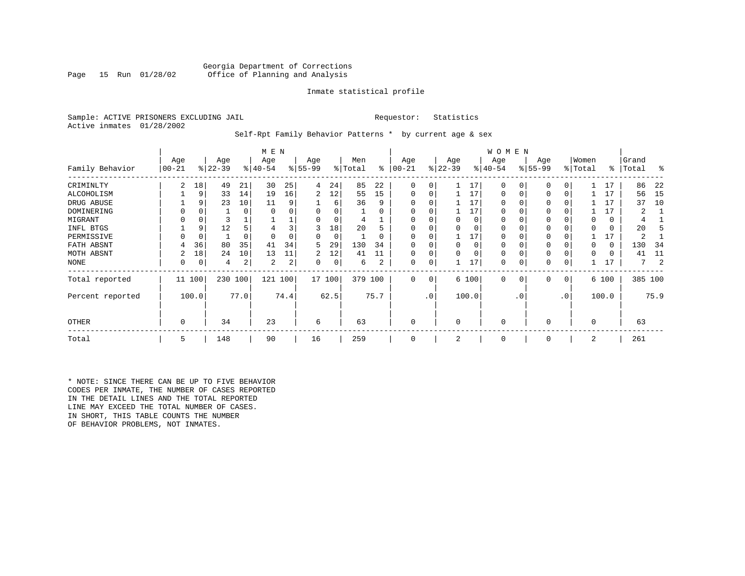Georgia Department of Corrections
Office of Planning and Analysis

Inmate statistical profile

Sample: ACTIVE PRISONERS EXCLUDING JAIL　　　　Requestor: Statistics
Active inmates 01/28/2002

Self-Rpt Family Behavior Patterns * by current age & sex

| Family Behavior | MEN Age 00-21 | % | Age 22-39 | % | Age 40-54 | % | Age 55-99 | % | Men Total | % | WOMEN Age 00-21 | % | Age 22-39 | % | Age 40-54 | % | Age 55-99 | % | Women Total | % | Grand Total | % |
|---|---|---|---|---|---|---|---|---|---|---|---|---|---|---|---|---|---|---|---|---|---|---|
| CRIMINLTY | 2 | 18 | 49 | 21 | 30 | 25 | 4 | 24 | 85 | 22 | 0 | 0 | 1 | 17 | 0 | 0 | 0 | 0 | 1 | 17 | 86 | 22 |
| ALCOHOLISM | 1 | 9 | 33 | 14 | 19 | 16 | 2 | 12 | 55 | 15 | 0 | 0 | 1 | 17 | 0 | 0 | 0 | 0 | 1 | 17 | 56 | 15 |
| DRUG ABUSE | 1 | 9 | 23 | 10 | 11 | 9 | 1 | 6 | 36 | 9 | 0 | 0 | 1 | 17 | 0 | 0 | 0 | 0 | 1 | 17 | 37 | 10 |
| DOMINERING | 0 | 0 | 1 | 0 | 0 | 0 | 0 | 0 | 1 | 0 | 0 | 0 | 1 | 17 | 0 | 0 | 0 | 0 | 1 | 17 | 2 | 1 |
| MIGRANT | 0 | 0 | 3 | 1 | 1 | 1 | 0 | 0 | 4 | 1 | 0 | 0 | 0 | 0 | 0 | 0 | 0 | 0 | 0 | 0 | 4 | 1 |
| INFL BTGS | 1 | 9 | 12 | 5 | 4 | 3 | 3 | 18 | 20 | 5 | 0 | 0 | 0 | 0 | 0 | 0 | 0 | 0 | 0 | 0 | 20 | 5 |
| PERMISSIVE | 0 | 0 | 1 | 0 | 0 | 0 | 0 | 0 | 1 | 0 | 0 | 0 | 1 | 17 | 0 | 0 | 0 | 0 | 1 | 17 | 2 | 1 |
| FATH ABSNT | 4 | 36 | 80 | 35 | 41 | 34 | 5 | 29 | 130 | 34 | 0 | 0 | 0 | 0 | 0 | 0 | 0 | 0 | 0 | 0 | 130 | 34 |
| MOTH ABSNT | 2 | 18 | 24 | 10 | 13 | 11 | 2 | 12 | 41 | 11 | 0 | 0 | 0 | 0 | 0 | 0 | 0 | 0 | 0 | 0 | 41 | 11 |
| NONE | 0 | 0 | 4 | 2 | 2 | 2 | 0 | 0 | 6 | 2 | 0 | 0 | 1 | 17 | 0 | 0 | 0 | 0 | 1 | 17 | 7 | 2 |
| Total reported | 11 | 100 | 230 | 100 | 121 | 100 | 17 | 100 | 379 | 100 | 0 | 0 | 6 | 100 | 0 | 0 | 0 | 0 | 6 | 100 | 385 | 100 |
| Percent reported | | 100.0 | | 77.0 | | 74.4 | | 62.5 | | 75.7 | | .0 | | 100.0 | | .0 | | .0 | | 100.0 | | 75.9 |
| OTHER | 0 | | 34 | | 23 | | 6 | | 63 | | 0 | | 0 | | 0 | | 0 | | 0 | | 63 | |
| Total | 5 | | 148 | | 90 | | 16 | | 259 | | 0 | | 2 | | 0 | | 0 | | 2 | | 261 | |

* NOTE: SINCE THERE CAN BE UP TO FIVE BEHAVIOR CODES PER INMATE, THE NUMBER OF CASES REPORTED IN THE DETAIL LINES AND THE TOTAL REPORTED LINE MAY EXCEED THE TOTAL NUMBER OF CASES. IN SHORT, THIS TABLE COUNTS THE NUMBER OF BEHAVIOR PROBLEMS, NOT INMATES.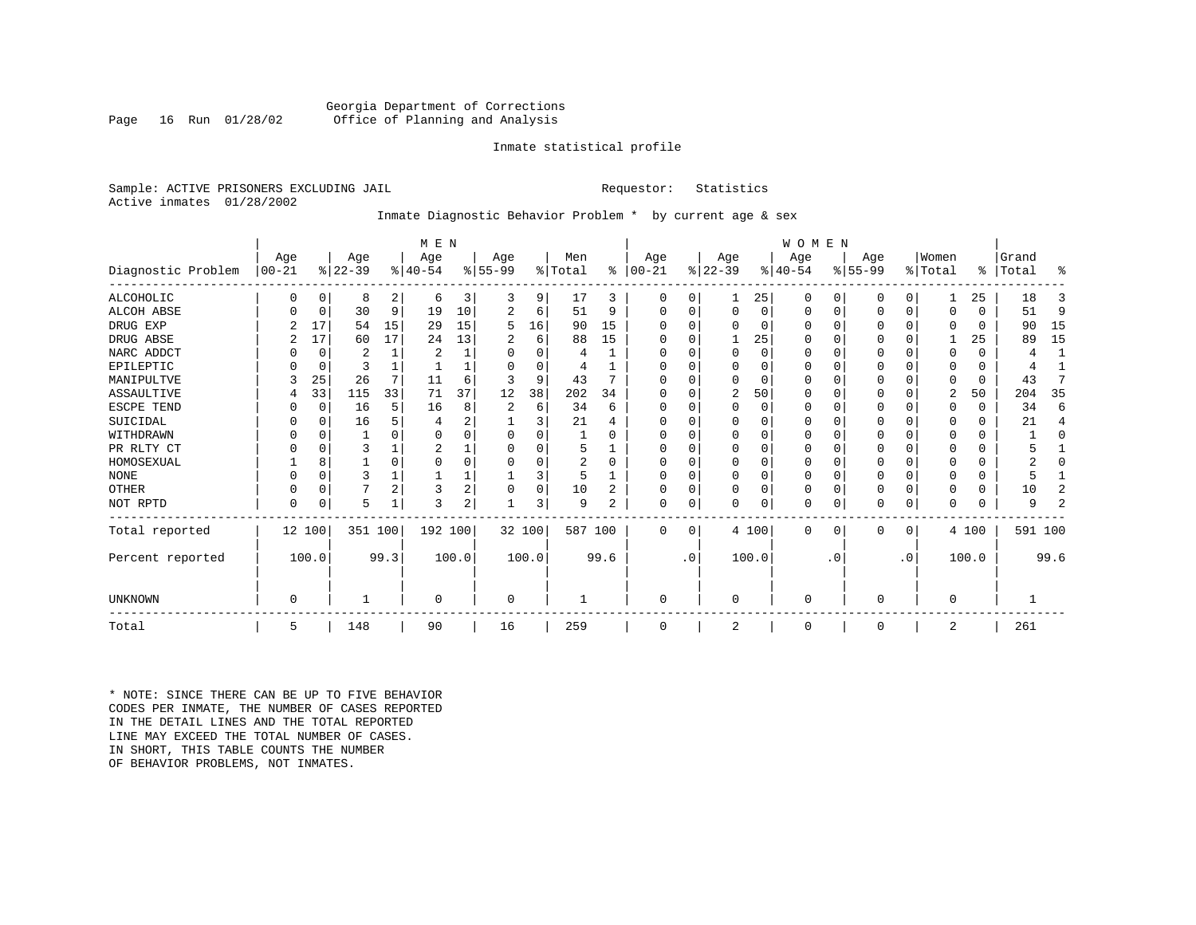Georgia Department of Corrections
Office of Planning and Analysis

Inmate statistical profile

Sample: ACTIVE PRISONERS EXCLUDING JAIL                    Requestor: Statistics
Active inmates 01/28/2002

Inmate Diagnostic Behavior Problem * by current age & sex

| Diagnostic Problem | MEN Age 00-21 | % | Age 22-39 | % | Age 40-54 | % | Age 55-99 | % | Men Total | % | WOMEN Age 00-21 | % | Age 22-39 | % | Age 40-54 | % | Age 55-99 | % | Women Total | % | Grand Total | % |
|---|---|---|---|---|---|---|---|---|---|---|---|---|---|---|---|---|---|---|---|---|---|---|
| ALCOHOLIC | 0 | 0 | 8 | 2 | 6 | 3 | 3 | 9 | 17 | 3 | 0 | 0 | 1 | 25 | 0 | 0 | 0 | 0 | 1 | 25 | 18 | 3 |
| ALCOH ABSE | 0 | 0 | 30 | 9 | 19 | 10 | 2 | 6 | 51 | 9 | 0 | 0 | 0 | 0 | 0 | 0 | 0 | 0 | 0 | 0 | 51 | 9 |
| DRUG EXP | 2 | 17 | 54 | 15 | 29 | 15 | 5 | 16 | 90 | 15 | 0 | 0 | 0 | 0 | 0 | 0 | 0 | 0 | 0 | 0 | 90 | 15 |
| DRUG ABSE | 2 | 17 | 60 | 17 | 24 | 13 | 2 | 6 | 88 | 15 | 0 | 0 | 1 | 25 | 0 | 0 | 0 | 0 | 1 | 25 | 89 | 15 |
| NARC ADDCT | 0 | 0 | 2 | 1 | 2 | 1 | 0 | 0 | 4 | 1 | 0 | 0 | 0 | 0 | 0 | 0 | 0 | 0 | 0 | 0 | 4 | 1 |
| EPILEPTIC | 0 | 0 | 3 | 1 | 1 | 1 | 0 | 0 | 4 | 1 | 0 | 0 | 0 | 0 | 0 | 0 | 0 | 0 | 0 | 0 | 4 | 1 |
| MANIPULTVE | 3 | 25 | 26 | 7 | 11 | 6 | 3 | 9 | 43 | 7 | 0 | 0 | 0 | 0 | 0 | 0 | 0 | 0 | 0 | 0 | 43 | 7 |
| ASSAULTIVE | 4 | 33 | 115 | 33 | 71 | 37 | 12 | 38 | 202 | 34 | 0 | 0 | 2 | 50 | 0 | 0 | 0 | 0 | 2 | 50 | 204 | 35 |
| ESCPE TEND | 0 | 0 | 16 | 5 | 16 | 8 | 2 | 6 | 34 | 6 | 0 | 0 | 0 | 0 | 0 | 0 | 0 | 0 | 0 | 0 | 34 | 6 |
| SUICIDAL | 0 | 0 | 16 | 5 | 4 | 2 | 1 | 3 | 21 | 4 | 0 | 0 | 0 | 0 | 0 | 0 | 0 | 0 | 0 | 0 | 21 | 4 |
| WITHDRAWN | 0 | 0 | 1 | 0 | 0 | 0 | 0 | 0 | 1 | 0 | 0 | 0 | 0 | 0 | 0 | 0 | 0 | 0 | 0 | 0 | 1 | 0 |
| PR RLTY CT | 0 | 0 | 3 | 1 | 2 | 1 | 0 | 0 | 5 | 1 | 0 | 0 | 0 | 0 | 0 | 0 | 0 | 0 | 0 | 0 | 5 | 1 |
| HOMOSEXUAL | 1 | 8 | 1 | 0 | 0 | 0 | 0 | 0 | 2 | 0 | 0 | 0 | 0 | 0 | 0 | 0 | 0 | 0 | 0 | 0 | 2 | 0 |
| NONE | 0 | 0 | 3 | 1 | 1 | 1 | 1 | 3 | 5 | 1 | 0 | 0 | 0 | 0 | 0 | 0 | 0 | 0 | 0 | 0 | 5 | 1 |
| OTHER | 0 | 0 | 7 | 2 | 3 | 2 | 0 | 0 | 10 | 2 | 0 | 0 | 0 | 0 | 0 | 0 | 0 | 0 | 0 | 0 | 10 | 2 |
| NOT RPTD | 0 | 0 | 5 | 1 | 3 | 2 | 1 | 3 | 9 | 2 | 0 | 0 | 0 | 0 | 0 | 0 | 0 | 0 | 0 | 0 | 9 | 2 |
| Total reported | 12 | 100 | 351 | 100 | 192 | 100 | 32 | 100 | 587 | 100 | 0 | 0 | 4 | 100 | 0 | 0 | 0 | 0 | 4 | 100 | 591 | 100 |
| Percent reported | | 100.0 | | 99.3 | | 100.0 | | 100.0 | | 99.6 | | .0 | | 100.0 | | .0 | | .0 | | 100.0 | | 99.6 |
| UNKNOWN | 0 | | 1 | | 0 | | 0 | | 1 | | 0 | | 0 | | 0 | | 0 | | 0 | | 1 | |
| Total | 5 | | 148 | | 90 | | 16 | | 259 | | 0 | | 2 | | 0 | | 0 | | 2 | | 261 | |

\* NOTE: SINCE THERE CAN BE UP TO FIVE BEHAVIOR
CODES PER INMATE, THE NUMBER OF CASES REPORTED
IN THE DETAIL LINES AND THE TOTAL REPORTED
LINE MAY EXCEED THE TOTAL NUMBER OF CASES.
IN SHORT, THIS TABLE COUNTS THE NUMBER
OF BEHAVIOR PROBLEMS, NOT INMATES.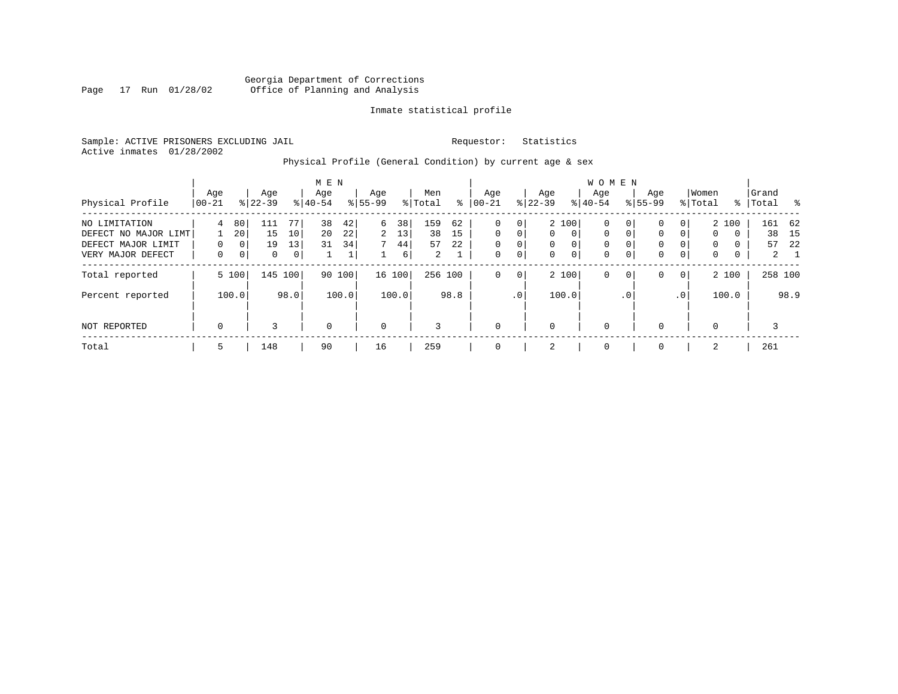Georgia Department of Corrections
Office of Planning and Analysis

Inmate statistical profile

Sample: ACTIVE PRISONERS EXCLUDING JAIL    Requestor: Statistics
Active inmates 01/28/2002

Physical Profile (General Condition) by current age & sex

| Physical Profile | MEN Age 00-21 | % | Age 22-39 | % | Age 40-54 | % | Age 55-99 | % | Men Total | % | WOMEN Age 00-21 | % | Age 22-39 | % | Age 40-54 | % | Age 55-99 | % | Women Total | % | Grand Total | % |
|---|---|---|---|---|---|---|---|---|---|---|---|---|---|---|---|---|---|---|---|---|---|---|
| NO LIMITATION | 4 | 80 | 111 | 77 | 38 | 42 | 6 | 38 | 159 | 62 | 0 | 0 | 2 | 100 | 0 | 0 | 0 | 0 | 2 | 100 | 161 | 62 |
| DEFECT NO MAJOR LIMT | 1 | 20 | 15 | 10 | 20 | 22 | 2 | 13 | 38 | 15 | 0 | 0 | 0 | 0 | 0 | 0 | 0 | 0 | 0 | 0 | 38 | 15 |
| DEFECT MAJOR LIMIT | 0 | 0 | 19 | 13 | 31 | 34 | 7 | 44 | 57 | 22 | 0 | 0 | 0 | 0 | 0 | 0 | 0 | 0 | 0 | 0 | 57 | 22 |
| VERY MAJOR DEFECT | 0 | 0 | 0 | 0 | 1 | 1 | 1 | 6 | 2 | 1 | 0 | 0 | 0 | 0 | 0 | 0 | 0 | 0 | 0 | 0 | 2 | 1 |
| Total reported | 5 | 100 | 145 | 100 | 90 | 100 | 16 | 100 | 256 | 100 | 0 | 0 | 2 | 100 | 0 | 0 | 0 | 0 | 2 | 100 | 258 | 100 |
| Percent reported | | 100.0 | | 98.0 | | 100.0 | | 100.0 | | 98.8 | | .0 | | 100.0 | | .0 | | .0 | | 100.0 | | 98.9 |
| NOT REPORTED | 0 | | 3 | | 0 | | 0 | | 3 | | 0 | | 0 | | 0 | | 0 | | 0 | | 3 | |
| Total | 5 | | 148 | | 90 | | 16 | | 259 | | 0 | | 2 | | 0 | | 0 | | 2 | | 261 | |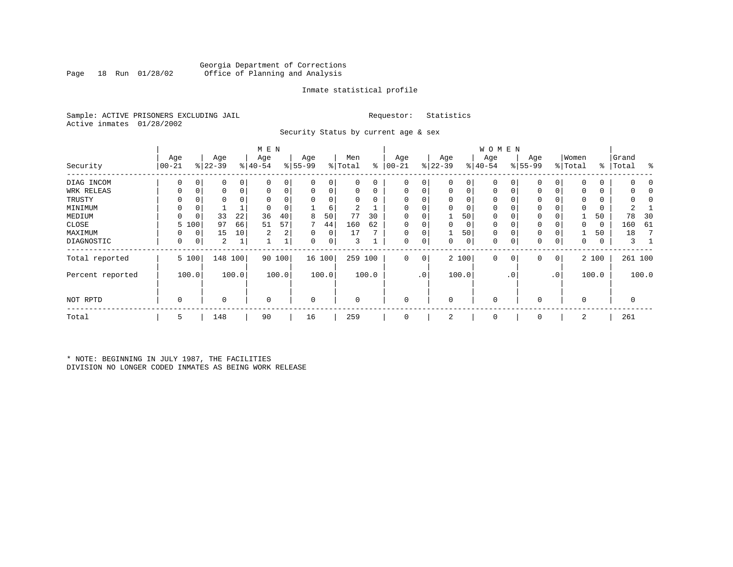Georgia Department of Corrections
Office of Planning and Analysis

Inmate statistical profile

Sample: ACTIVE PRISONERS EXCLUDING JAIL

Requestor: Statistics

Active inmates 01/28/2002

Security Status by current age & sex

| Security | MEN Age 00-21 | % | Age 22-39 | % | Age 40-54 | % | Age 55-99 | % | Men Total | % | WOMEN Age 00-21 | % | Age 22-39 | % | Age 40-54 | % | Age 55-99 | % | Women Total | % | Grand Total | % |
|---|---|---|---|---|---|---|---|---|---|---|---|---|---|---|---|---|---|---|---|---|---|---|
| DIAG INCOM | 0 | 0 | 0 | 0 | 0 | 0 | 0 | 0 | 0 | 0 | 0 | 0 | 0 | 0 | 0 | 0 | 0 | 0 | 0 | 0 | 0 | 0 |
| WRK RELEAS | 0 | 0 | 0 | 0 | 0 | 0 | 0 | 0 | 0 | 0 | 0 | 0 | 0 | 0 | 0 | 0 | 0 | 0 | 0 | 0 | 0 | 0 |
| TRUSTY | 0 | 0 | 0 | 0 | 0 | 0 | 0 | 0 | 0 | 0 | 0 | 0 | 0 | 0 | 0 | 0 | 0 | 0 | 0 | 0 | 0 | 0 |
| MINIMUM | 0 | 0 | 1 | 1 | 0 | 0 | 1 | 6 | 2 | 1 | 0 | 0 | 0 | 0 | 0 | 0 | 0 | 0 | 0 | 0 | 2 | 1 |
| MEDIUM | 0 | 0 | 33 | 22 | 36 | 40 | 8 | 50 | 77 | 30 | 0 | 0 | 1 | 50 | 0 | 0 | 0 | 0 | 1 | 50 | 78 | 30 |
| CLOSE | 5 | 100 | 97 | 66 | 51 | 57 | 7 | 44 | 160 | 62 | 0 | 0 | 0 | 0 | 0 | 0 | 0 | 0 | 0 | 0 | 160 | 61 |
| MAXIMUM | 0 | 0 | 15 | 10 | 2 | 2 | 0 | 0 | 17 | 7 | 0 | 0 | 1 | 50 | 0 | 0 | 0 | 0 | 1 | 50 | 18 | 7 |
| DIAGNOSTIC | 0 | 0 | 2 | 1 | 1 | 1 | 0 | 0 | 3 | 1 | 0 | 0 | 0 | 0 | 0 | 0 | 0 | 0 | 0 | 0 | 3 | 1 |
| Total reported | 5 | 100 | 148 | 100 | 90 | 100 | 16 | 100 | 259 | 100 | 0 | 0 | 2 | 100 | 0 | 0 | 0 | 0 | 2 | 100 | 261 | 100 |
| Percent reported | | 100.0 | | 100.0 | | 100.0 | | 100.0 | | 100.0 | | .0 | | 100.0 | | .0 | | .0 | | 100.0 | | 100.0 |
| NOT RPTD | 0 | | 0 | | 0 | | 0 | | 0 | | 0 | | 0 | | 0 | | 0 | | 0 | | 0 | |
| Total | 5 | | 148 | | 90 | | 16 | | 259 | | 0 | | 2 | | 0 | | 0 | | 2 | | 261 | |

* NOTE: BEGINNING IN JULY 1987, THE FACILITIES DIVISION NO LONGER CODED INMATES AS BEING WORK RELEASE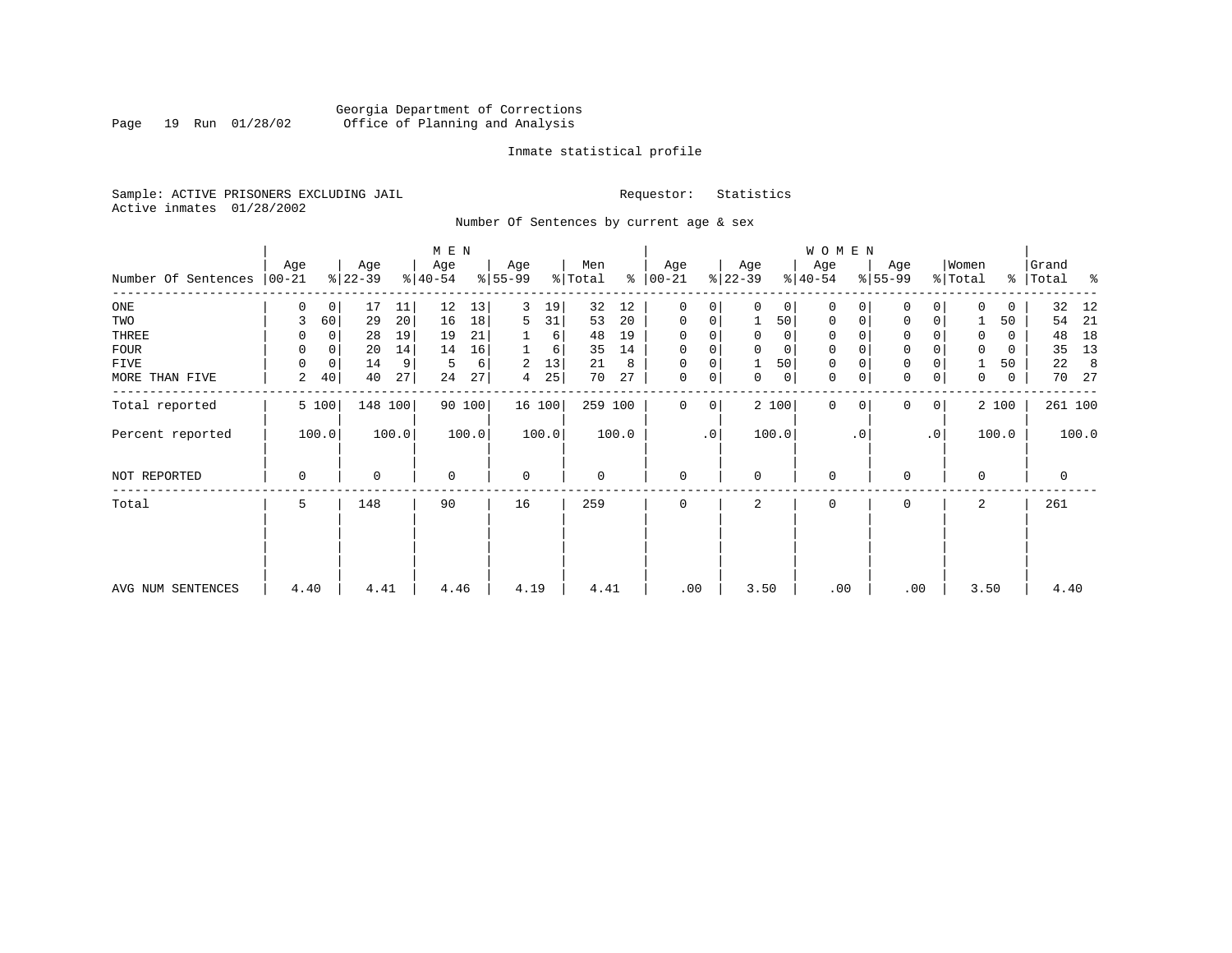Georgia Department of Corrections
Office of Planning and Analysis

Inmate statistical profile

Sample: ACTIVE PRISONERS EXCLUDING JAIL

Requestor: Statistics

Active inmates 01/28/2002

Number Of Sentences by current age & sex

| Number Of Sentences | MEN Age 00-21 | % | Age 22-39 | % | Age 40-54 | % | Age 55-99 | % | Men Total | % | WOMEN Age 00-21 | % | Age 22-39 | % | Age 40-54 | % | Age 55-99 | % | Women Total | % | Grand Total | % |
|---|---|---|---|---|---|---|---|---|---|---|---|---|---|---|---|---|---|---|---|---|---|---|
| ONE | 0 | 0 | 17 | 11 | 12 | 13 | 3 | 19 | 32 | 12 | 0 | 0 | 0 | 0 | 0 | 0 | 0 | 0 | 0 | 0 | 32 | 12 |
| TWO | 3 | 60 | 29 | 20 | 16 | 18 | 5 | 31 | 53 | 20 | 0 | 0 | 1 | 50 | 0 | 0 | 0 | 0 | 1 | 50 | 54 | 21 |
| THREE | 0 | 0 | 28 | 19 | 19 | 21 | 1 | 6 | 48 | 19 | 0 | 0 | 0 | 0 | 0 | 0 | 0 | 0 | 0 | 0 | 48 | 18 |
| FOUR | 0 | 0 | 20 | 14 | 14 | 16 | 1 | 6 | 35 | 14 | 0 | 0 | 0 | 0 | 0 | 0 | 0 | 0 | 0 | 0 | 35 | 13 |
| FIVE | 0 | 0 | 14 | 9 | 5 | 6 | 2 | 13 | 21 | 8 | 0 | 0 | 1 | 50 | 0 | 0 | 0 | 0 | 1 | 50 | 22 | 8 |
| MORE THAN FIVE | 2 | 40 | 40 | 27 | 24 | 27 | 4 | 25 | 70 | 27 | 0 | 0 | 0 | 0 | 0 | 0 | 0 | 0 | 0 | 0 | 70 | 27 |
| Total reported | 5 | 100 | 148 | 100 | 90 | 100 | 16 | 100 | 259 | 100 | 0 | 0 | 2 | 100 | 0 | 0 | 0 | 0 | 2 | 100 | 261 | 100 |
| Percent reported | | 100.0 | | 100.0 | | 100.0 | | 100.0 | | 100.0 | | .0 | | 100.0 | | .0 | | .0 | | 100.0 | | 100.0 |
| NOT REPORTED | 0 | | 0 | | 0 | | 0 | | 0 | | 0 | | 0 | | 0 | | 0 | | 0 | | 0 | |
| Total | 5 | | 148 | | 90 | | 16 | | 259 | | 0 | | 2 | | 0 | | 0 | | 2 | | 261 | |
| AVG NUM SENTENCES | 4.40 | | 4.41 | | 4.46 | | 4.19 | | 4.41 | | .00 | | 3.50 | | .00 | | .00 | | 3.50 | | 4.40 | |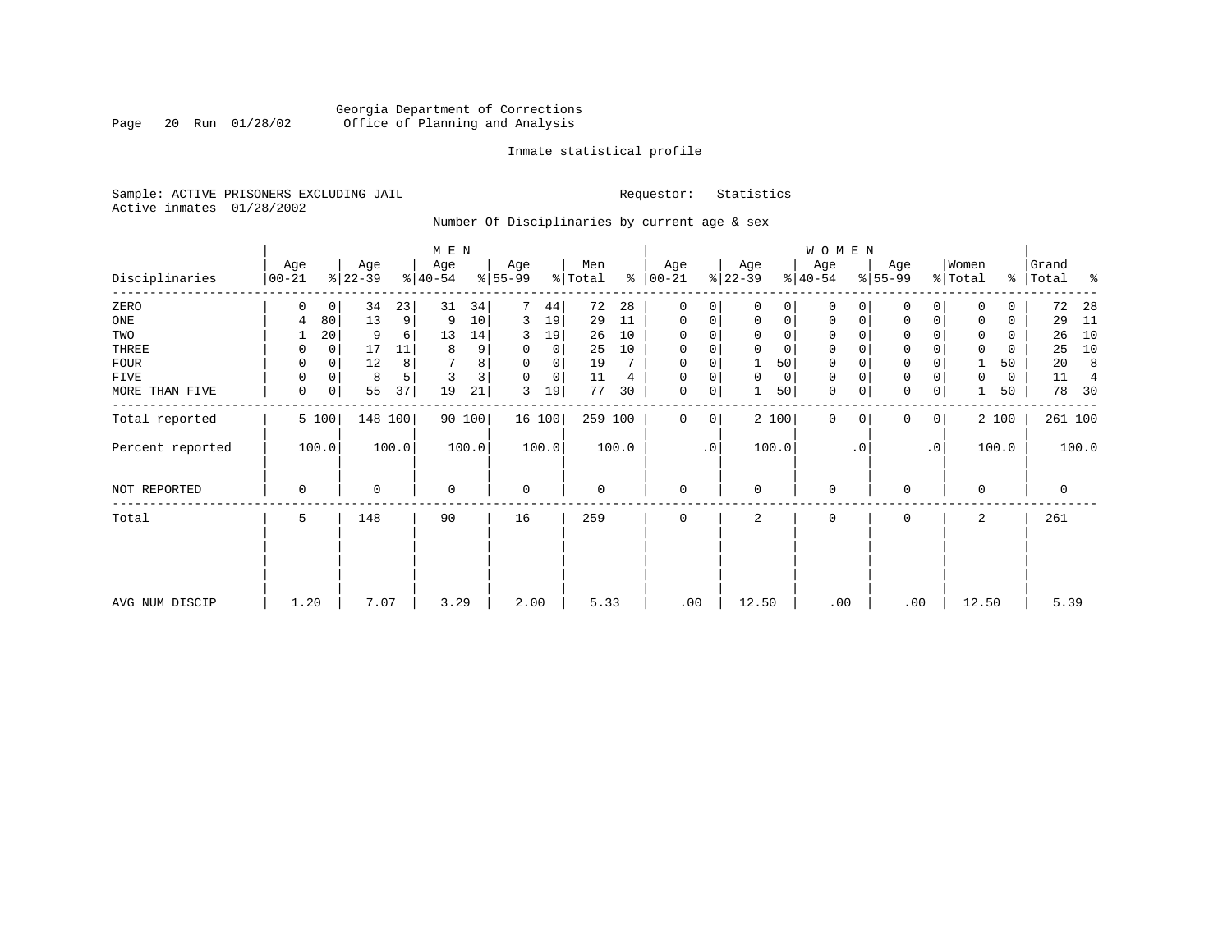Georgia Department of Corrections
Office of Planning and Analysis

Page 20 Run 01/28/02

Inmate statistical profile

Sample: ACTIVE PRISONERS EXCLUDING JAIL

Requestor: Statistics

Active inmates 01/28/2002

Number Of Disciplinaries by current age & sex

| Disciplinaries | MEN Age 00-21 | % | Age 22-39 | % | Age 40-54 | % | Age 55-99 | % | Men Total | % | WOMEN Age 00-21 | % | Age 22-39 | % | Age 40-54 | % | Age 55-99 | % | Women Total | % | Grand Total | % |
|---|---|---|---|---|---|---|---|---|---|---|---|---|---|---|---|---|---|---|---|---|---|---|
| ZERO | 0 | 0 | 34 | 23 | 31 | 34 | 7 | 44 | 72 | 28 | 0 | 0 | 0 | 0 | 0 | 0 | 0 | 0 | 0 | 0 | 72 | 28 |
| ONE | 4 | 80 | 13 | 9 | 9 | 10 | 3 | 19 | 29 | 11 | 0 | 0 | 0 | 0 | 0 | 0 | 0 | 0 | 0 | 0 | 29 | 11 |
| TWO | 1 | 20 | 9 | 6 | 13 | 14 | 3 | 19 | 26 | 10 | 0 | 0 | 0 | 0 | 0 | 0 | 0 | 0 | 0 | 0 | 26 | 10 |
| THREE | 0 | 0 | 17 | 11 | 8 | 9 | 0 | 0 | 25 | 10 | 0 | 0 | 0 | 0 | 0 | 0 | 0 | 0 | 0 | 0 | 25 | 10 |
| FOUR | 0 | 0 | 12 | 8 | 7 | 8 | 0 | 0 | 19 | 7 | 0 | 0 | 1 | 50 | 0 | 0 | 0 | 0 | 1 | 50 | 20 | 8 |
| FIVE | 0 | 0 | 8 | 5 | 3 | 3 | 0 | 0 | 11 | 4 | 0 | 0 | 0 | 0 | 0 | 0 | 0 | 0 | 0 | 0 | 11 | 4 |
| MORE THAN FIVE | 0 | 0 | 55 | 37 | 19 | 21 | 3 | 19 | 77 | 30 | 0 | 0 | 1 | 50 | 0 | 0 | 0 | 0 | 1 | 50 | 78 | 30 |
| Total reported | 5 | 100 | 148 | 100 | 90 | 100 | 16 | 100 | 259 | 100 | 0 | 0 | 2 | 100 | 0 | 0 | 0 | 0 | 2 | 100 | 261 | 100 |
| Percent reported | 100.0 | | 100.0 | | 100.0 | | 100.0 | | 100.0 | | .0 | | 100.0 | | .0 | | .0 | | 100.0 | | 100.0 | |
| NOT REPORTED | 0 | | 0 | | 0 | | 0 | | 0 | | 0 | | 0 | | 0 | | 0 | | 0 | | 0 | |
| Total | 5 | | 148 | | 90 | | 16 | | 259 | | 0 | | 2 | | 0 | | 0 | | 2 | | 261 | |
| AVG NUM DISCIP | 1.20 | | 7.07 | | 3.29 | | 2.00 | | 5.33 | | .00 | | 12.50 | | .00 | | .00 | | 12.50 | | 5.39 | |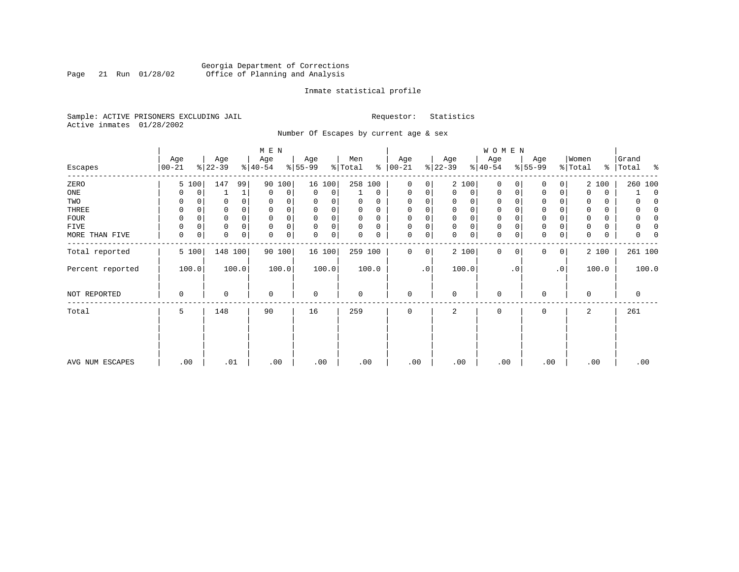Georgia Department of Corrections
Office of Planning and Analysis

Inmate statistical profile

Sample: ACTIVE PRISONERS EXCLUDING JAIL    Requestor: Statistics
Active inmates 01/28/2002

Number Of Escapes by current age & sex

| Escapes | MEN Age 00-21 | % | Age 22-39 | % | Age 40-54 | % | Age 55-99 | % | Men Total | % | WOMEN Age 00-21 | % | Age 22-39 | % | Age 40-54 | % | Age 55-99 | % | Women Total | % | Grand Total | % |
|---|---|---|---|---|---|---|---|---|---|---|---|---|---|---|---|---|---|---|---|---|---|---|
| ZERO | 5 | 100 | 147 | 99 | 90 | 100 | 16 | 100 | 258 | 100 | 0 | 0 | 2 | 100 | 0 | 0 | 0 | 0 | 2 | 100 | 260 | 100 |
| ONE | 0 | 0 | 1 | 1 | 0 | 0 | 0 | 0 | 1 | 0 | 0 | 0 | 0 | 0 | 0 | 0 | 0 | 0 | 0 | 0 | 1 | 0 |
| TWO | 0 | 0 | 0 | 0 | 0 | 0 | 0 | 0 | 0 | 0 | 0 | 0 | 0 | 0 | 0 | 0 | 0 | 0 | 0 | 0 | 0 | 0 |
| THREE | 0 | 0 | 0 | 0 | 0 | 0 | 0 | 0 | 0 | 0 | 0 | 0 | 0 | 0 | 0 | 0 | 0 | 0 | 0 | 0 | 0 | 0 |
| FOUR | 0 | 0 | 0 | 0 | 0 | 0 | 0 | 0 | 0 | 0 | 0 | 0 | 0 | 0 | 0 | 0 | 0 | 0 | 0 | 0 | 0 | 0 |
| FIVE | 0 | 0 | 0 | 0 | 0 | 0 | 0 | 0 | 0 | 0 | 0 | 0 | 0 | 0 | 0 | 0 | 0 | 0 | 0 | 0 | 0 | 0 |
| MORE THAN FIVE | 0 | 0 | 0 | 0 | 0 | 0 | 0 | 0 | 0 | 0 | 0 | 0 | 0 | 0 | 0 | 0 | 0 | 0 | 0 | 0 | 0 | 0 |
| Total reported | 5 | 100 | 148 | 100 | 90 | 100 | 16 | 100 | 259 | 100 | 0 | 0 | 2 | 100 | 0 | 0 | 0 | 0 | 2 | 100 | 261 | 100 |
| Percent reported | 100.0 | | 100.0 | | 100.0 | | 100.0 | | 100.0 | | .0 | | 100.0 | | .0 | | .0 | | 100.0 | | 100.0 | |
| NOT REPORTED | 0 | | 0 | | 0 | | 0 | | 0 | | 0 | | 0 | | 0 | | 0 | | 0 | | 0 | |
| Total | 5 | | 148 | | 90 | | 16 | | 259 | | 0 | | 2 | | 0 | | 0 | | 2 | | 261 | |
| AVG NUM ESCAPES | .00 | | .01 | | .00 | | .00 | | .00 | | .00 | | .00 | | .00 | | .00 | | .00 | | .00 | |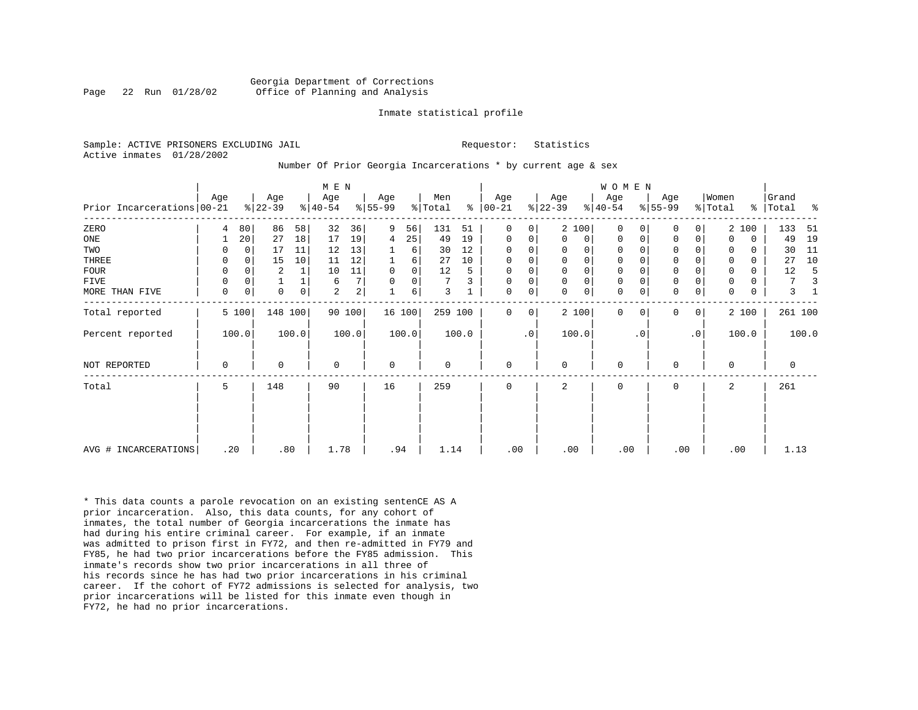Georgia Department of Corrections
Office of Planning and Analysis

Inmate statistical profile

Sample: ACTIVE PRISONERS EXCLUDING JAIL     Requestor: Statistics
Active inmates 01/28/2002

Number Of Prior Georgia Incarcerations * by current age & sex

| Prior Incarcerations | MEN Age 00-21 | % | Age 22-39 | % | Age 40-54 | % | Age 55-99 | % | Men Total | % | WOMEN Age 00-21 | % | Age 22-39 | % | Age 40-54 | % | Age 55-99 | % | Women Total | % | Grand Total | % |
|---|---|---|---|---|---|---|---|---|---|---|---|---|---|---|---|---|---|---|---|---|---|---|
| ZERO | 4 | 80 | 86 | 58 | 32 | 36 | 9 | 56 | 131 | 51 | 0 | 0 | 2 | 100 | 0 | 0 | 0 | 0 | 2 | 100 | 133 | 51 |
| ONE | 1 | 20 | 27 | 18 | 17 | 19 | 4 | 25 | 49 | 19 | 0 | 0 | 0 | 0 | 0 | 0 | 0 | 0 | 0 | 0 | 49 | 19 |
| TWO | 0 | 0 | 17 | 11 | 12 | 13 | 1 | 6 | 30 | 12 | 0 | 0 | 0 | 0 | 0 | 0 | 0 | 0 | 0 | 0 | 30 | 11 |
| THREE | 0 | 0 | 15 | 10 | 11 | 12 | 1 | 6 | 27 | 10 | 0 | 0 | 0 | 0 | 0 | 0 | 0 | 0 | 0 | 0 | 27 | 10 |
| FOUR | 0 | 0 | 2 | 1 | 10 | 11 | 0 | 0 | 12 | 5 | 0 | 0 | 0 | 0 | 0 | 0 | 0 | 0 | 0 | 0 | 12 | 5 |
| FIVE | 0 | 0 | 1 | 1 | 6 | 7 | 0 | 0 | 7 | 3 | 0 | 0 | 0 | 0 | 0 | 0 | 0 | 0 | 0 | 0 | 7 | 3 |
| MORE THAN FIVE | 0 | 0 | 0 | 0 | 2 | 2 | 1 | 6 | 3 | 1 | 0 | 0 | 0 | 0 | 0 | 0 | 0 | 0 | 0 | 0 | 3 | 1 |
| Total reported | 5 | 100 | 148 | 100 | 90 | 100 | 16 | 100 | 259 | 100 | 0 | 0 | 2 | 100 | 0 | 0 | 0 | 0 | 2 | 100 | 261 | 100 |
| Percent reported | 100.0 | | 100.0 | | 100.0 | | 100.0 | | 100.0 | | .0 | | 100.0 | | .0 | | .0 | | 100.0 | | 100.0 | |
| NOT REPORTED | 0 | | 0 | | 0 | | 0 | | 0 | | 0 | | 0 | | 0 | | 0 | | 0 | | 0 | |
| Total | 5 | | 148 | | 90 | | 16 | | 259 | | 0 | | 2 | | 0 | | 0 | | 2 | | 261 | |
| AVG # INCARCERATIONS | .20 | | .80 | | 1.78 | | .94 | | 1.14 | | .00 | | .00 | | .00 | | .00 | | .00 | | 1.13 | |

* This data counts a parole revocation on an existing sentenCE AS A prior incarceration. Also, this data counts, for any cohort of inmates, the total number of Georgia incarcerations the inmate has had during his entire criminal career. For example, if an inmate was admitted to prison first in FY72, and then re-admitted in FY79 and FY85, he had two prior incarcerations before the FY85 admission. This inmate's records show two prior incarcerations in all three of his records since he has had two prior incarcerations in his criminal career. If the cohort of FY72 admissions is selected for analysis, two prior incarcerations will be listed for this inmate even though in FY72, he had no prior incarcerations.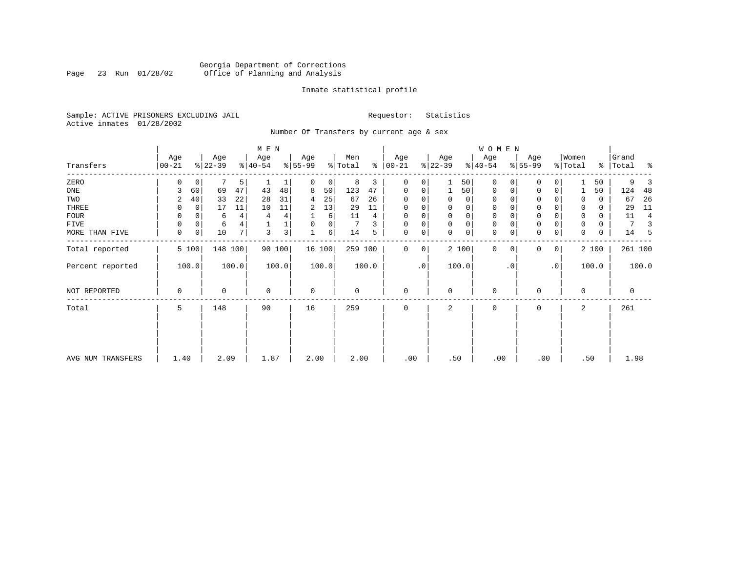Georgia Department of Corrections
Office of Planning and Analysis

Inmate statistical profile

Sample: ACTIVE PRISONERS EXCLUDING JAIL
Active inmates 01/28/2002

Requestor: Statistics

Number Of Transfers by current age & sex

| Transfers | MEN Age 00-21 | % | Age 22-39 | % | Age 40-54 | % | Age 55-99 | % | Men Total | % | WOMEN Age 00-21 | % | Age 22-39 | % | Age 40-54 | % | Age 55-99 | % | Women Total | % | Grand Total | % |
|---|---|---|---|---|---|---|---|---|---|---|---|---|---|---|---|---|---|---|---|---|---|---|
| ZERO | 0 | 0 | 7 | 5 | 1 | 1 | 0 | 0 | 8 | 3 | 0 | 0 | 1 | 50 | 0 | 0 | 0 | 0 | 1 | 50 | 9 | 3 |
| ONE | 3 | 60 | 69 | 47 | 43 | 48 | 8 | 50 | 123 | 47 | 0 | 0 | 1 | 50 | 0 | 0 | 0 | 0 | 1 | 50 | 124 | 48 |
| TWO | 2 | 40 | 33 | 22 | 28 | 31 | 4 | 25 | 67 | 26 | 0 | 0 | 0 | 0 | 0 | 0 | 0 | 0 | 0 | 0 | 67 | 26 |
| THREE | 0 | 0 | 17 | 11 | 10 | 11 | 2 | 13 | 29 | 11 | 0 | 0 | 0 | 0 | 0 | 0 | 0 | 0 | 0 | 0 | 29 | 11 |
| FOUR | 0 | 0 | 6 | 4 | 4 | 4 | 1 | 6 | 11 | 4 | 0 | 0 | 0 | 0 | 0 | 0 | 0 | 0 | 0 | 0 | 11 | 4 |
| FIVE | 0 | 0 | 6 | 4 | 1 | 1 | 0 | 0 | 7 | 3 | 0 | 0 | 0 | 0 | 0 | 0 | 0 | 0 | 0 | 0 | 7 | 3 |
| MORE THAN FIVE | 0 | 0 | 10 | 7 | 3 | 3 | 1 | 6 | 14 | 5 | 0 | 0 | 0 | 0 | 0 | 0 | 0 | 0 | 0 | 0 | 14 | 5 |
| Total reported | 5 | 100 | 148 | 100 | 90 | 100 | 16 | 100 | 259 | 100 | 0 | 0 | 2 | 100 | 0 | 0 | 0 | 0 | 2 | 100 | 261 | 100 |
| Percent reported | 100.0 | | 100.0 | | 100.0 | | 100.0 | | 100.0 | | .0 | | 100.0 | | .0 | | .0 | | 100.0 | | 100.0 | |
| NOT REPORTED | 0 | | 0 | | 0 | | 0 | | 0 | | 0 | | 0 | | 0 | | 0 | | 0 | | 0 | |
| Total | 5 | | 148 | | 90 | | 16 | | 259 | | 0 | | 2 | | 0 | | 0 | | 2 | | 261 | |
| AVG NUM TRANSFERS | 1.40 | | 2.09 | | 1.87 | | 2.00 | | 2.00 | | .00 | | .50 | | .00 | | .00 | | .50 | | 1.98 | |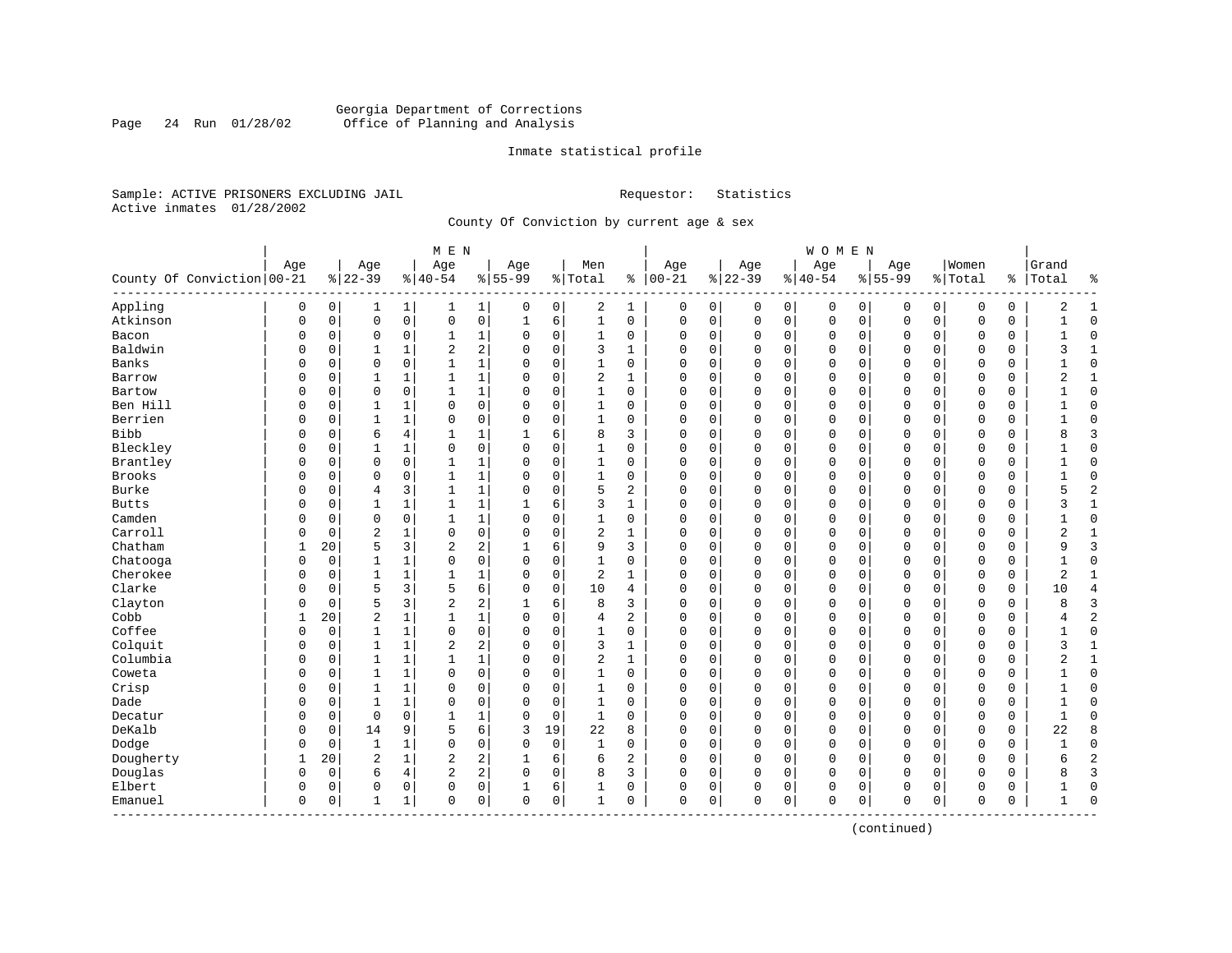Georgia Department of Corrections
Office of Planning and Analysis

Inmate statistical profile

Sample: ACTIVE PRISONERS EXCLUDING JAIL    Requestor: Statistics
Active inmates 01/28/2002

County Of Conviction by current age & sex

| County Of Conviction | MEN Age 00-21 | % | Age 22-39 | % | Age 40-54 | % | Age 55-99 | % | Men Total | % | WOMEN Age 00-21 | % | Age 22-39 | % | Age 40-54 | % | Age 55-99 | % | Women Total | % | Grand Total | % |
|---|---|---|---|---|---|---|---|---|---|---|---|---|---|---|---|---|---|---|---|---|---|---|
| Appling | 0 | 0 | 1 | 1 | 1 | 1 | 0 | 0 | 2 | 1 | 0 | 0 | 0 | 0 | 0 | 0 | 0 | 0 | 0 | 0 | 2 | 1 |
| Atkinson | 0 | 0 | 0 | 0 | 0 | 0 | 1 | 6 | 1 | 0 | 0 | 0 | 0 | 0 | 0 | 0 | 0 | 0 | 0 | 0 | 1 | 0 |
| Bacon | 0 | 0 | 0 | 0 | 1 | 1 | 0 | 0 | 1 | 0 | 0 | 0 | 0 | 0 | 0 | 0 | 0 | 0 | 0 | 0 | 1 | 0 |
| Baldwin | 0 | 0 | 1 | 1 | 2 | 2 | 0 | 0 | 3 | 1 | 0 | 0 | 0 | 0 | 0 | 0 | 0 | 0 | 0 | 0 | 3 | 1 |
| Banks | 0 | 0 | 0 | 0 | 1 | 1 | 0 | 0 | 1 | 0 | 0 | 0 | 0 | 0 | 0 | 0 | 0 | 0 | 0 | 0 | 1 | 0 |
| Barrow | 0 | 0 | 1 | 1 | 1 | 1 | 0 | 0 | 2 | 1 | 0 | 0 | 0 | 0 | 0 | 0 | 0 | 0 | 0 | 0 | 2 | 1 |
| Bartow | 0 | 0 | 0 | 0 | 1 | 1 | 0 | 0 | 1 | 0 | 0 | 0 | 0 | 0 | 0 | 0 | 0 | 0 | 0 | 0 | 1 | 0 |
| Ben Hill | 0 | 0 | 1 | 1 | 0 | 0 | 0 | 0 | 1 | 0 | 0 | 0 | 0 | 0 | 0 | 0 | 0 | 0 | 0 | 0 | 1 | 0 |
| Berrien | 0 | 0 | 1 | 1 | 0 | 0 | 0 | 0 | 1 | 0 | 0 | 0 | 0 | 0 | 0 | 0 | 0 | 0 | 0 | 0 | 1 | 0 |
| Bibb | 0 | 0 | 6 | 4 | 1 | 1 | 1 | 6 | 8 | 3 | 0 | 0 | 0 | 0 | 0 | 0 | 0 | 0 | 0 | 0 | 8 | 3 |
| Bleckley | 0 | 0 | 1 | 1 | 0 | 0 | 0 | 0 | 1 | 0 | 0 | 0 | 0 | 0 | 0 | 0 | 0 | 0 | 0 | 0 | 1 | 0 |
| Brantley | 0 | 0 | 0 | 0 | 1 | 1 | 0 | 0 | 1 | 0 | 0 | 0 | 0 | 0 | 0 | 0 | 0 | 0 | 0 | 0 | 1 | 0 |
| Brooks | 0 | 0 | 0 | 0 | 1 | 1 | 0 | 0 | 1 | 0 | 0 | 0 | 0 | 0 | 0 | 0 | 0 | 0 | 0 | 0 | 1 | 0 |
| Burke | 0 | 0 | 4 | 3 | 1 | 1 | 0 | 0 | 5 | 2 | 0 | 0 | 0 | 0 | 0 | 0 | 0 | 0 | 0 | 0 | 5 | 2 |
| Butts | 0 | 0 | 1 | 1 | 1 | 1 | 1 | 6 | 3 | 1 | 0 | 0 | 0 | 0 | 0 | 0 | 0 | 0 | 0 | 0 | 3 | 1 |
| Camden | 0 | 0 | 0 | 0 | 1 | 1 | 0 | 0 | 1 | 0 | 0 | 0 | 0 | 0 | 0 | 0 | 0 | 0 | 0 | 0 | 1 | 0 |
| Carroll | 0 | 0 | 2 | 1 | 0 | 0 | 0 | 0 | 2 | 1 | 0 | 0 | 0 | 0 | 0 | 0 | 0 | 0 | 0 | 0 | 2 | 1 |
| Chatham | 1 | 20 | 5 | 3 | 2 | 2 | 1 | 6 | 9 | 3 | 0 | 0 | 0 | 0 | 0 | 0 | 0 | 0 | 0 | 0 | 9 | 3 |
| Chatooga | 0 | 0 | 1 | 1 | 0 | 0 | 0 | 0 | 1 | 0 | 0 | 0 | 0 | 0 | 0 | 0 | 0 | 0 | 0 | 0 | 1 | 0 |
| Cherokee | 0 | 0 | 1 | 1 | 1 | 1 | 0 | 0 | 2 | 1 | 0 | 0 | 0 | 0 | 0 | 0 | 0 | 0 | 0 | 0 | 2 | 1 |
| Clarke | 0 | 0 | 5 | 3 | 5 | 6 | 0 | 0 | 10 | 4 | 0 | 0 | 0 | 0 | 0 | 0 | 0 | 0 | 0 | 0 | 10 | 4 |
| Clayton | 0 | 0 | 5 | 3 | 2 | 2 | 1 | 6 | 8 | 3 | 0 | 0 | 0 | 0 | 0 | 0 | 0 | 0 | 0 | 0 | 8 | 3 |
| Cobb | 1 | 20 | 2 | 1 | 1 | 1 | 0 | 0 | 4 | 2 | 0 | 0 | 0 | 0 | 0 | 0 | 0 | 0 | 0 | 0 | 4 | 2 |
| Coffee | 0 | 0 | 1 | 1 | 0 | 0 | 0 | 0 | 1 | 0 | 0 | 0 | 0 | 0 | 0 | 0 | 0 | 0 | 0 | 0 | 1 | 0 |
| Colquit | 0 | 0 | 1 | 1 | 2 | 2 | 0 | 0 | 3 | 1 | 0 | 0 | 0 | 0 | 0 | 0 | 0 | 0 | 0 | 0 | 3 | 1 |
| Columbia | 0 | 0 | 1 | 1 | 1 | 1 | 0 | 0 | 2 | 1 | 0 | 0 | 0 | 0 | 0 | 0 | 0 | 0 | 0 | 0 | 2 | 1 |
| Coweta | 0 | 0 | 1 | 1 | 0 | 0 | 0 | 0 | 1 | 0 | 0 | 0 | 0 | 0 | 0 | 0 | 0 | 0 | 0 | 0 | 1 | 0 |
| Crisp | 0 | 0 | 1 | 1 | 0 | 0 | 0 | 0 | 1 | 0 | 0 | 0 | 0 | 0 | 0 | 0 | 0 | 0 | 0 | 0 | 1 | 0 |
| Dade | 0 | 0 | 1 | 1 | 0 | 0 | 0 | 0 | 1 | 0 | 0 | 0 | 0 | 0 | 0 | 0 | 0 | 0 | 0 | 0 | 1 | 0 |
| Decatur | 0 | 0 | 0 | 0 | 1 | 1 | 0 | 0 | 1 | 0 | 0 | 0 | 0 | 0 | 0 | 0 | 0 | 0 | 0 | 0 | 1 | 0 |
| DeKalb | 0 | 0 | 14 | 9 | 5 | 6 | 3 | 19 | 22 | 8 | 0 | 0 | 0 | 0 | 0 | 0 | 0 | 0 | 0 | 0 | 22 | 8 |
| Dodge | 0 | 0 | 1 | 1 | 0 | 0 | 0 | 0 | 1 | 0 | 0 | 0 | 0 | 0 | 0 | 0 | 0 | 0 | 0 | 0 | 1 | 0 |
| Dougherty | 1 | 20 | 2 | 1 | 2 | 2 | 1 | 6 | 6 | 2 | 0 | 0 | 0 | 0 | 0 | 0 | 0 | 0 | 0 | 0 | 6 | 2 |
| Douglas | 0 | 0 | 6 | 4 | 2 | 2 | 0 | 0 | 8 | 3 | 0 | 0 | 0 | 0 | 0 | 0 | 0 | 0 | 0 | 0 | 8 | 3 |
| Elbert | 0 | 0 | 0 | 0 | 0 | 0 | 1 | 6 | 1 | 0 | 0 | 0 | 0 | 0 | 0 | 0 | 0 | 0 | 0 | 0 | 1 | 0 |
| Emanuel | 0 | 0 | 1 | 1 | 0 | 0 | 0 | 0 | 1 | 0 | 0 | 0 | 0 | 0 | 0 | 0 | 0 | 0 | 0 | 0 | 1 | 0 |

(continued)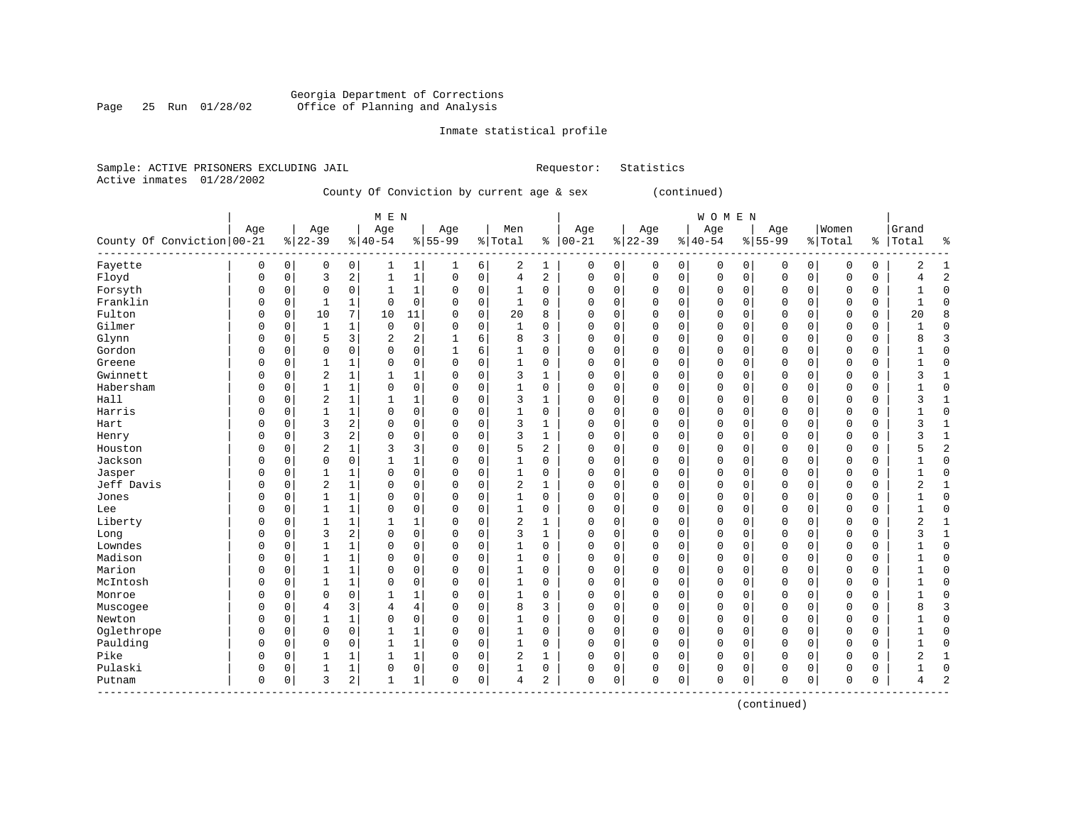Georgia Department of Corrections
Office of Planning and Analysis

Inmate statistical profile

Sample: ACTIVE PRISONERS EXCLUDING JAIL    Requestor: Statistics
Active inmates 01/28/2002

County Of Conviction by current age & sex (continued)

| County Of Conviction | MEN Age 00-21 | % | Age 22-39 | % | Age 40-54 | % | Age 55-99 | % | Men Total | % | WOMEN Age 00-21 | % | Age 22-39 | % | Age 40-54 | % | Age 55-99 | % | Women Total | % | Grand Total | % |
|---|---|---|---|---|---|---|---|---|---|---|---|---|---|---|---|---|---|---|---|---|---|---|
| Fayette | 0 | 0 | 0 | 0 | 1 | 1 | 1 | 6 | 2 | 1 | 0 | 0 | 0 | 0 | 0 | 0 | 0 | 0 | 0 | 0 | 2 | 1 |
| Floyd | 0 | 0 | 3 | 2 | 1 | 1 | 0 | 0 | 4 | 2 | 0 | 0 | 0 | 0 | 0 | 0 | 0 | 0 | 0 | 0 | 4 | 2 |
| Forsyth | 0 | 0 | 0 | 0 | 1 | 1 | 0 | 0 | 1 | 0 | 0 | 0 | 0 | 0 | 0 | 0 | 0 | 0 | 0 | 0 | 1 | 0 |
| Franklin | 0 | 0 | 1 | 1 | 0 | 0 | 0 | 0 | 1 | 0 | 0 | 0 | 0 | 0 | 0 | 0 | 0 | 0 | 0 | 0 | 1 | 0 |
| Fulton | 0 | 0 | 10 | 7 | 10 | 11 | 0 | 0 | 20 | 8 | 0 | 0 | 0 | 0 | 0 | 0 | 0 | 0 | 0 | 0 | 20 | 8 |
| Gilmer | 0 | 0 | 1 | 1 | 0 | 0 | 0 | 0 | 1 | 0 | 0 | 0 | 0 | 0 | 0 | 0 | 0 | 0 | 0 | 0 | 1 | 0 |
| Glynn | 0 | 0 | 5 | 3 | 2 | 2 | 1 | 6 | 8 | 3 | 0 | 0 | 0 | 0 | 0 | 0 | 0 | 0 | 0 | 0 | 8 | 3 |
| Gordon | 0 | 0 | 0 | 0 | 0 | 0 | 1 | 6 | 1 | 0 | 0 | 0 | 0 | 0 | 0 | 0 | 0 | 0 | 0 | 0 | 1 | 0 |
| Greene | 0 | 0 | 1 | 1 | 0 | 0 | 0 | 0 | 1 | 0 | 0 | 0 | 0 | 0 | 0 | 0 | 0 | 0 | 0 | 0 | 1 | 0 |
| Gwinnett | 0 | 0 | 2 | 1 | 1 | 1 | 0 | 0 | 3 | 1 | 0 | 0 | 0 | 0 | 0 | 0 | 0 | 0 | 0 | 0 | 3 | 1 |
| Habersham | 0 | 0 | 1 | 1 | 0 | 0 | 0 | 0 | 1 | 0 | 0 | 0 | 0 | 0 | 0 | 0 | 0 | 0 | 0 | 0 | 1 | 0 |
| Hall | 0 | 0 | 2 | 1 | 1 | 1 | 0 | 0 | 3 | 1 | 0 | 0 | 0 | 0 | 0 | 0 | 0 | 0 | 0 | 0 | 3 | 1 |
| Harris | 0 | 0 | 1 | 1 | 0 | 0 | 0 | 0 | 1 | 0 | 0 | 0 | 0 | 0 | 0 | 0 | 0 | 0 | 0 | 0 | 1 | 0 |
| Hart | 0 | 0 | 3 | 2 | 0 | 0 | 0 | 0 | 3 | 1 | 0 | 0 | 0 | 0 | 0 | 0 | 0 | 0 | 0 | 0 | 3 | 1 |
| Henry | 0 | 0 | 3 | 2 | 0 | 0 | 0 | 0 | 3 | 1 | 0 | 0 | 0 | 0 | 0 | 0 | 0 | 0 | 0 | 0 | 3 | 1 |
| Houston | 0 | 0 | 2 | 1 | 3 | 3 | 0 | 0 | 5 | 2 | 0 | 0 | 0 | 0 | 0 | 0 | 0 | 0 | 0 | 0 | 5 | 2 |
| Jackson | 0 | 0 | 0 | 0 | 1 | 1 | 0 | 0 | 1 | 0 | 0 | 0 | 0 | 0 | 0 | 0 | 0 | 0 | 0 | 0 | 1 | 0 |
| Jasper | 0 | 0 | 1 | 1 | 0 | 0 | 0 | 0 | 1 | 0 | 0 | 0 | 0 | 0 | 0 | 0 | 0 | 0 | 0 | 0 | 1 | 0 |
| Jeff Davis | 0 | 0 | 2 | 1 | 0 | 0 | 0 | 0 | 2 | 1 | 0 | 0 | 0 | 0 | 0 | 0 | 0 | 0 | 0 | 0 | 2 | 1 |
| Jones | 0 | 0 | 1 | 1 | 0 | 0 | 0 | 0 | 1 | 0 | 0 | 0 | 0 | 0 | 0 | 0 | 0 | 0 | 0 | 0 | 1 | 0 |
| Lee | 0 | 0 | 1 | 1 | 0 | 0 | 0 | 0 | 1 | 0 | 0 | 0 | 0 | 0 | 0 | 0 | 0 | 0 | 0 | 0 | 1 | 0 |
| Liberty | 0 | 0 | 1 | 1 | 1 | 1 | 0 | 0 | 2 | 1 | 0 | 0 | 0 | 0 | 0 | 0 | 0 | 0 | 0 | 0 | 2 | 1 |
| Long | 0 | 0 | 3 | 2 | 0 | 0 | 0 | 0 | 3 | 1 | 0 | 0 | 0 | 0 | 0 | 0 | 0 | 0 | 0 | 0 | 3 | 1 |
| Lowndes | 0 | 0 | 1 | 1 | 0 | 0 | 0 | 0 | 1 | 0 | 0 | 0 | 0 | 0 | 0 | 0 | 0 | 0 | 0 | 0 | 1 | 0 |
| Madison | 0 | 0 | 1 | 1 | 0 | 0 | 0 | 0 | 1 | 0 | 0 | 0 | 0 | 0 | 0 | 0 | 0 | 0 | 0 | 0 | 1 | 0 |
| Marion | 0 | 0 | 1 | 1 | 0 | 0 | 0 | 0 | 1 | 0 | 0 | 0 | 0 | 0 | 0 | 0 | 0 | 0 | 0 | 0 | 1 | 0 |
| McIntosh | 0 | 0 | 1 | 1 | 0 | 0 | 0 | 0 | 1 | 0 | 0 | 0 | 0 | 0 | 0 | 0 | 0 | 0 | 0 | 0 | 1 | 0 |
| Monroe | 0 | 0 | 0 | 0 | 1 | 1 | 0 | 0 | 1 | 0 | 0 | 0 | 0 | 0 | 0 | 0 | 0 | 0 | 0 | 0 | 1 | 0 |
| Muscogee | 0 | 0 | 4 | 3 | 4 | 4 | 0 | 0 | 8 | 3 | 0 | 0 | 0 | 0 | 0 | 0 | 0 | 0 | 0 | 0 | 8 | 3 |
| Newton | 0 | 0 | 1 | 1 | 0 | 0 | 0 | 0 | 1 | 0 | 0 | 0 | 0 | 0 | 0 | 0 | 0 | 0 | 0 | 0 | 1 | 0 |
| Oglethrope | 0 | 0 | 0 | 0 | 1 | 1 | 0 | 0 | 1 | 0 | 0 | 0 | 0 | 0 | 0 | 0 | 0 | 0 | 0 | 0 | 1 | 0 |
| Paulding | 0 | 0 | 0 | 0 | 1 | 1 | 0 | 0 | 1 | 0 | 0 | 0 | 0 | 0 | 0 | 0 | 0 | 0 | 0 | 0 | 1 | 0 |
| Pike | 0 | 0 | 1 | 1 | 1 | 1 | 0 | 0 | 2 | 1 | 0 | 0 | 0 | 0 | 0 | 0 | 0 | 0 | 0 | 0 | 2 | 1 |
| Pulaski | 0 | 0 | 1 | 1 | 0 | 0 | 0 | 0 | 1 | 0 | 0 | 0 | 0 | 0 | 0 | 0 | 0 | 0 | 0 | 0 | 1 | 0 |
| Putnam | 0 | 0 | 3 | 2 | 1 | 1 | 0 | 0 | 4 | 2 | 0 | 0 | 0 | 0 | 0 | 0 | 0 | 0 | 0 | 0 | 4 | 2 |

(continued)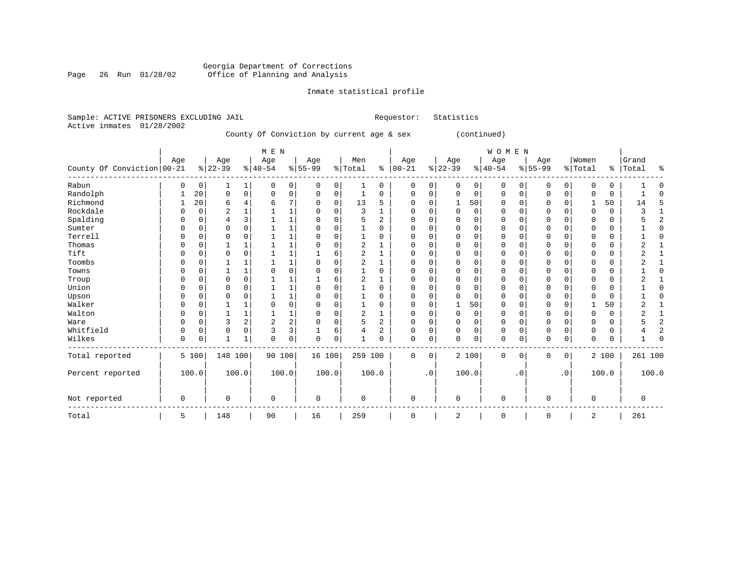Georgia Department of Corrections
Office of Planning and Analysis

Inmate statistical profile

Sample: ACTIVE PRISONERS EXCLUDING JAIL    Requestor: Statistics
Active inmates 01/28/2002

County Of Conviction by current age & sex (continued)

| County Of Conviction | MEN Age 00-21 | % | Age 22-39 | % | Age 40-54 | % | Age 55-99 | % | Men Total | % | WOMEN Age 00-21 | % | Age 22-39 | % | Age 40-54 | % | Age 55-99 | % | Women Total | % | Grand Total | % |
|---|---|---|---|---|---|---|---|---|---|---|---|---|---|---|---|---|---|---|---|---|---|---|
| Rabun | 0 | 0 | 1 | 1 | 0 | 0 | 0 | 0 | 1 | 0 | 0 | 0 | 0 | 0 | 0 | 0 | 0 | 0 | 0 | 0 | 1 | 0 |
| Randolph | 1 | 20 | 0 | 0 | 0 | 0 | 0 | 0 | 1 | 0 | 0 | 0 | 0 | 0 | 0 | 0 | 0 | 0 | 0 | 0 | 1 | 0 |
| Richmond | 1 | 20 | 6 | 4 | 6 | 7 | 0 | 0 | 13 | 5 | 0 | 0 | 1 | 50 | 0 | 0 | 0 | 0 | 1 | 50 | 14 | 5 |
| Rockdale | 0 | 0 | 2 | 1 | 1 | 1 | 0 | 0 | 3 | 1 | 0 | 0 | 0 | 0 | 0 | 0 | 0 | 0 | 0 | 0 | 3 | 1 |
| Spalding | 0 | 0 | 4 | 3 | 1 | 1 | 0 | 0 | 5 | 2 | 0 | 0 | 0 | 0 | 0 | 0 | 0 | 0 | 0 | 0 | 5 | 2 |
| Sumter | 0 | 0 | 0 | 0 | 1 | 1 | 0 | 0 | 1 | 0 | 0 | 0 | 0 | 0 | 0 | 0 | 0 | 0 | 0 | 0 | 1 | 0 |
| Terrell | 0 | 0 | 0 | 0 | 1 | 1 | 0 | 0 | 1 | 0 | 0 | 0 | 0 | 0 | 0 | 0 | 0 | 0 | 0 | 0 | 1 | 0 |
| Thomas | 0 | 0 | 1 | 1 | 1 | 1 | 0 | 0 | 2 | 1 | 0 | 0 | 0 | 0 | 0 | 0 | 0 | 0 | 0 | 0 | 2 | 1 |
| Tift | 0 | 0 | 0 | 0 | 1 | 1 | 1 | 6 | 2 | 1 | 0 | 0 | 0 | 0 | 0 | 0 | 0 | 0 | 0 | 0 | 2 | 1 |
| Toombs | 0 | 0 | 1 | 1 | 1 | 1 | 0 | 0 | 2 | 1 | 0 | 0 | 0 | 0 | 0 | 0 | 0 | 0 | 0 | 0 | 2 | 1 |
| Towns | 0 | 0 | 1 | 1 | 0 | 0 | 0 | 0 | 1 | 0 | 0 | 0 | 0 | 0 | 0 | 0 | 0 | 0 | 0 | 0 | 1 | 0 |
| Troup | 0 | 0 | 0 | 0 | 1 | 1 | 1 | 6 | 2 | 1 | 0 | 0 | 0 | 0 | 0 | 0 | 0 | 0 | 0 | 0 | 2 | 1 |
| Union | 0 | 0 | 0 | 0 | 1 | 1 | 0 | 0 | 1 | 0 | 0 | 0 | 0 | 0 | 0 | 0 | 0 | 0 | 0 | 0 | 1 | 0 |
| Upson | 0 | 0 | 0 | 0 | 1 | 1 | 0 | 0 | 1 | 0 | 0 | 0 | 0 | 0 | 0 | 0 | 0 | 0 | 0 | 0 | 1 | 0 |
| Walker | 0 | 0 | 1 | 1 | 0 | 0 | 0 | 0 | 1 | 0 | 0 | 0 | 1 | 50 | 0 | 0 | 0 | 0 | 1 | 50 | 2 | 1 |
| Walton | 0 | 0 | 1 | 1 | 1 | 1 | 0 | 0 | 2 | 1 | 0 | 0 | 0 | 0 | 0 | 0 | 0 | 0 | 0 | 0 | 2 | 1 |
| Ware | 0 | 0 | 3 | 2 | 2 | 2 | 0 | 0 | 5 | 2 | 0 | 0 | 0 | 0 | 0 | 0 | 0 | 0 | 0 | 0 | 5 | 2 |
| Whitfield | 0 | 0 | 0 | 0 | 3 | 3 | 1 | 6 | 4 | 2 | 0 | 0 | 0 | 0 | 0 | 0 | 0 | 0 | 0 | 0 | 4 | 2 |
| Wilkes | 0 | 0 | 1 | 1 | 0 | 0 | 0 | 0 | 1 | 0 | 0 | 0 | 0 | 0 | 0 | 0 | 0 | 0 | 0 | 0 | 1 | 0 |
| Total reported | 5 | 100 | 148 | 100 | 90 | 100 | 16 | 100 | 259 | 100 | 0 | 0 | 2 | 100 | 0 | 0 | 0 | 0 | 2 | 100 | 261 | 100 |
| Percent reported | | 100.0 | | 100.0 | | 100.0 | | 100.0 | | 100.0 | | .0 | | 100.0 | | .0 | | .0 | | 100.0 | | 100.0 |
| Not reported | 0 | | 0 | | 0 | | 0 | | 0 | | 0 | | 0 | | 0 | | 0 | | 0 | | 0 | |
| Total | 5 | | 148 | | 90 | | 16 | | 259 | | 0 | | 2 | | 0 | | 0 | | 2 | | 261 | |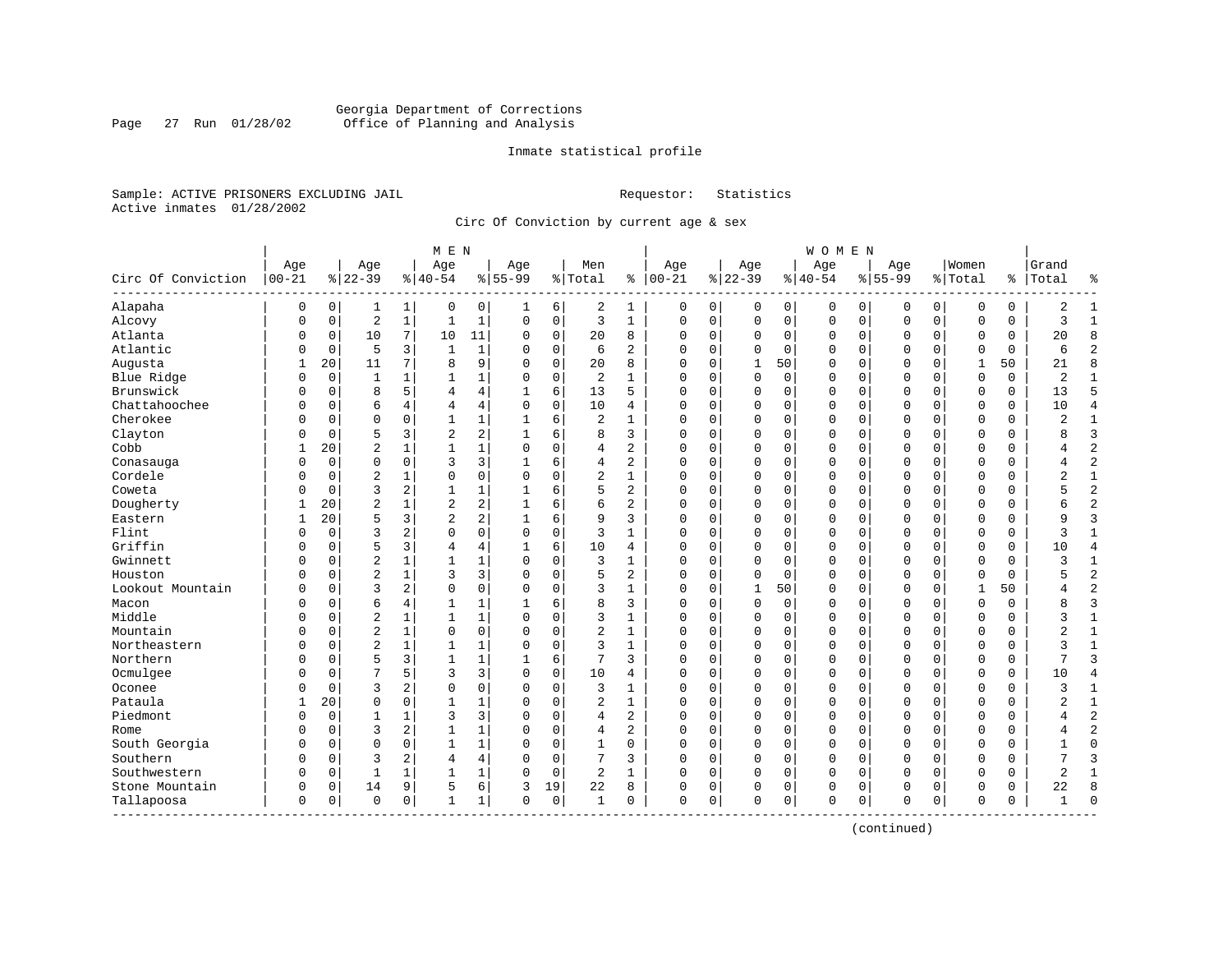Georgia Department of Corrections
Office of Planning and Analysis

Inmate statistical profile

Sample: ACTIVE PRISONERS EXCLUDING JAIL　　　　Requestor: Statistics
Active inmates 01/28/2002

Circ Of Conviction by current age & sex

| Circ Of Conviction | MEN Age 00-21 | % | Age 22-39 | % | Age 40-54 | % | Age 55-99 | % | Men Total | % | WOMEN Age 00-21 | % | Age 22-39 | % | Age 40-54 | % | Age 55-99 | % | Women Total | % | Grand Total | % |
|---|---|---|---|---|---|---|---|---|---|---|---|---|---|---|---|---|---|---|---|---|---|---|
| Alapaha | 0 | 0 | 1 | 1 | 0 | 0 | 1 | 6 | 2 | 1 | 0 | 0 | 0 | 0 | 0 | 0 | 0 | 0 | 0 | 0 | 2 | 1 |
| Alcovy | 0 | 0 | 2 | 1 | 1 | 1 | 0 | 0 | 3 | 1 | 0 | 0 | 0 | 0 | 0 | 0 | 0 | 0 | 0 | 0 | 3 | 1 |
| Atlanta | 0 | 0 | 10 | 7 | 10 | 11 | 0 | 0 | 20 | 8 | 0 | 0 | 0 | 0 | 0 | 0 | 0 | 0 | 0 | 0 | 20 | 8 |
| Atlantic | 0 | 0 | 5 | 3 | 1 | 1 | 0 | 0 | 6 | 2 | 0 | 0 | 0 | 0 | 0 | 0 | 0 | 0 | 0 | 0 | 6 | 2 |
| Augusta | 1 | 20 | 11 | 7 | 8 | 9 | 0 | 0 | 20 | 8 | 0 | 0 | 1 | 50 | 0 | 0 | 0 | 0 | 1 | 50 | 21 | 8 |
| Blue Ridge | 0 | 0 | 1 | 1 | 1 | 1 | 0 | 0 | 2 | 1 | 0 | 0 | 0 | 0 | 0 | 0 | 0 | 0 | 0 | 0 | 2 | 1 |
| Brunswick | 0 | 0 | 8 | 5 | 4 | 4 | 1 | 6 | 13 | 5 | 0 | 0 | 0 | 0 | 0 | 0 | 0 | 0 | 0 | 0 | 13 | 5 |
| Chattahoochee | 0 | 0 | 6 | 4 | 4 | 4 | 0 | 0 | 10 | 4 | 0 | 0 | 0 | 0 | 0 | 0 | 0 | 0 | 0 | 0 | 10 | 4 |
| Cherokee | 0 | 0 | 0 | 0 | 1 | 1 | 1 | 6 | 2 | 1 | 0 | 0 | 0 | 0 | 0 | 0 | 0 | 0 | 0 | 0 | 2 | 1 |
| Clayton | 0 | 0 | 5 | 3 | 2 | 2 | 1 | 6 | 8 | 3 | 0 | 0 | 0 | 0 | 0 | 0 | 0 | 0 | 0 | 0 | 8 | 3 |
| Cobb | 1 | 20 | 2 | 1 | 1 | 1 | 0 | 0 | 4 | 2 | 0 | 0 | 0 | 0 | 0 | 0 | 0 | 0 | 0 | 0 | 4 | 2 |
| Conasauga | 0 | 0 | 0 | 0 | 3 | 3 | 1 | 6 | 4 | 2 | 0 | 0 | 0 | 0 | 0 | 0 | 0 | 0 | 0 | 0 | 4 | 2 |
| Cordele | 0 | 0 | 2 | 1 | 0 | 0 | 0 | 0 | 2 | 1 | 0 | 0 | 0 | 0 | 0 | 0 | 0 | 0 | 0 | 0 | 2 | 1 |
| Coweta | 0 | 0 | 3 | 2 | 1 | 1 | 1 | 6 | 5 | 2 | 0 | 0 | 0 | 0 | 0 | 0 | 0 | 0 | 0 | 0 | 5 | 2 |
| Dougherty | 1 | 20 | 2 | 1 | 2 | 2 | 1 | 6 | 6 | 2 | 0 | 0 | 0 | 0 | 0 | 0 | 0 | 0 | 0 | 0 | 6 | 2 |
| Eastern | 1 | 20 | 5 | 3 | 2 | 2 | 1 | 6 | 9 | 3 | 0 | 0 | 0 | 0 | 0 | 0 | 0 | 0 | 0 | 0 | 9 | 3 |
| Flint | 0 | 0 | 3 | 2 | 0 | 0 | 0 | 0 | 3 | 1 | 0 | 0 | 0 | 0 | 0 | 0 | 0 | 0 | 0 | 0 | 3 | 1 |
| Griffin | 0 | 0 | 5 | 3 | 4 | 4 | 1 | 6 | 10 | 4 | 0 | 0 | 0 | 0 | 0 | 0 | 0 | 0 | 0 | 0 | 10 | 4 |
| Gwinnett | 0 | 0 | 2 | 1 | 1 | 1 | 0 | 0 | 3 | 1 | 0 | 0 | 0 | 0 | 0 | 0 | 0 | 0 | 0 | 0 | 3 | 1 |
| Houston | 0 | 0 | 2 | 1 | 3 | 3 | 0 | 0 | 5 | 2 | 0 | 0 | 0 | 0 | 0 | 0 | 0 | 0 | 0 | 0 | 5 | 2 |
| Lookout Mountain | 0 | 0 | 3 | 2 | 0 | 0 | 0 | 0 | 3 | 1 | 0 | 0 | 1 | 50 | 0 | 0 | 0 | 0 | 1 | 50 | 4 | 2 |
| Macon | 0 | 0 | 6 | 4 | 1 | 1 | 1 | 6 | 8 | 3 | 0 | 0 | 0 | 0 | 0 | 0 | 0 | 0 | 0 | 0 | 8 | 3 |
| Middle | 0 | 0 | 2 | 1 | 1 | 1 | 0 | 0 | 3 | 1 | 0 | 0 | 0 | 0 | 0 | 0 | 0 | 0 | 0 | 0 | 3 | 1 |
| Mountain | 0 | 0 | 2 | 1 | 0 | 0 | 0 | 0 | 2 | 1 | 0 | 0 | 0 | 0 | 0 | 0 | 0 | 0 | 0 | 0 | 2 | 1 |
| Northeastern | 0 | 0 | 2 | 1 | 1 | 1 | 0 | 0 | 3 | 1 | 0 | 0 | 0 | 0 | 0 | 0 | 0 | 0 | 0 | 0 | 3 | 1 |
| Northern | 0 | 0 | 5 | 3 | 1 | 1 | 1 | 6 | 7 | 3 | 0 | 0 | 0 | 0 | 0 | 0 | 0 | 0 | 0 | 0 | 7 | 3 |
| Ocmulgee | 0 | 0 | 7 | 5 | 3 | 3 | 0 | 0 | 10 | 4 | 0 | 0 | 0 | 0 | 0 | 0 | 0 | 0 | 0 | 0 | 10 | 4 |
| Oconee | 0 | 0 | 3 | 2 | 0 | 0 | 0 | 0 | 3 | 1 | 0 | 0 | 0 | 0 | 0 | 0 | 0 | 0 | 0 | 0 | 3 | 1 |
| Pataula | 1 | 20 | 0 | 0 | 1 | 1 | 0 | 0 | 2 | 1 | 0 | 0 | 0 | 0 | 0 | 0 | 0 | 0 | 0 | 0 | 2 | 1 |
| Piedmont | 0 | 0 | 1 | 1 | 3 | 3 | 0 | 0 | 4 | 2 | 0 | 0 | 0 | 0 | 0 | 0 | 0 | 0 | 0 | 0 | 4 | 2 |
| Rome | 0 | 0 | 3 | 2 | 1 | 1 | 0 | 0 | 4 | 2 | 0 | 0 | 0 | 0 | 0 | 0 | 0 | 0 | 0 | 0 | 4 | 2 |
| South Georgia | 0 | 0 | 0 | 0 | 1 | 1 | 0 | 0 | 1 | 0 | 0 | 0 | 0 | 0 | 0 | 0 | 0 | 0 | 0 | 0 | 1 | 0 |
| Southern | 0 | 0 | 3 | 2 | 4 | 4 | 0 | 0 | 7 | 3 | 0 | 0 | 0 | 0 | 0 | 0 | 0 | 0 | 0 | 0 | 7 | 3 |
| Southwestern | 0 | 0 | 1 | 1 | 1 | 1 | 0 | 0 | 2 | 1 | 0 | 0 | 0 | 0 | 0 | 0 | 0 | 0 | 0 | 0 | 2 | 1 |
| Stone Mountain | 0 | 0 | 14 | 9 | 5 | 6 | 3 | 19 | 22 | 8 | 0 | 0 | 0 | 0 | 0 | 0 | 0 | 0 | 0 | 0 | 22 | 8 |
| Tallapoosa | 0 | 0 | 0 | 0 | 1 | 1 | 0 | 0 | 1 | 0 | 0 | 0 | 0 | 0 | 0 | 0 | 0 | 0 | 0 | 0 | 1 | 0 |

(continued)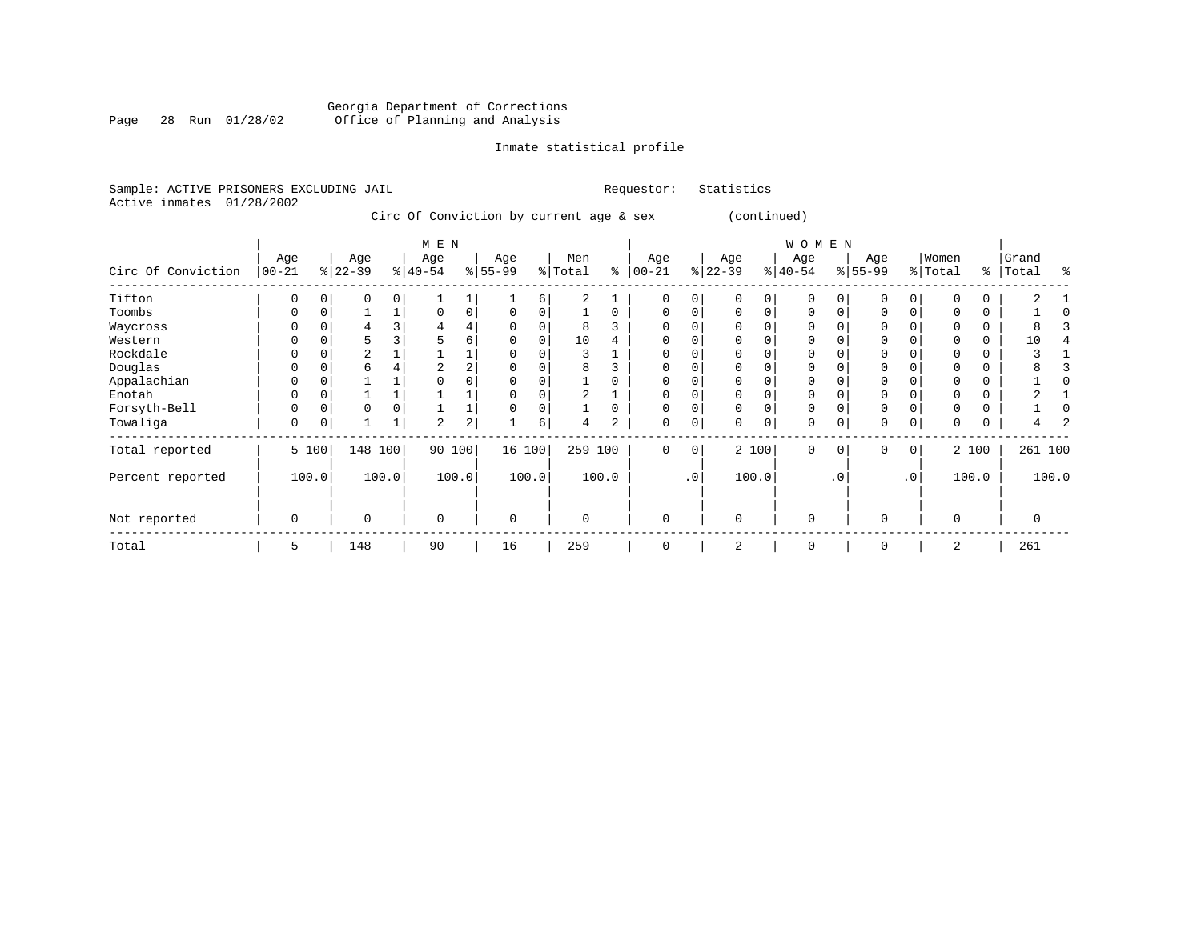Georgia Department of Corrections
Office of Planning and Analysis

Inmate statistical profile

Sample: ACTIVE PRISONERS EXCLUDING JAIL  Requestor: Statistics
Active inmates 01/28/2002

Circ Of Conviction by current age & sex (continued)

| Circ Of Conviction | MEN Age 00-21 | % | Age 22-39 | % | Age 40-54 | % | Age 55-99 | % | Men Total | % | WOMEN Age 00-21 | % | Age 22-39 | % | Age 40-54 | % | Age 55-99 | % | Women Total | % | Grand Total | % |
|---|---|---|---|---|---|---|---|---|---|---|---|---|---|---|---|---|---|---|---|---|---|---|
| Tifton | 0 | 0 | 0 | 0 | 1 | 1 | 1 | 6 | 2 | 1 | 0 | 0 | 0 | 0 | 0 | 0 | 0 | 0 | 0 | 0 | 2 | 1 |
| Toombs | 0 | 0 | 1 | 1 | 0 | 0 | 0 | 0 | 1 | 0 | 0 | 0 | 0 | 0 | 0 | 0 | 0 | 0 | 0 | 0 | 1 | 0 |
| Waycross | 0 | 0 | 4 | 3 | 4 | 4 | 0 | 0 | 8 | 3 | 0 | 0 | 0 | 0 | 0 | 0 | 0 | 0 | 0 | 0 | 8 | 3 |
| Western | 0 | 0 | 5 | 3 | 5 | 6 | 0 | 0 | 10 | 4 | 0 | 0 | 0 | 0 | 0 | 0 | 0 | 0 | 0 | 0 | 10 | 4 |
| Rockdale | 0 | 0 | 2 | 1 | 1 | 1 | 0 | 0 | 3 | 1 | 0 | 0 | 0 | 0 | 0 | 0 | 0 | 0 | 0 | 0 | 3 | 1 |
| Douglas | 0 | 0 | 6 | 4 | 2 | 2 | 0 | 0 | 8 | 3 | 0 | 0 | 0 | 0 | 0 | 0 | 0 | 0 | 0 | 0 | 8 | 3 |
| Appalachian | 0 | 0 | 1 | 1 | 0 | 0 | 0 | 0 | 1 | 0 | 0 | 0 | 0 | 0 | 0 | 0 | 0 | 0 | 0 | 0 | 1 | 0 |
| Enotah | 0 | 0 | 1 | 1 | 1 | 1 | 0 | 0 | 2 | 1 | 0 | 0 | 0 | 0 | 0 | 0 | 0 | 0 | 0 | 0 | 2 | 1 |
| Forsyth-Bell | 0 | 0 | 0 | 0 | 1 | 1 | 0 | 0 | 1 | 0 | 0 | 0 | 0 | 0 | 0 | 0 | 0 | 0 | 0 | 0 | 1 | 0 |
| Towaliga | 0 | 0 | 1 | 1 | 2 | 2 | 1 | 6 | 4 | 2 | 0 | 0 | 0 | 0 | 0 | 0 | 0 | 0 | 0 | 0 | 4 | 2 |
| Total reported | 5 | 100 | 148 | 100 | 90 | 100 | 16 | 100 | 259 | 100 | 0 | 0 | 2 | 100 | 0 | 0 | 0 | 0 | 2 | 100 | 261 | 100 |
| Percent reported | 100.0 | | 100.0 | | 100.0 | | 100.0 | | 100.0 | | .0 | | 100.0 | | .0 | | .0 | | 100.0 | | 100.0 | |
| Not reported | 0 | | 0 | | 0 | | 0 | | 0 | | 0 | | 0 | | 0 | | 0 | | 0 | | 0 | |
| Total | 5 | | 148 | | 90 | | 16 | | 259 | | 0 | | 2 | | 0 | | 0 | | 2 | | 261 | |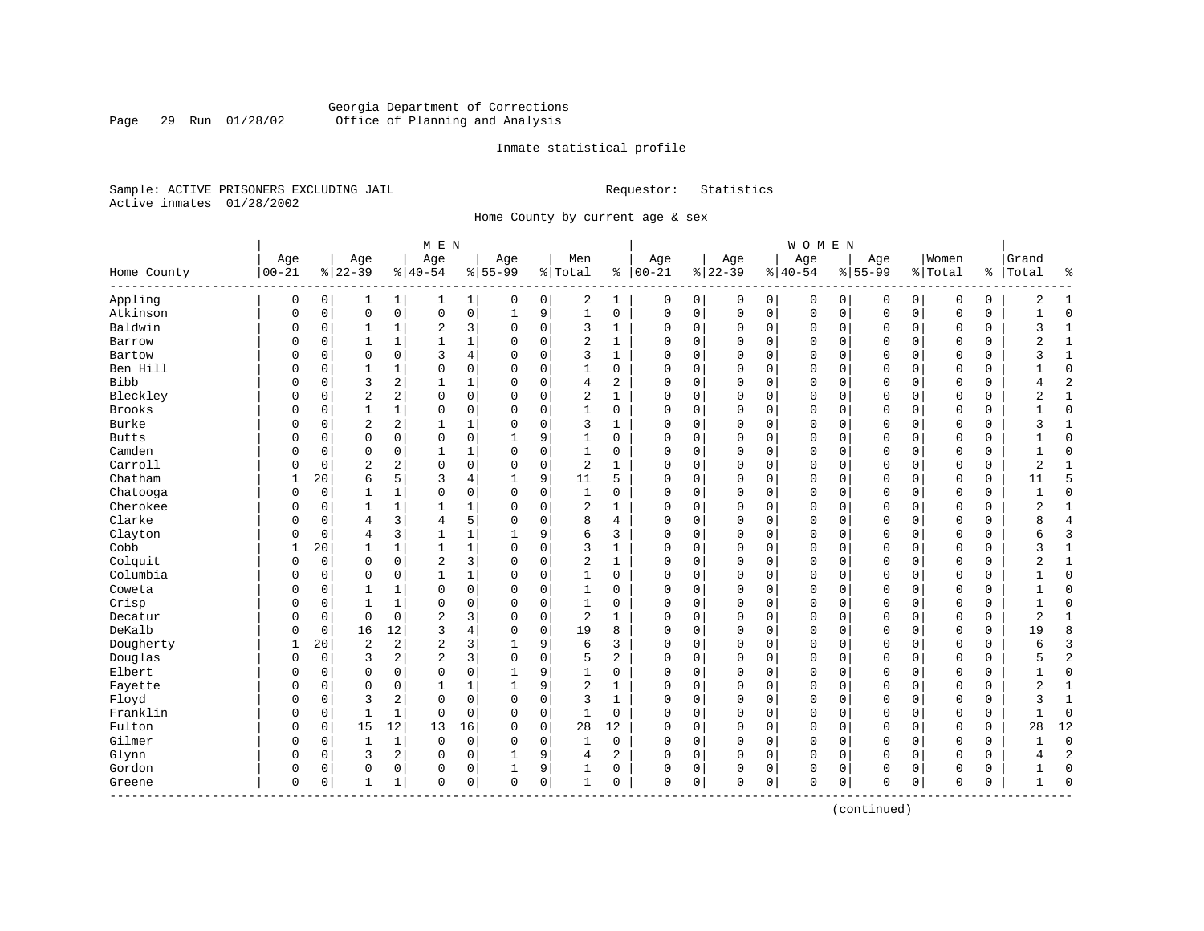Georgia Department of Corrections
Office of Planning and Analysis

Inmate statistical profile

Sample: ACTIVE PRISONERS EXCLUDING JAIL

Requestor: Statistics

Active inmates 01/28/2002

Home County by current age & sex

| Home County | MEN Age 00-21 | % | Age 22-39 | % | Age 40-54 | % | Age 55-99 | % | Men Total | % | WOMEN Age 00-21 | % | Age 22-39 | % | Age 40-54 | % | Age 55-99 | % | Women Total | % | Grand Total | % |
|---|---|---|---|---|---|---|---|---|---|---|---|---|---|---|---|---|---|---|---|---|---|---|
| Appling | 0 | 0 | 1 | 1 | 1 | 1 | 0 | 0 | 2 | 1 | 0 | 0 | 0 | 0 | 0 | 0 | 0 | 0 | 0 | 0 | 2 | 1 |
| Atkinson | 0 | 0 | 0 | 0 | 0 | 0 | 1 | 9 | 1 | 0 | 0 | 0 | 0 | 0 | 0 | 0 | 0 | 0 | 0 | 0 | 1 | 0 |
| Baldwin | 0 | 0 | 1 | 1 | 2 | 3 | 0 | 0 | 3 | 1 | 0 | 0 | 0 | 0 | 0 | 0 | 0 | 0 | 0 | 0 | 3 | 1 |
| Barrow | 0 | 0 | 1 | 1 | 1 | 1 | 0 | 0 | 2 | 1 | 0 | 0 | 0 | 0 | 0 | 0 | 0 | 0 | 0 | 0 | 2 | 1 |
| Bartow | 0 | 0 | 0 | 0 | 3 | 4 | 0 | 0 | 3 | 1 | 0 | 0 | 0 | 0 | 0 | 0 | 0 | 0 | 0 | 0 | 3 | 1 |
| Ben Hill | 0 | 0 | 1 | 1 | 0 | 0 | 0 | 0 | 1 | 0 | 0 | 0 | 0 | 0 | 0 | 0 | 0 | 0 | 0 | 0 | 1 | 0 |
| Bibb | 0 | 0 | 3 | 2 | 1 | 1 | 0 | 0 | 4 | 2 | 0 | 0 | 0 | 0 | 0 | 0 | 0 | 0 | 0 | 0 | 4 | 2 |
| Bleckley | 0 | 0 | 2 | 2 | 0 | 0 | 0 | 0 | 2 | 1 | 0 | 0 | 0 | 0 | 0 | 0 | 0 | 0 | 0 | 0 | 2 | 1 |
| Brooks | 0 | 0 | 1 | 1 | 0 | 0 | 0 | 0 | 1 | 0 | 0 | 0 | 0 | 0 | 0 | 0 | 0 | 0 | 0 | 0 | 1 | 0 |
| Burke | 0 | 0 | 2 | 2 | 1 | 1 | 0 | 0 | 3 | 1 | 0 | 0 | 0 | 0 | 0 | 0 | 0 | 0 | 0 | 0 | 3 | 1 |
| Butts | 0 | 0 | 0 | 0 | 0 | 0 | 1 | 9 | 1 | 0 | 0 | 0 | 0 | 0 | 0 | 0 | 0 | 0 | 0 | 0 | 1 | 0 |
| Camden | 0 | 0 | 0 | 0 | 1 | 1 | 0 | 0 | 1 | 0 | 0 | 0 | 0 | 0 | 0 | 0 | 0 | 0 | 0 | 0 | 1 | 0 |
| Carroll | 0 | 0 | 2 | 2 | 0 | 0 | 0 | 0 | 2 | 1 | 0 | 0 | 0 | 0 | 0 | 0 | 0 | 0 | 0 | 0 | 2 | 1 |
| Chatham | 1 | 20 | 6 | 5 | 3 | 4 | 1 | 9 | 11 | 5 | 0 | 0 | 0 | 0 | 0 | 0 | 0 | 0 | 0 | 0 | 11 | 5 |
| Chatooga | 0 | 0 | 1 | 1 | 0 | 0 | 0 | 0 | 1 | 0 | 0 | 0 | 0 | 0 | 0 | 0 | 0 | 0 | 0 | 0 | 1 | 0 |
| Cherokee | 0 | 0 | 1 | 1 | 1 | 1 | 0 | 0 | 2 | 1 | 0 | 0 | 0 | 0 | 0 | 0 | 0 | 0 | 0 | 0 | 2 | 1 |
| Clarke | 0 | 0 | 4 | 3 | 4 | 5 | 0 | 0 | 8 | 4 | 0 | 0 | 0 | 0 | 0 | 0 | 0 | 0 | 0 | 0 | 8 | 4 |
| Clayton | 0 | 0 | 4 | 3 | 1 | 1 | 1 | 9 | 6 | 3 | 0 | 0 | 0 | 0 | 0 | 0 | 0 | 0 | 0 | 0 | 6 | 3 |
| Cobb | 1 | 20 | 1 | 1 | 1 | 1 | 0 | 0 | 3 | 1 | 0 | 0 | 0 | 0 | 0 | 0 | 0 | 0 | 0 | 0 | 3 | 1 |
| Colquit | 0 | 0 | 0 | 0 | 2 | 3 | 0 | 0 | 2 | 1 | 0 | 0 | 0 | 0 | 0 | 0 | 0 | 0 | 0 | 0 | 2 | 1 |
| Columbia | 0 | 0 | 0 | 0 | 1 | 1 | 0 | 0 | 1 | 0 | 0 | 0 | 0 | 0 | 0 | 0 | 0 | 0 | 0 | 0 | 1 | 0 |
| Coweta | 0 | 0 | 1 | 1 | 0 | 0 | 0 | 0 | 1 | 0 | 0 | 0 | 0 | 0 | 0 | 0 | 0 | 0 | 0 | 0 | 1 | 0 |
| Crisp | 0 | 0 | 1 | 1 | 0 | 0 | 0 | 0 | 1 | 0 | 0 | 0 | 0 | 0 | 0 | 0 | 0 | 0 | 0 | 0 | 1 | 0 |
| Decatur | 0 | 0 | 0 | 0 | 2 | 3 | 0 | 0 | 2 | 1 | 0 | 0 | 0 | 0 | 0 | 0 | 0 | 0 | 0 | 0 | 2 | 1 |
| DeKalb | 0 | 0 | 16 | 12 | 3 | 4 | 0 | 0 | 19 | 8 | 0 | 0 | 0 | 0 | 0 | 0 | 0 | 0 | 0 | 0 | 19 | 8 |
| Dougherty | 1 | 20 | 2 | 2 | 2 | 3 | 1 | 9 | 6 | 3 | 0 | 0 | 0 | 0 | 0 | 0 | 0 | 0 | 0 | 0 | 6 | 3 |
| Douglas | 0 | 0 | 3 | 2 | 2 | 3 | 0 | 0 | 5 | 2 | 0 | 0 | 0 | 0 | 0 | 0 | 0 | 0 | 0 | 0 | 5 | 2 |
| Elbert | 0 | 0 | 0 | 0 | 0 | 0 | 1 | 9 | 1 | 0 | 0 | 0 | 0 | 0 | 0 | 0 | 0 | 0 | 0 | 0 | 1 | 0 |
| Fayette | 0 | 0 | 0 | 0 | 1 | 1 | 1 | 9 | 2 | 1 | 0 | 0 | 0 | 0 | 0 | 0 | 0 | 0 | 0 | 0 | 2 | 1 |
| Floyd | 0 | 0 | 3 | 2 | 0 | 0 | 0 | 0 | 3 | 1 | 0 | 0 | 0 | 0 | 0 | 0 | 0 | 0 | 0 | 0 | 3 | 1 |
| Franklin | 0 | 0 | 1 | 1 | 0 | 0 | 0 | 0 | 1 | 0 | 0 | 0 | 0 | 0 | 0 | 0 | 0 | 0 | 0 | 0 | 1 | 0 |
| Fulton | 0 | 0 | 15 | 12 | 13 | 16 | 0 | 0 | 28 | 12 | 0 | 0 | 0 | 0 | 0 | 0 | 0 | 0 | 0 | 0 | 28 | 12 |
| Gilmer | 0 | 0 | 1 | 1 | 0 | 0 | 0 | 0 | 1 | 0 | 0 | 0 | 0 | 0 | 0 | 0 | 0 | 0 | 0 | 0 | 1 | 0 |
| Glynn | 0 | 0 | 3 | 2 | 0 | 0 | 1 | 9 | 4 | 2 | 0 | 0 | 0 | 0 | 0 | 0 | 0 | 0 | 0 | 0 | 4 | 2 |
| Gordon | 0 | 0 | 0 | 0 | 0 | 0 | 1 | 9 | 1 | 0 | 0 | 0 | 0 | 0 | 0 | 0 | 0 | 0 | 0 | 0 | 1 | 0 |
| Greene | 0 | 0 | 1 | 1 | 0 | 0 | 0 | 0 | 1 | 0 | 0 | 0 | 0 | 0 | 0 | 0 | 0 | 0 | 0 | 0 | 1 | 0 |

(continued)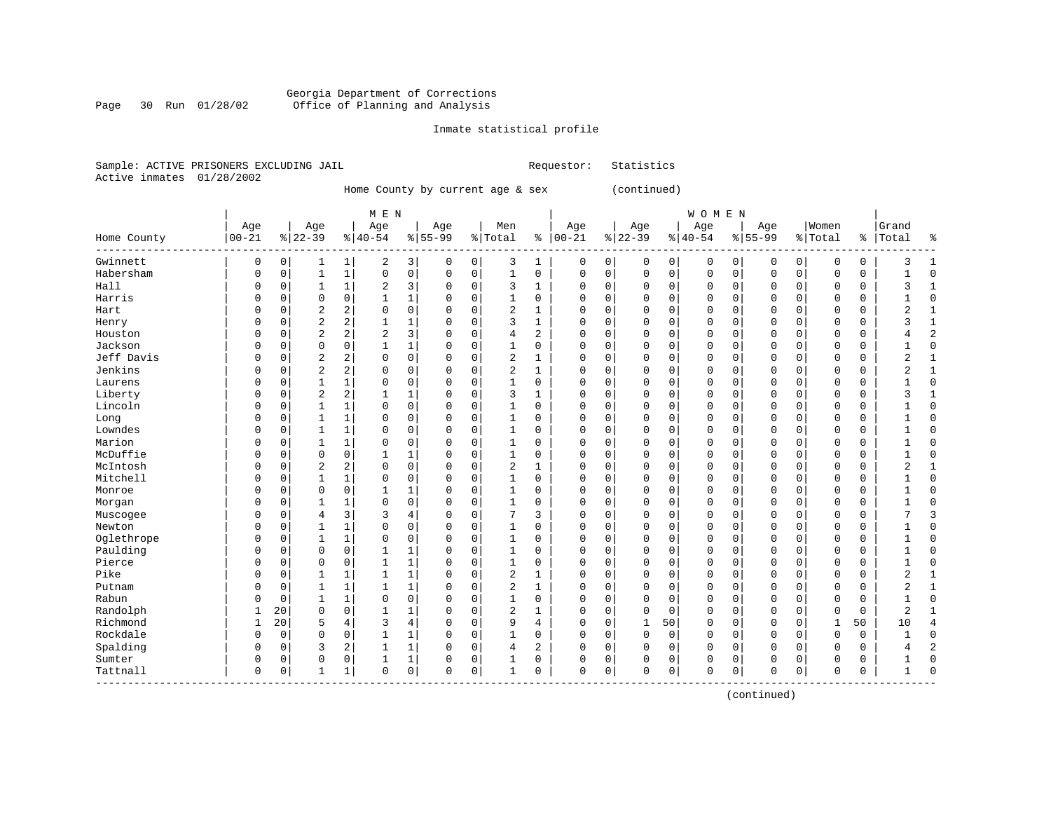Georgia Department of Corrections
Office of Planning and Analysis

Inmate statistical profile

Sample: ACTIVE PRISONERS EXCLUDING JAIL — Requestor: Statistics
Active inmates 01/28/2002

Home County by current age & sex (continued)

| Home County | MEN Age 00-21 | % | Age 22-39 | % | Age 40-54 | % | Age 55-99 | % | Men Total | % | WOMEN Age 00-21 | % | Age 22-39 | % | Age 40-54 | % | Age 55-99 | % | Women Total | % | Grand Total | % |
|---|---|---|---|---|---|---|---|---|---|---|---|---|---|---|---|---|---|---|---|---|---|---|
| Gwinnett | 0 | 0 | 1 | 1 | 2 | 3 | 0 | 0 | 3 | 1 | 0 | 0 | 0 | 0 | 0 | 0 | 0 | 0 | 0 | 0 | 3 | 1 |
| Habersham | 0 | 0 | 1 | 1 | 0 | 0 | 0 | 0 | 1 | 0 | 0 | 0 | 0 | 0 | 0 | 0 | 0 | 0 | 0 | 0 | 1 | 0 |
| Hall | 0 | 0 | 1 | 1 | 2 | 3 | 0 | 0 | 3 | 1 | 0 | 0 | 0 | 0 | 0 | 0 | 0 | 0 | 0 | 0 | 3 | 1 |
| Harris | 0 | 0 | 0 | 0 | 1 | 1 | 0 | 0 | 1 | 0 | 0 | 0 | 0 | 0 | 0 | 0 | 0 | 0 | 0 | 0 | 1 | 0 |
| Hart | 0 | 0 | 2 | 2 | 0 | 0 | 0 | 0 | 2 | 1 | 0 | 0 | 0 | 0 | 0 | 0 | 0 | 0 | 0 | 0 | 2 | 1 |
| Henry | 0 | 0 | 2 | 2 | 1 | 1 | 0 | 0 | 3 | 1 | 0 | 0 | 0 | 0 | 0 | 0 | 0 | 0 | 0 | 0 | 3 | 1 |
| Houston | 0 | 0 | 2 | 2 | 2 | 3 | 0 | 0 | 4 | 2 | 0 | 0 | 0 | 0 | 0 | 0 | 0 | 0 | 0 | 0 | 4 | 2 |
| Jackson | 0 | 0 | 0 | 0 | 1 | 1 | 0 | 0 | 1 | 0 | 0 | 0 | 0 | 0 | 0 | 0 | 0 | 0 | 0 | 0 | 1 | 0 |
| Jeff Davis | 0 | 0 | 2 | 2 | 0 | 0 | 0 | 0 | 2 | 1 | 0 | 0 | 0 | 0 | 0 | 0 | 0 | 0 | 0 | 0 | 2 | 1 |
| Jenkins | 0 | 0 | 2 | 2 | 0 | 0 | 0 | 0 | 2 | 1 | 0 | 0 | 0 | 0 | 0 | 0 | 0 | 0 | 0 | 0 | 2 | 1 |
| Laurens | 0 | 0 | 1 | 1 | 0 | 0 | 0 | 0 | 1 | 0 | 0 | 0 | 0 | 0 | 0 | 0 | 0 | 0 | 0 | 0 | 1 | 0 |
| Liberty | 0 | 0 | 2 | 2 | 1 | 1 | 0 | 0 | 3 | 1 | 0 | 0 | 0 | 0 | 0 | 0 | 0 | 0 | 0 | 0 | 3 | 1 |
| Lincoln | 0 | 0 | 1 | 1 | 0 | 0 | 0 | 0 | 1 | 0 | 0 | 0 | 0 | 0 | 0 | 0 | 0 | 0 | 0 | 0 | 1 | 0 |
| Long | 0 | 0 | 1 | 1 | 0 | 0 | 0 | 0 | 1 | 0 | 0 | 0 | 0 | 0 | 0 | 0 | 0 | 0 | 0 | 0 | 1 | 0 |
| Lowndes | 0 | 0 | 1 | 1 | 0 | 0 | 0 | 0 | 1 | 0 | 0 | 0 | 0 | 0 | 0 | 0 | 0 | 0 | 0 | 0 | 1 | 0 |
| Marion | 0 | 0 | 1 | 1 | 0 | 0 | 0 | 0 | 1 | 0 | 0 | 0 | 0 | 0 | 0 | 0 | 0 | 0 | 0 | 0 | 1 | 0 |
| McDuffie | 0 | 0 | 0 | 0 | 1 | 1 | 0 | 0 | 1 | 0 | 0 | 0 | 0 | 0 | 0 | 0 | 0 | 0 | 0 | 0 | 1 | 0 |
| McIntosh | 0 | 0 | 2 | 2 | 0 | 0 | 0 | 0 | 2 | 1 | 0 | 0 | 0 | 0 | 0 | 0 | 0 | 0 | 0 | 0 | 2 | 1 |
| Mitchell | 0 | 0 | 1 | 1 | 0 | 0 | 0 | 0 | 1 | 0 | 0 | 0 | 0 | 0 | 0 | 0 | 0 | 0 | 0 | 0 | 1 | 0 |
| Monroe | 0 | 0 | 0 | 0 | 1 | 1 | 0 | 0 | 1 | 0 | 0 | 0 | 0 | 0 | 0 | 0 | 0 | 0 | 0 | 0 | 1 | 0 |
| Morgan | 0 | 0 | 1 | 1 | 0 | 0 | 0 | 0 | 1 | 0 | 0 | 0 | 0 | 0 | 0 | 0 | 0 | 0 | 0 | 0 | 1 | 0 |
| Muscogee | 0 | 0 | 4 | 3 | 3 | 4 | 0 | 0 | 7 | 3 | 0 | 0 | 0 | 0 | 0 | 0 | 0 | 0 | 0 | 0 | 7 | 3 |
| Newton | 0 | 0 | 1 | 1 | 0 | 0 | 0 | 0 | 1 | 0 | 0 | 0 | 0 | 0 | 0 | 0 | 0 | 0 | 0 | 0 | 1 | 0 |
| Oglethrope | 0 | 0 | 1 | 1 | 0 | 0 | 0 | 0 | 1 | 0 | 0 | 0 | 0 | 0 | 0 | 0 | 0 | 0 | 0 | 0 | 1 | 0 |
| Paulding | 0 | 0 | 0 | 0 | 1 | 1 | 0 | 0 | 1 | 0 | 0 | 0 | 0 | 0 | 0 | 0 | 0 | 0 | 0 | 0 | 1 | 0 |
| Pierce | 0 | 0 | 0 | 0 | 1 | 1 | 0 | 0 | 1 | 0 | 0 | 0 | 0 | 0 | 0 | 0 | 0 | 0 | 0 | 0 | 1 | 0 |
| Pike | 0 | 0 | 1 | 1 | 1 | 1 | 0 | 0 | 2 | 1 | 0 | 0 | 0 | 0 | 0 | 0 | 0 | 0 | 0 | 0 | 2 | 1 |
| Putnam | 0 | 0 | 1 | 1 | 1 | 1 | 0 | 0 | 2 | 1 | 0 | 0 | 0 | 0 | 0 | 0 | 0 | 0 | 0 | 0 | 2 | 1 |
| Rabun | 0 | 0 | 1 | 1 | 0 | 0 | 0 | 0 | 1 | 0 | 0 | 0 | 0 | 0 | 0 | 0 | 0 | 0 | 0 | 0 | 1 | 0 |
| Randolph | 1 | 20 | 0 | 0 | 1 | 1 | 0 | 0 | 2 | 1 | 0 | 0 | 0 | 0 | 0 | 0 | 0 | 0 | 0 | 0 | 2 | 1 |
| Richmond | 1 | 20 | 5 | 4 | 3 | 4 | 0 | 0 | 9 | 4 | 0 | 0 | 1 | 50 | 0 | 0 | 0 | 0 | 1 | 50 | 10 | 4 |
| Rockdale | 0 | 0 | 0 | 0 | 1 | 1 | 0 | 0 | 1 | 0 | 0 | 0 | 0 | 0 | 0 | 0 | 0 | 0 | 0 | 0 | 1 | 0 |
| Spalding | 0 | 0 | 3 | 2 | 1 | 1 | 0 | 0 | 4 | 2 | 0 | 0 | 0 | 0 | 0 | 0 | 0 | 0 | 0 | 0 | 4 | 2 |
| Sumter | 0 | 0 | 0 | 0 | 1 | 1 | 0 | 0 | 1 | 0 | 0 | 0 | 0 | 0 | 0 | 0 | 0 | 0 | 0 | 0 | 1 | 0 |
| Tattnall | 0 | 0 | 1 | 1 | 0 | 0 | 0 | 0 | 1 | 0 | 0 | 0 | 0 | 0 | 0 | 0 | 0 | 0 | 0 | 0 | 1 | 0 |

(continued)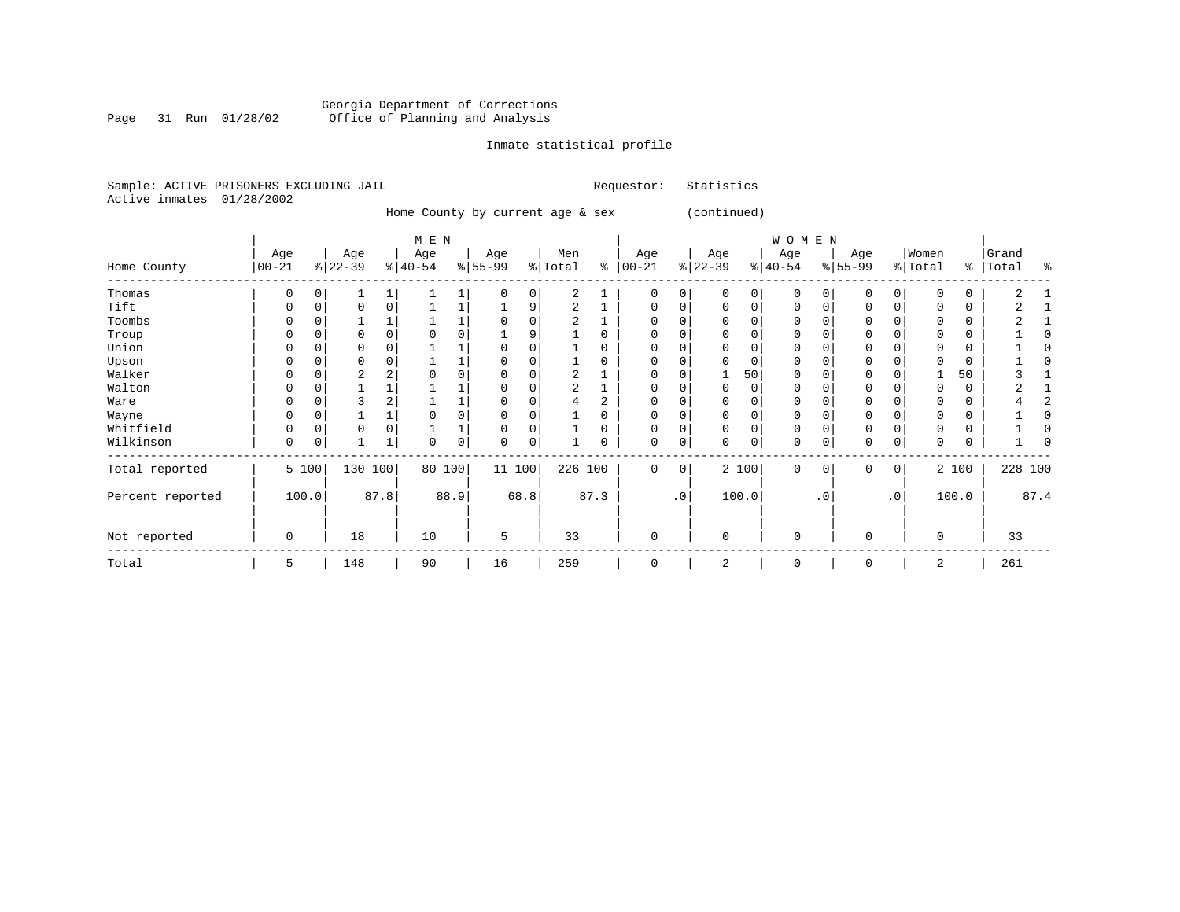Georgia Department of Corrections
Office of Planning and Analysis

Inmate statistical profile

Sample: ACTIVE PRISONERS EXCLUDING JAIL

Requestor: Statistics

Active inmates 01/28/2002

Home County by current age & sex (continued)

| Home County | MEN Age 00-21 | % | Age 22-39 | % | Age 40-54 | % | Age 55-99 | % | Men Total | % | WOMEN Age 00-21 | % | Age 22-39 | % | Age 40-54 | % | Age 55-99 | % | Women Total | % | Grand Total | % |
|---|---|---|---|---|---|---|---|---|---|---|---|---|---|---|---|---|---|---|---|---|---|---|
| Thomas | 0 | 0 | 1 | 1 | 1 | 1 | 0 | 0 | 2 | 1 | 0 | 0 | 0 | 0 | 0 | 0 | 0 | 0 | 0 | 0 | 2 | 1 |
| Tift | 0 | 0 | 0 | 0 | 1 | 1 | 1 | 9 | 2 | 1 | 0 | 0 | 0 | 0 | 0 | 0 | 0 | 0 | 0 | 0 | 2 | 1 |
| Toombs | 0 | 0 | 1 | 1 | 1 | 1 | 0 | 0 | 2 | 1 | 0 | 0 | 0 | 0 | 0 | 0 | 0 | 0 | 0 | 0 | 2 | 1 |
| Troup | 0 | 0 | 0 | 0 | 0 | 0 | 1 | 9 | 1 | 0 | 0 | 0 | 0 | 0 | 0 | 0 | 0 | 0 | 0 | 0 | 1 | 0 |
| Union | 0 | 0 | 0 | 0 | 1 | 1 | 0 | 0 | 1 | 0 | 0 | 0 | 0 | 0 | 0 | 0 | 0 | 0 | 0 | 0 | 1 | 0 |
| Upson | 0 | 0 | 0 | 0 | 1 | 1 | 0 | 0 | 1 | 0 | 0 | 0 | 0 | 0 | 0 | 0 | 0 | 0 | 0 | 0 | 1 | 0 |
| Walker | 0 | 0 | 2 | 2 | 0 | 0 | 0 | 0 | 2 | 1 | 0 | 0 | 1 | 50 | 0 | 0 | 0 | 0 | 1 | 50 | 3 | 1 |
| Walton | 0 | 0 | 1 | 1 | 1 | 1 | 0 | 0 | 2 | 1 | 0 | 0 | 0 | 0 | 0 | 0 | 0 | 0 | 0 | 0 | 2 | 1 |
| Ware | 0 | 0 | 3 | 2 | 1 | 1 | 0 | 0 | 4 | 2 | 0 | 0 | 0 | 0 | 0 | 0 | 0 | 0 | 0 | 0 | 4 | 2 |
| Wayne | 0 | 0 | 1 | 1 | 0 | 0 | 0 | 0 | 1 | 0 | 0 | 0 | 0 | 0 | 0 | 0 | 0 | 0 | 0 | 0 | 1 | 0 |
| Whitfield | 0 | 0 | 0 | 0 | 1 | 1 | 0 | 0 | 1 | 0 | 0 | 0 | 0 | 0 | 0 | 0 | 0 | 0 | 0 | 0 | 1 | 0 |
| Wilkinson | 0 | 0 | 1 | 1 | 0 | 0 | 0 | 0 | 1 | 0 | 0 | 0 | 0 | 0 | 0 | 0 | 0 | 0 | 0 | 0 | 1 | 0 |
| Total reported | 5 | 100 | 130 | 100 | 80 | 100 | 11 | 100 | 226 | 100 | 0 | 0 | 2 | 100 | 0 | 0 | 0 | 0 | 2 | 100 | 228 | 100 |
| Percent reported | 100.0 | | 87.8 | | 88.9 | | 68.8 | | 87.3 | | .0 | | 100.0 | | .0 | | .0 | | 100.0 | | 87.4 | |
| Not reported | 0 | | 18 | | 10 | | 5 | | 33 | | 0 | | 0 | | 0 | | 0 | | 0 | | 33 | |
| Total | 5 | | 148 | | 90 | | 16 | | 259 | | 0 | | 2 | | 0 | | 0 | | 2 | | 261 | |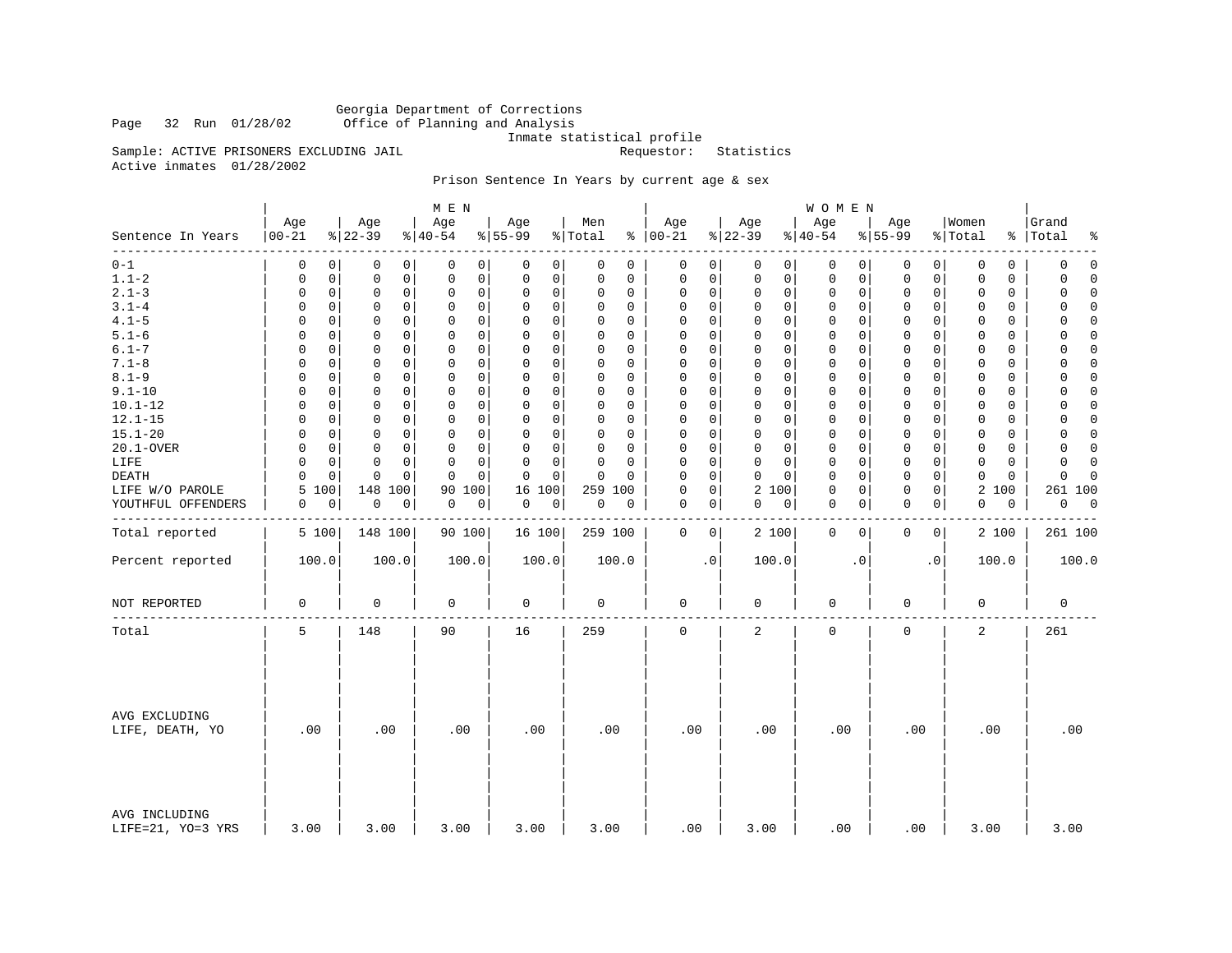Georgia Department of Corrections
Office of Planning and Analysis
Inmate statistical profile

Page 32 Run 01/28/02

Sample: ACTIVE PRISONERS EXCLUDING JAIL    Requestor: Statistics

Active inmates 01/28/2002

Prison Sentence In Years by current age & sex

| | MEN | | | | | | | | | | WOMEN | | | | | | | | | | | |
|---|---|---|---|---|---|---|---|---|---|---|---|---|---|---|---|---|---|---|---|---|---|---|
| Sentence In Years | Age 00-21 | % | Age 22-39 | % | Age 40-54 | % | Age 55-99 | % | Men Total | % | Age 00-21 | % | Age 22-39 | % | Age 40-54 | % | Age 55-99 | % | Women Total | % | Grand Total | % |
| 0-1 | 0 | 0 | 0 | 0 | 0 | 0 | 0 | 0 | 0 | 0 | 0 | 0 | 0 | 0 | 0 | 0 | 0 | 0 | 0 | 0 | 0 | 0 |
| 1.1-2 | 0 | 0 | 0 | 0 | 0 | 0 | 0 | 0 | 0 | 0 | 0 | 0 | 0 | 0 | 0 | 0 | 0 | 0 | 0 | 0 | 0 | 0 |
| 2.1-3 | 0 | 0 | 0 | 0 | 0 | 0 | 0 | 0 | 0 | 0 | 0 | 0 | 0 | 0 | 0 | 0 | 0 | 0 | 0 | 0 | 0 | 0 |
| 3.1-4 | 0 | 0 | 0 | 0 | 0 | 0 | 0 | 0 | 0 | 0 | 0 | 0 | 0 | 0 | 0 | 0 | 0 | 0 | 0 | 0 | 0 | 0 |
| 4.1-5 | 0 | 0 | 0 | 0 | 0 | 0 | 0 | 0 | 0 | 0 | 0 | 0 | 0 | 0 | 0 | 0 | 0 | 0 | 0 | 0 | 0 | 0 |
| 5.1-6 | 0 | 0 | 0 | 0 | 0 | 0 | 0 | 0 | 0 | 0 | 0 | 0 | 0 | 0 | 0 | 0 | 0 | 0 | 0 | 0 | 0 | 0 |
| 6.1-7 | 0 | 0 | 0 | 0 | 0 | 0 | 0 | 0 | 0 | 0 | 0 | 0 | 0 | 0 | 0 | 0 | 0 | 0 | 0 | 0 | 0 | 0 |
| 7.1-8 | 0 | 0 | 0 | 0 | 0 | 0 | 0 | 0 | 0 | 0 | 0 | 0 | 0 | 0 | 0 | 0 | 0 | 0 | 0 | 0 | 0 | 0 |
| 8.1-9 | 0 | 0 | 0 | 0 | 0 | 0 | 0 | 0 | 0 | 0 | 0 | 0 | 0 | 0 | 0 | 0 | 0 | 0 | 0 | 0 | 0 | 0 |
| 9.1-10 | 0 | 0 | 0 | 0 | 0 | 0 | 0 | 0 | 0 | 0 | 0 | 0 | 0 | 0 | 0 | 0 | 0 | 0 | 0 | 0 | 0 | 0 |
| 10.1-12 | 0 | 0 | 0 | 0 | 0 | 0 | 0 | 0 | 0 | 0 | 0 | 0 | 0 | 0 | 0 | 0 | 0 | 0 | 0 | 0 | 0 | 0 |
| 12.1-15 | 0 | 0 | 0 | 0 | 0 | 0 | 0 | 0 | 0 | 0 | 0 | 0 | 0 | 0 | 0 | 0 | 0 | 0 | 0 | 0 | 0 | 0 |
| 15.1-20 | 0 | 0 | 0 | 0 | 0 | 0 | 0 | 0 | 0 | 0 | 0 | 0 | 0 | 0 | 0 | 0 | 0 | 0 | 0 | 0 | 0 | 0 |
| 20.1-OVER | 0 | 0 | 0 | 0 | 0 | 0 | 0 | 0 | 0 | 0 | 0 | 0 | 0 | 0 | 0 | 0 | 0 | 0 | 0 | 0 | 0 | 0 |
| LIFE | 0 | 0 | 0 | 0 | 0 | 0 | 0 | 0 | 0 | 0 | 0 | 0 | 0 | 0 | 0 | 0 | 0 | 0 | 0 | 0 | 0 | 0 |
| DEATH | 0 | 0 | 0 | 0 | 0 | 0 | 0 | 0 | 0 | 0 | 0 | 0 | 0 | 0 | 0 | 0 | 0 | 0 | 0 | 0 | 0 | 0 |
| LIFE W/O PAROLE | 5 | 100 | 148 | 100 | 90 | 100 | 16 | 100 | 259 | 100 | 0 | 0 | 2 | 100 | 0 | 0 | 0 | 0 | 2 | 100 | 261 | 100 |
| YOUTHFUL OFFENDERS | 0 | 0 | 0 | 0 | 0 | 0 | 0 | 0 | 0 | 0 | 0 | 0 | 0 | 0 | 0 | 0 | 0 | 0 | 0 | 0 | 0 | 0 |
| Total reported | 5 | 100 | 148 | 100 | 90 | 100 | 16 | 100 | 259 | 100 | 0 | 0 | 2 | 100 | 0 | 0 | 0 | 0 | 2 | 100 | 261 | 100 |
| Percent reported | 100.0 | | 100.0 | | 100.0 | | 100.0 | | 100.0 | | .0 | | 100.0 | | .0 | | .0 | | 100.0 | | 100.0 | |
| NOT REPORTED | 0 | | 0 | | 0 | | 0 | | 0 | | 0 | | 0 | | 0 | | 0 | | 0 | | 0 | |
| Total | 5 | | 148 | | 90 | | 16 | | 259 | | 0 | | 2 | | 0 | | 0 | | 2 | | 261 | |
| AVG EXCLUDING LIFE, DEATH, YO | .00 | | .00 | | .00 | | .00 | | .00 | | .00 | | .00 | | .00 | | .00 | | .00 | | .00 | |
| AVG INCLUDING LIFE=21, YO=3 YRS | 3.00 | | 3.00 | | 3.00 | | 3.00 | | 3.00 | | .00 | | 3.00 | | .00 | | .00 | | 3.00 | | 3.00 | |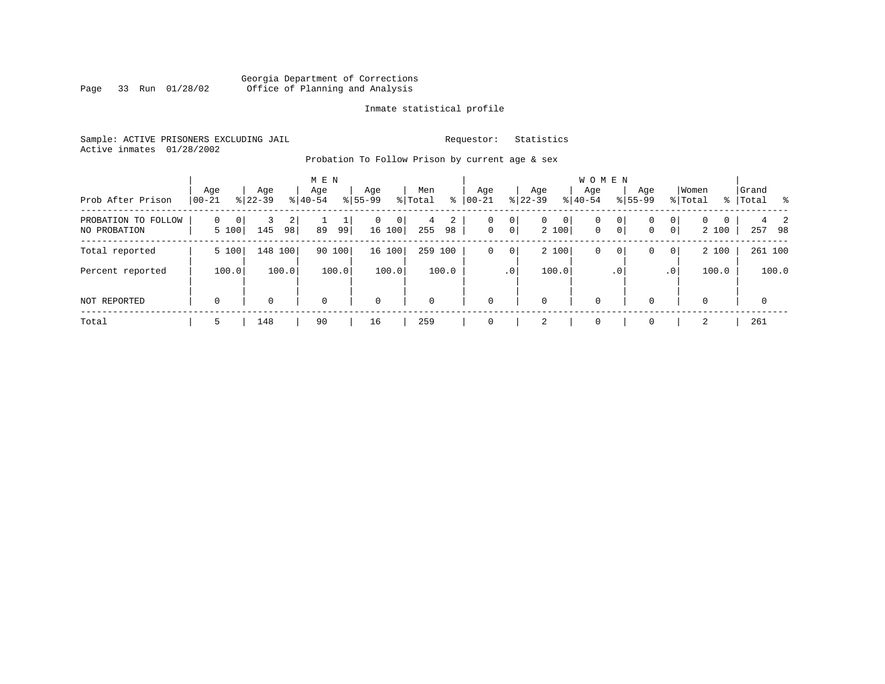Georgia Department of Corrections
Office of Planning and Analysis

Inmate statistical profile

Sample: ACTIVE PRISONERS EXCLUDING JAIL    Requestor: Statistics
Active inmates 01/28/2002

Probation To Follow Prison by current age & sex

| Prob After Prison | MEN Age 00-21 | % | Age 22-39 | % | Age 40-54 | % | Age 55-99 | % | Men Total | % | WOMEN Age 00-21 | % | Age 22-39 | % | Age 40-54 | % | Age 55-99 | % | Women Total | % | Grand Total | % |
|---|---|---|---|---|---|---|---|---|---|---|---|---|---|---|---|---|---|---|---|---|---|---|
| PROBATION TO FOLLOW | 0 | 0 | 3 | 2 | 1 | 1 | 0 | 0 | 4 | 2 | 0 | 0 | 0 | 0 | 0 | 0 | 0 | 0 | 0 | 0 | 4 | 2 |
| NO PROBATION | 5 | 100 | 145 | 98 | 89 | 99 | 16 | 100 | 255 | 98 | 0 | 0 | 2 | 100 | 0 | 0 | 0 | 0 | 2 | 100 | 257 | 98 |
| Total reported | 5 | 100 | 148 | 100 | 90 | 100 | 16 | 100 | 259 | 100 | 0 | 0 | 2 | 100 | 0 | 0 | 0 | 0 | 2 | 100 | 261 | 100 |
| Percent reported | | 100.0 | | 100.0 | | 100.0 | | 100.0 | | 100.0 | | .0 | | 100.0 | | .0 | | .0 | | 100.0 | | 100.0 |
| NOT REPORTED | 0 | | 0 | | 0 | | 0 | | 0 | | 0 | | 0 | | 0 | | 0 | | 0 | | 0 | |
| Total | 5 | | 148 | | 90 | | 16 | | 259 | | 0 | | 2 | | 0 | | 0 | | 2 | | 261 | |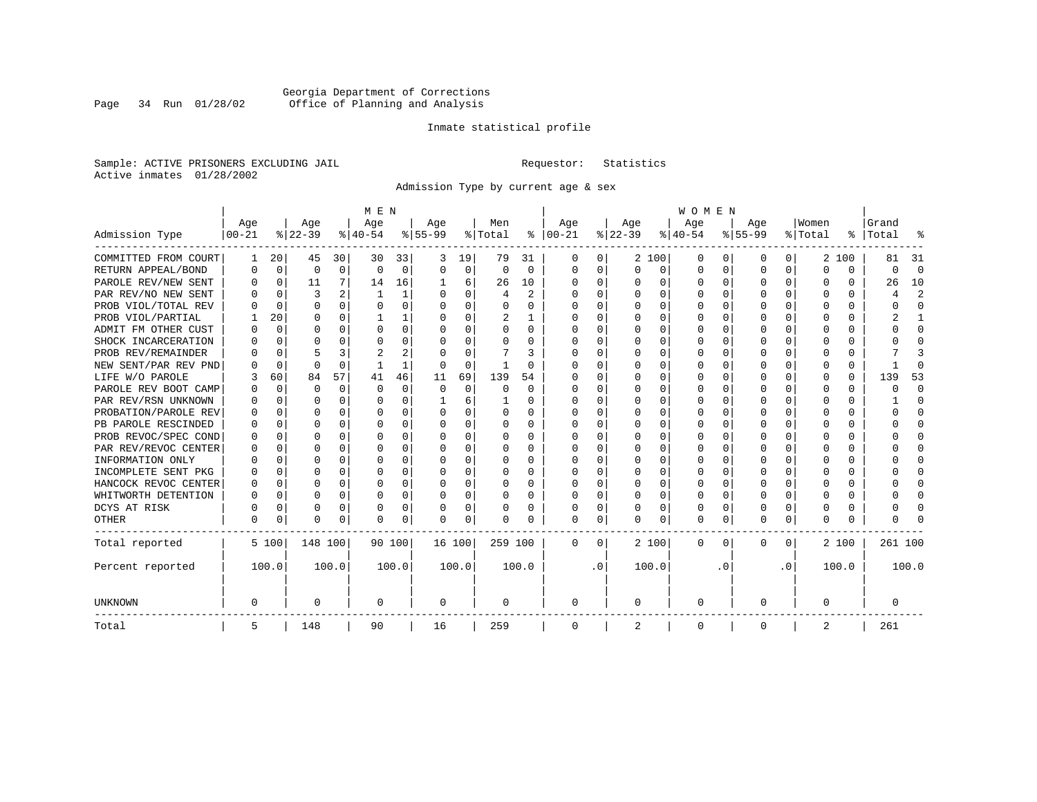Georgia Department of Corrections
Office of Planning and Analysis

Inmate statistical profile

Sample: ACTIVE PRISONERS EXCLUDING JAIL    Requestor: Statistics
Active inmates 01/28/2002

Admission Type by current age & sex

| Admission Type | MEN Age 00-21 | % | Age 22-39 | % | Age 40-54 | % | Age 55-99 | % | Men Total | % | WOMEN Age 00-21 | % | Age 22-39 | % | Age 40-54 | % | Age 55-99 | % | Women Total | % | Grand Total | % |
|---|---|---|---|---|---|---|---|---|---|---|---|---|---|---|---|---|---|---|---|---|---|---|
| COMMITTED FROM COURT | 1 | 20 | 45 | 30 | 30 | 33 | 3 | 19 | 79 | 31 | 0 | 0 | 2 | 100 | 0 | 0 | 0 | 0 | 2 | 100 | 81 | 31 |
| RETURN APPEAL/BOND | 0 | 0 | 0 | 0 | 0 | 0 | 0 | 0 | 0 | 0 | 0 | 0 | 0 | 0 | 0 | 0 | 0 | 0 | 0 | 0 | 0 | 0 |
| PAROLE REV/NEW SENT | 0 | 0 | 11 | 7 | 14 | 16 | 1 | 6 | 26 | 10 | 0 | 0 | 0 | 0 | 0 | 0 | 0 | 0 | 0 | 0 | 26 | 10 |
| PAR REV/NO NEW SENT | 0 | 0 | 3 | 2 | 1 | 1 | 0 | 0 | 4 | 2 | 0 | 0 | 0 | 0 | 0 | 0 | 0 | 0 | 0 | 0 | 4 | 2 |
| PROB VIOL/TOTAL REV | 0 | 0 | 0 | 0 | 0 | 0 | 0 | 0 | 0 | 0 | 0 | 0 | 0 | 0 | 0 | 0 | 0 | 0 | 0 | 0 | 0 | 0 |
| PROB VIOL/PARTIAL | 1 | 20 | 0 | 0 | 1 | 1 | 0 | 0 | 2 | 1 | 0 | 0 | 0 | 0 | 0 | 0 | 0 | 0 | 0 | 0 | 2 | 1 |
| ADMIT FM OTHER CUST | 0 | 0 | 0 | 0 | 0 | 0 | 0 | 0 | 0 | 0 | 0 | 0 | 0 | 0 | 0 | 0 | 0 | 0 | 0 | 0 | 0 | 0 |
| SHOCK INCARCERATION | 0 | 0 | 0 | 0 | 0 | 0 | 0 | 0 | 0 | 0 | 0 | 0 | 0 | 0 | 0 | 0 | 0 | 0 | 0 | 0 | 0 | 0 |
| PROB REV/REMAINDER | 0 | 0 | 5 | 3 | 2 | 2 | 0 | 0 | 7 | 3 | 0 | 0 | 0 | 0 | 0 | 0 | 0 | 0 | 0 | 0 | 7 | 3 |
| NEW SENT/PAR REV PND | 0 | 0 | 0 | 0 | 1 | 1 | 0 | 0 | 1 | 0 | 0 | 0 | 0 | 0 | 0 | 0 | 0 | 0 | 0 | 0 | 1 | 0 |
| LIFE W/O PAROLE | 3 | 60 | 84 | 57 | 41 | 46 | 11 | 69 | 139 | 54 | 0 | 0 | 0 | 0 | 0 | 0 | 0 | 0 | 0 | 0 | 139 | 53 |
| PAROLE REV BOOT CAMP | 0 | 0 | 0 | 0 | 0 | 0 | 0 | 0 | 0 | 0 | 0 | 0 | 0 | 0 | 0 | 0 | 0 | 0 | 0 | 0 | 0 | 0 |
| PAR REV/RSN UNKNOWN | 0 | 0 | 0 | 0 | 0 | 0 | 1 | 6 | 1 | 0 | 0 | 0 | 0 | 0 | 0 | 0 | 0 | 0 | 0 | 0 | 1 | 0 |
| PROBATION/PAROLE REV | 0 | 0 | 0 | 0 | 0 | 0 | 0 | 0 | 0 | 0 | 0 | 0 | 0 | 0 | 0 | 0 | 0 | 0 | 0 | 0 | 0 | 0 |
| PB PAROLE RESCINDED | 0 | 0 | 0 | 0 | 0 | 0 | 0 | 0 | 0 | 0 | 0 | 0 | 0 | 0 | 0 | 0 | 0 | 0 | 0 | 0 | 0 | 0 |
| PROB REVOC/SPEC COND | 0 | 0 | 0 | 0 | 0 | 0 | 0 | 0 | 0 | 0 | 0 | 0 | 0 | 0 | 0 | 0 | 0 | 0 | 0 | 0 | 0 | 0 |
| PAR REV/REVOC CENTER | 0 | 0 | 0 | 0 | 0 | 0 | 0 | 0 | 0 | 0 | 0 | 0 | 0 | 0 | 0 | 0 | 0 | 0 | 0 | 0 | 0 | 0 |
| INFORMATION ONLY | 0 | 0 | 0 | 0 | 0 | 0 | 0 | 0 | 0 | 0 | 0 | 0 | 0 | 0 | 0 | 0 | 0 | 0 | 0 | 0 | 0 | 0 |
| INCOMPLETE SENT PKG | 0 | 0 | 0 | 0 | 0 | 0 | 0 | 0 | 0 | 0 | 0 | 0 | 0 | 0 | 0 | 0 | 0 | 0 | 0 | 0 | 0 | 0 |
| HANCOCK REVOC CENTER | 0 | 0 | 0 | 0 | 0 | 0 | 0 | 0 | 0 | 0 | 0 | 0 | 0 | 0 | 0 | 0 | 0 | 0 | 0 | 0 | 0 | 0 |
| WHITWORTH DETENTION | 0 | 0 | 0 | 0 | 0 | 0 | 0 | 0 | 0 | 0 | 0 | 0 | 0 | 0 | 0 | 0 | 0 | 0 | 0 | 0 | 0 | 0 |
| DCYS AT RISK | 0 | 0 | 0 | 0 | 0 | 0 | 0 | 0 | 0 | 0 | 0 | 0 | 0 | 0 | 0 | 0 | 0 | 0 | 0 | 0 | 0 | 0 |
| OTHER | 0 | 0 | 0 | 0 | 0 | 0 | 0 | 0 | 0 | 0 | 0 | 0 | 0 | 0 | 0 | 0 | 0 | 0 | 0 | 0 | 0 | 0 |
| Total reported | 5 | 100 | 148 | 100 | 90 | 100 | 16 | 100 | 259 | 100 | 0 | 0 | 2 | 100 | 0 | 0 | 0 | 0 | 2 | 100 | 261 | 100 |
| Percent reported | | 100.0 | | 100.0 | | 100.0 | | 100.0 | | 100.0 | | .0 | | 100.0 | | .0 | | .0 | | 100.0 | | 100.0 |
| UNKNOWN | 0 | | 0 | | 0 | | 0 | | 0 | | 0 | | 0 | | 0 | | 0 | | 0 | | 0 | |
| Total | 5 | | 148 | | 90 | | 16 | | 259 | | 0 | | 2 | | 0 | | 0 | | 2 | | 261 | |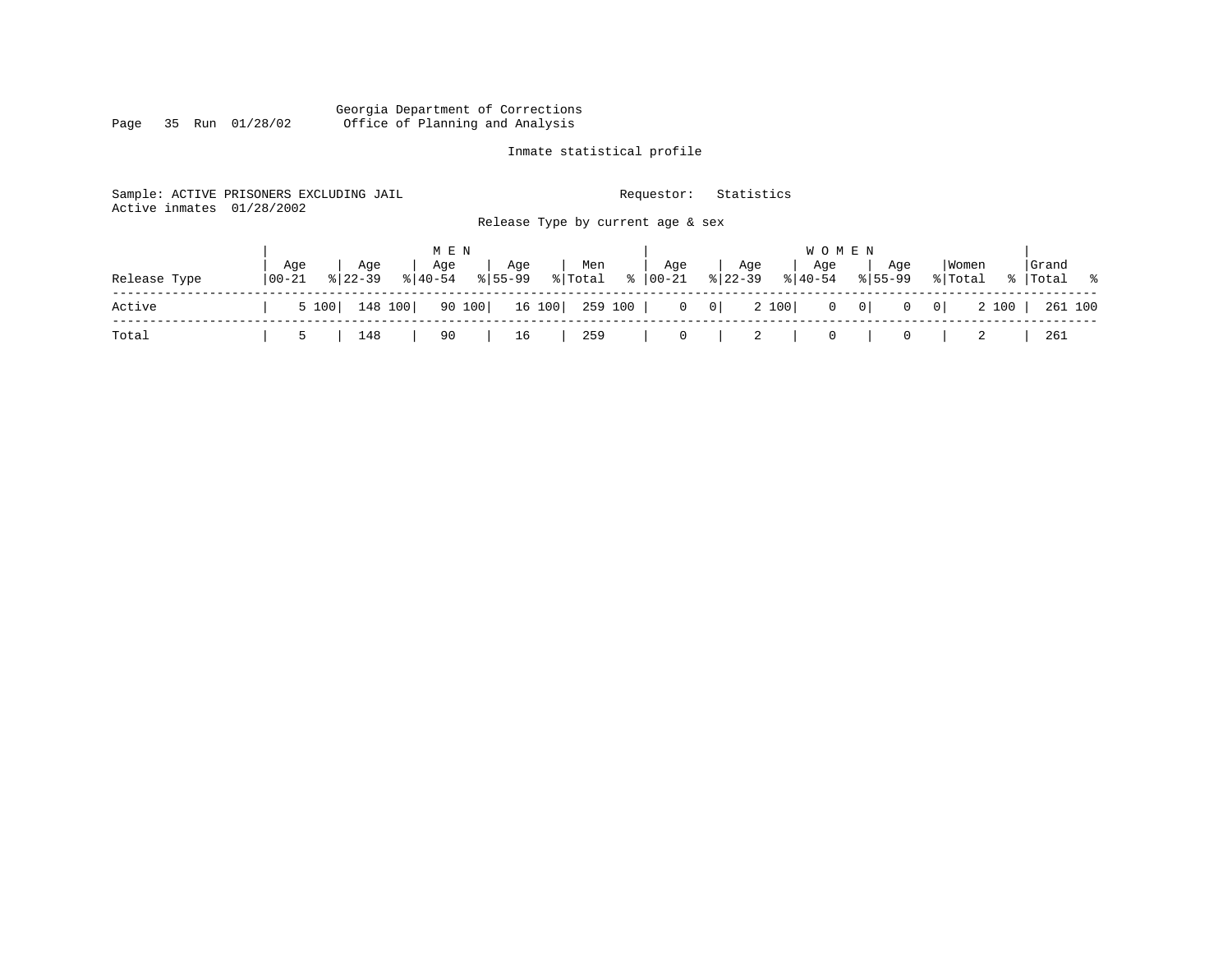Georgia Department of Corrections
Office of Planning and Analysis

Inmate statistical profile

Sample: ACTIVE PRISONERS EXCLUDING JAIL                                   Requestor: Statistics
Active inmates 01/28/2002

Release Type by current age & sex

| Release Type | MEN Age 00-21 | % | Age 22-39 | % | Age 40-54 | % | Age 55-99 | % | Men Total | % | WOMEN Age 00-21 | % | Age 22-39 | % | Age 40-54 | % | Age 55-99 | % | Women Total | % | Grand Total | % |
|---|---|---|---|---|---|---|---|---|---|---|---|---|---|---|---|---|---|---|---|---|---|---|
| Active | 5 | 100 | 148 | 100 | 90 | 100 | 16 | 100 | 259 | 100 | 0 | 0 | 2 | 100 | 0 | 0 | 0 | 0 | 2 | 100 | 261 | 100 |
| Total | 5 | | 148 | | 90 | | 16 | | 259 | | 0 | | 2 | | 0 | | 0 | | 2 | | 261 | |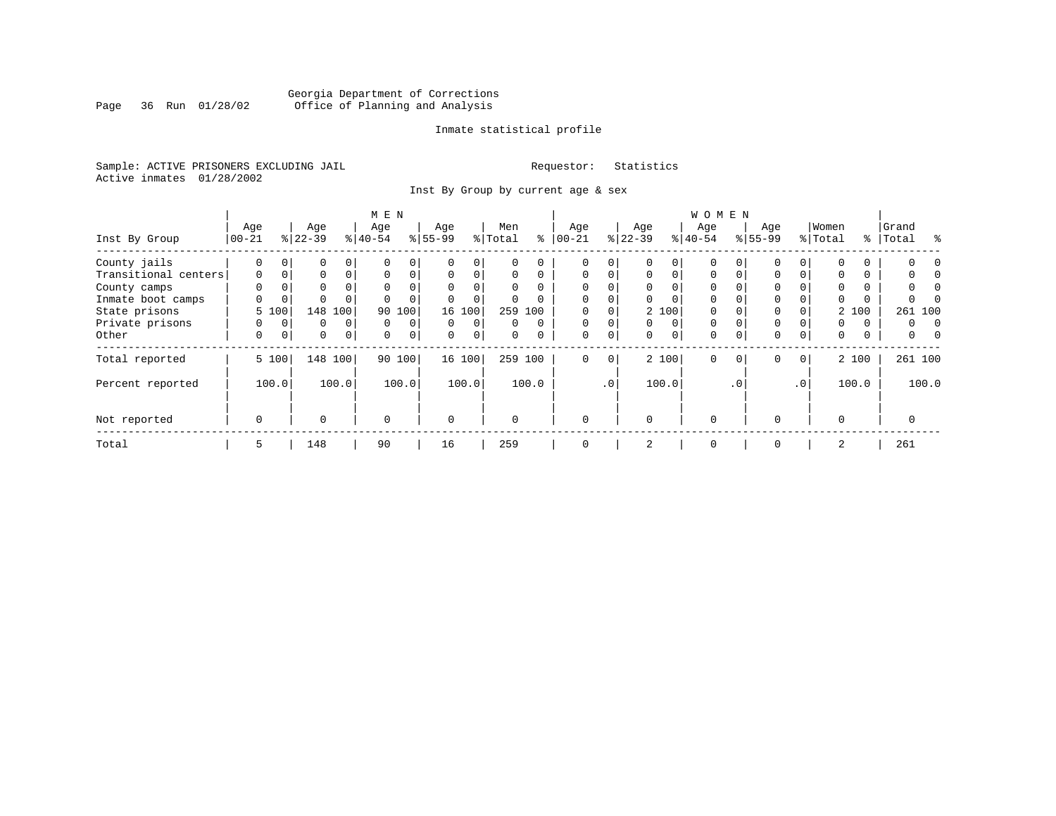Georgia Department of Corrections
Office of Planning and Analysis

Inmate statistical profile

Sample: ACTIVE PRISONERS EXCLUDING JAIL                                   Requestor: Statistics
Active inmates 01/28/2002

Inst By Group by current age & sex

| Inst By Group | MEN Age 00-21 | % | Age 22-39 | % | Age 40-54 | % | Age 55-99 | % | Men Total | % | WOMEN Age 00-21 | % | Age 22-39 | % | Age 40-54 | % | Age 55-99 | % | Women Total | % | Grand Total | % |
|---|---|---|---|---|---|---|---|---|---|---|---|---|---|---|---|---|---|---|---|---|---|---|
| County jails | 0 | 0 | 0 | 0 | 0 | 0 | 0 | 0 | 0 | 0 | 0 | 0 | 0 | 0 | 0 | 0 | 0 | 0 | 0 | 0 | 0 | 0 |
| Transitional centers | 0 | 0 | 0 | 0 | 0 | 0 | 0 | 0 | 0 | 0 | 0 | 0 | 0 | 0 | 0 | 0 | 0 | 0 | 0 | 0 | 0 | 0 |
| County camps | 0 | 0 | 0 | 0 | 0 | 0 | 0 | 0 | 0 | 0 | 0 | 0 | 0 | 0 | 0 | 0 | 0 | 0 | 0 | 0 | 0 | 0 |
| Inmate boot camps | 0 | 0 | 0 | 0 | 0 | 0 | 0 | 0 | 0 | 0 | 0 | 0 | 0 | 0 | 0 | 0 | 0 | 0 | 0 | 0 | 0 | 0 |
| State prisons | 5 | 100 | 148 | 100 | 90 | 100 | 16 | 100 | 259 | 100 | 0 | 0 | 2 | 100 | 0 | 0 | 0 | 0 | 2 | 100 | 261 | 100 |
| Private prisons | 0 | 0 | 0 | 0 | 0 | 0 | 0 | 0 | 0 | 0 | 0 | 0 | 0 | 0 | 0 | 0 | 0 | 0 | 0 | 0 | 0 | 0 |
| Other | 0 | 0 | 0 | 0 | 0 | 0 | 0 | 0 | 0 | 0 | 0 | 0 | 0 | 0 | 0 | 0 | 0 | 0 | 0 | 0 | 0 | 0 |
| Total reported | 5 | 100 | 148 | 100 | 90 | 100 | 16 | 100 | 259 | 100 | 0 | 0 | 2 | 100 | 0 | 0 | 0 | 0 | 2 | 100 | 261 | 100 |
| Percent reported | | 100.0 | | 100.0 | | 100.0 | | 100.0 | | 100.0 | | .0 | | 100.0 | | .0 | | .0 | | 100.0 | | 100.0 |
| Not reported | 0 | | 0 | | 0 | | 0 | | 0 | | 0 | | 0 | | 0 | | 0 | | 0 | | 0 | |
| Total | 5 | | 148 | | 90 | | 16 | | 259 | | 0 | | 2 | | 0 | | 0 | | 2 | | 261 | |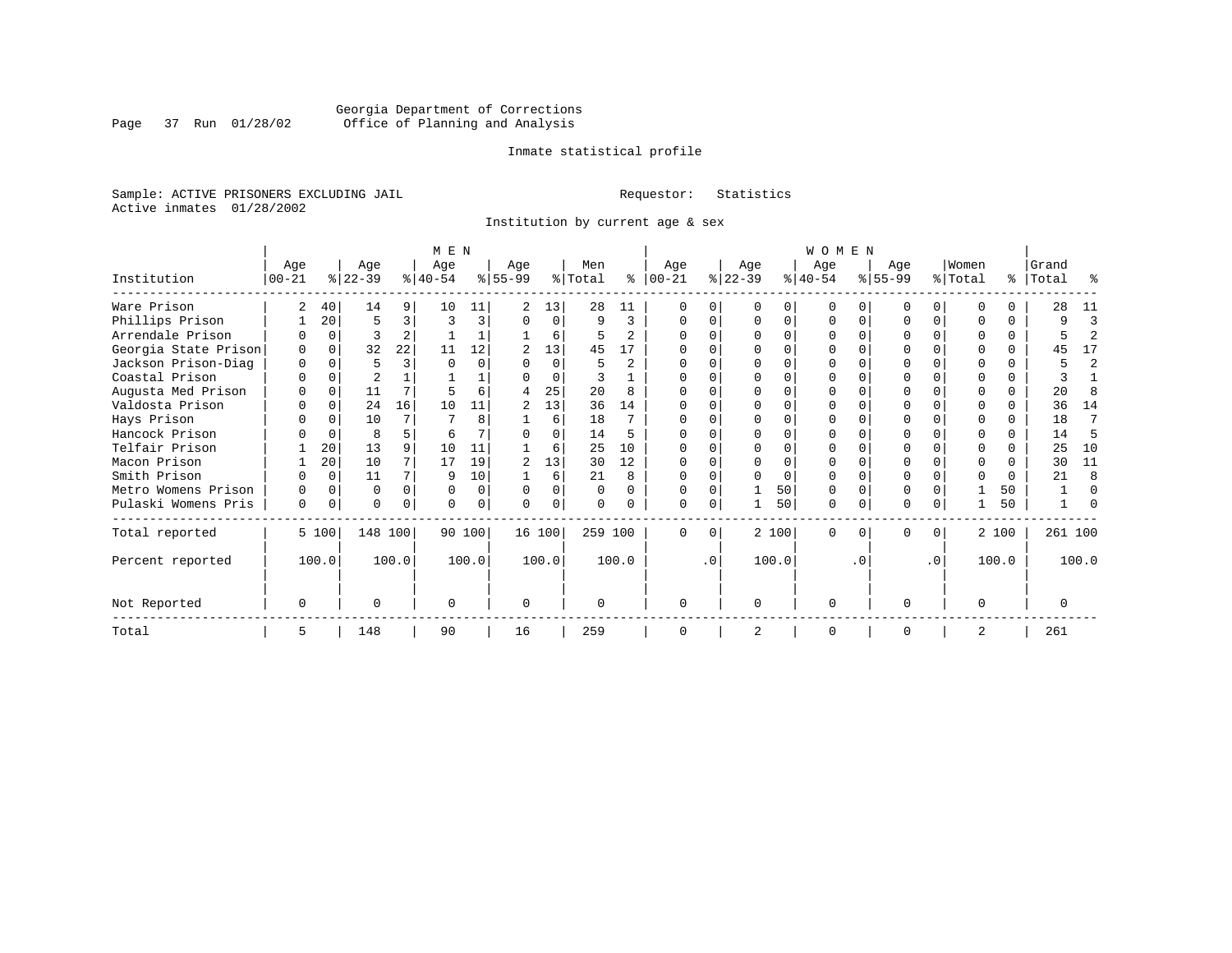Georgia Department of Corrections
Office of Planning and Analysis

Inmate statistical profile

Sample: ACTIVE PRISONERS EXCLUDING JAIL                    Requestor: Statistics
Active inmates 01/28/2002

Institution by current age & sex

| | MEN | | | | | | | | | | WOMEN | | | | | | | | | | Grand | |
|---|---|---|---|---|---|---|---|---|---|---|---|---|---|---|---|---|---|---|---|---|---|---|
| Institution | Age 00-21 | % | Age 22-39 | % | Age 40-54 | % | Age 55-99 | % | Men Total | % | Age 00-21 | % | Age 22-39 | % | Age 40-54 | % | Age 55-99 | % | Women Total | % | Total | % |
| Ware Prison | 2 | 40 | 14 | 9 | 10 | 11 | 2 | 13 | 28 | 11 | 0 | 0 | 0 | 0 | 0 | 0 | 0 | 0 | 0 | 0 | 28 | 11 |
| Phillips Prison | 1 | 20 | 5 | 3 | 3 | 3 | 0 | 0 | 9 | 3 | 0 | 0 | 0 | 0 | 0 | 0 | 0 | 0 | 0 | 0 | 9 | 3 |
| Arrendale Prison | 0 | 0 | 3 | 2 | 1 | 1 | 1 | 6 | 5 | 2 | 0 | 0 | 0 | 0 | 0 | 0 | 0 | 0 | 0 | 0 | 5 | 2 |
| Georgia State Prison | 0 | 0 | 32 | 22 | 11 | 12 | 2 | 13 | 45 | 17 | 0 | 0 | 0 | 0 | 0 | 0 | 0 | 0 | 0 | 0 | 45 | 17 |
| Jackson Prison-Diag | 0 | 0 | 5 | 3 | 0 | 0 | 0 | 0 | 5 | 2 | 0 | 0 | 0 | 0 | 0 | 0 | 0 | 0 | 0 | 0 | 5 | 2 |
| Coastal Prison | 0 | 0 | 2 | 1 | 1 | 1 | 0 | 0 | 3 | 1 | 0 | 0 | 0 | 0 | 0 | 0 | 0 | 0 | 0 | 0 | 3 | 1 |
| Augusta Med Prison | 0 | 0 | 11 | 7 | 5 | 6 | 4 | 25 | 20 | 8 | 0 | 0 | 0 | 0 | 0 | 0 | 0 | 0 | 0 | 0 | 20 | 8 |
| Valdosta Prison | 0 | 0 | 24 | 16 | 10 | 11 | 2 | 13 | 36 | 14 | 0 | 0 | 0 | 0 | 0 | 0 | 0 | 0 | 0 | 0 | 36 | 14 |
| Hays Prison | 0 | 0 | 10 | 7 | 7 | 8 | 1 | 6 | 18 | 7 | 0 | 0 | 0 | 0 | 0 | 0 | 0 | 0 | 0 | 0 | 18 | 7 |
| Hancock Prison | 0 | 0 | 8 | 5 | 6 | 7 | 0 | 0 | 14 | 5 | 0 | 0 | 0 | 0 | 0 | 0 | 0 | 0 | 0 | 0 | 14 | 5 |
| Telfair Prison | 1 | 20 | 13 | 9 | 10 | 11 | 1 | 6 | 25 | 10 | 0 | 0 | 0 | 0 | 0 | 0 | 0 | 0 | 0 | 0 | 25 | 10 |
| Macon Prison | 1 | 20 | 10 | 7 | 17 | 19 | 2 | 13 | 30 | 12 | 0 | 0 | 0 | 0 | 0 | 0 | 0 | 0 | 0 | 0 | 30 | 11 |
| Smith Prison | 0 | 0 | 11 | 7 | 9 | 10 | 1 | 6 | 21 | 8 | 0 | 0 | 0 | 0 | 0 | 0 | 0 | 0 | 0 | 0 | 21 | 8 |
| Metro Womens Prison | 0 | 0 | 0 | 0 | 0 | 0 | 0 | 0 | 0 | 0 | 0 | 0 | 1 | 50 | 0 | 0 | 0 | 0 | 1 | 50 | 1 | 0 |
| Pulaski Womens Pris | 0 | 0 | 0 | 0 | 0 | 0 | 0 | 0 | 0 | 0 | 0 | 0 | 1 | 50 | 0 | 0 | 0 | 0 | 1 | 50 | 1 | 0 |
| Total reported | 5 | 100 | 148 | 100 | 90 | 100 | 16 | 100 | 259 | 100 | 0 | 0 | 2 | 100 | 0 | 0 | 0 | 0 | 2 | 100 | 261 | 100 |
| Percent reported | | 100.0 | | 100.0 | | 100.0 | | 100.0 | | 100.0 | | .0 | | 100.0 | | .0 | | .0 | | 100.0 | | 100.0 |
| Not Reported | 0 | | 0 | | 0 | | 0 | | 0 | | 0 | | 0 | | 0 | | 0 | | 0 | | 0 | |
| Total | 5 | | 148 | | 90 | | 16 | | 259 | | 0 | | 2 | | 0 | | 0 | | 2 | | 261 | |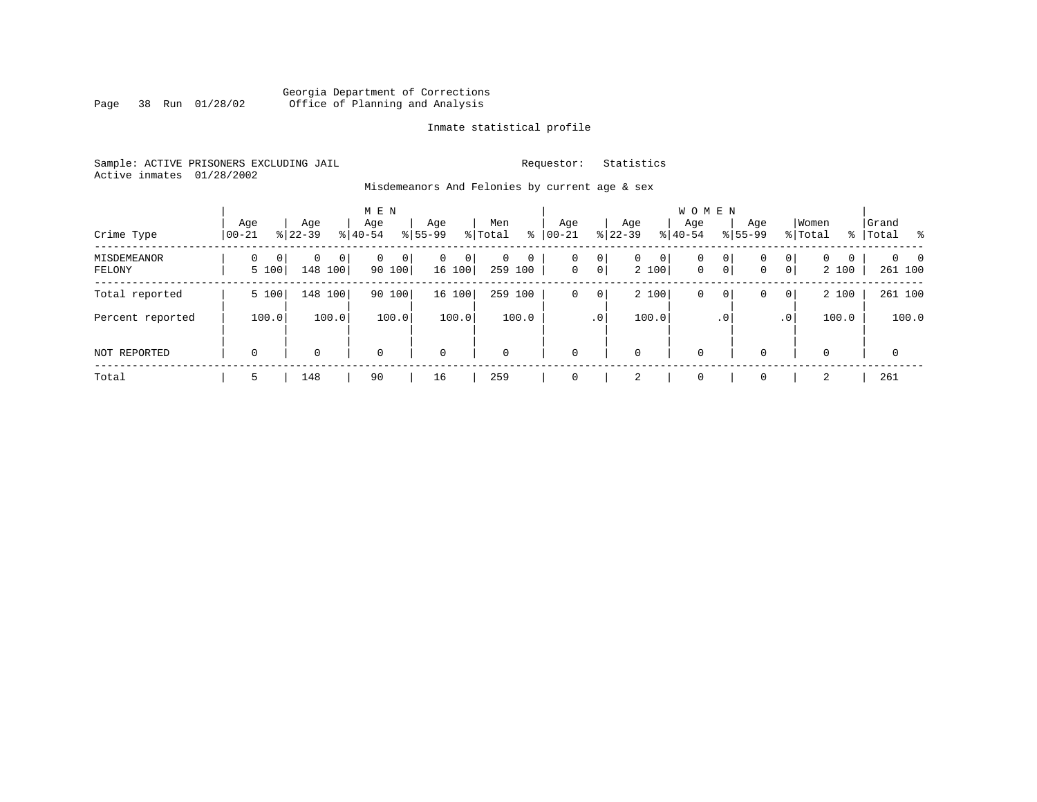Georgia Department of Corrections
Office of Planning and Analysis

Inmate statistical profile

Sample: ACTIVE PRISONERS EXCLUDING JAIL    Requestor: Statistics
Active inmates 01/28/2002

Misdemeanors And Felonies by current age & sex

| Crime Type | MEN Age 00-21 | % | Age 22-39 | % | Age 40-54 | % | Age 55-99 | % | Men Total | % | WOMEN Age 00-21 | % | Age 22-39 | % | Age 40-54 | % | Age 55-99 | % | Women Total | % | Grand Total | % |
|---|---|---|---|---|---|---|---|---|---|---|---|---|---|---|---|---|---|---|---|---|---|---|
| MISDEMEANOR | 0 | 0 | 0 | 0 | 0 | 0 | 0 | 0 | 0 | 0 | 0 | 0 | 0 | 0 | 0 | 0 | 0 | 0 | 0 | 0 | 0 | 0 |
| FELONY | 5 | 100 | 148 | 100 | 90 | 100 | 16 | 100 | 259 | 100 | 0 | 0 | 2 | 100 | 0 | 0 | 0 | 0 | 2 | 100 | 261 | 100 |
| Total reported | 5 | 100 | 148 | 100 | 90 | 100 | 16 | 100 | 259 | 100 | 0 | 0 | 2 | 100 | 0 | 0 | 0 | 0 | 2 | 100 | 261 | 100 |
| Percent reported | | 100.0 | | 100.0 | | 100.0 | | 100.0 | | 100.0 | | .0 | | 100.0 | | .0 | | .0 | | 100.0 | | 100.0 |
| NOT REPORTED | 0 | | 0 | | 0 | | 0 | | 0 | | 0 | | 0 | | 0 | | 0 | | 0 | | 0 | |
| Total | 5 | | 148 | | 90 | | 16 | | 259 | | 0 | | 2 | | 0 | | 0 | | 2 | | 261 | |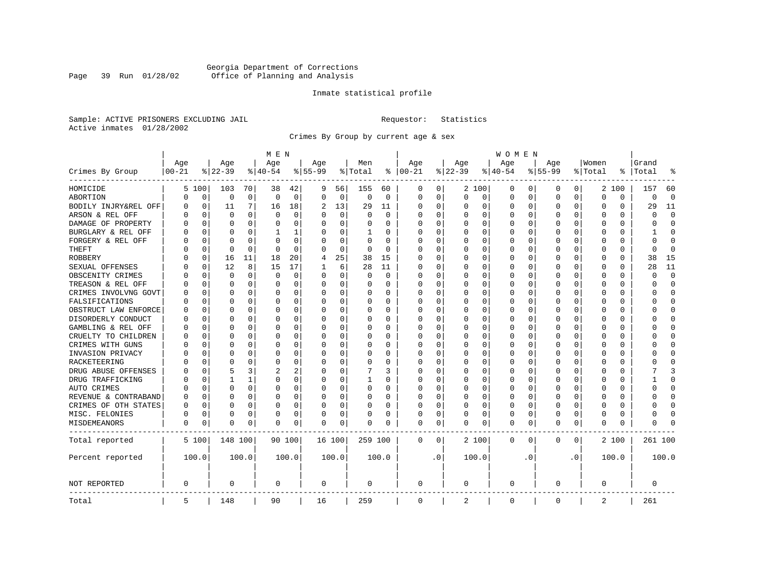Georgia Department of Corrections
Office of Planning and Analysis

Inmate statistical profile

Sample: ACTIVE PRISONERS EXCLUDING JAIL                    Requestor: Statistics
Active inmates 01/28/2002

Crimes By Group by current age & sex

| Crimes By Group | MEN Age 00-21 | % | Age 22-39 | % | Age 40-54 | % | Age 55-99 | % | Men Total | % | WOMEN Age 00-21 | % | Age 22-39 | % | Age 40-54 | % | Age 55-99 | % | Women Total | % | Grand Total | % |
|---|---|---|---|---|---|---|---|---|---|---|---|---|---|---|---|---|---|---|---|---|---|---|
| HOMICIDE | 5 | 100 | 103 | 70 | 38 | 42 | 9 | 56 | 155 | 60 | 0 | 0 | 2 | 100 | 0 | 0 | 0 | 0 | 2 | 100 | 157 | 60 |
| ABORTION | 0 | 0 | 0 | 0 | 0 | 0 | 0 | 0 | 0 | 0 | 0 | 0 | 0 | 0 | 0 | 0 | 0 | 0 | 0 | 0 | 0 | 0 |
| BODILY INJRY&REL OFF | 0 | 0 | 11 | 7 | 16 | 18 | 2 | 13 | 29 | 11 | 0 | 0 | 0 | 0 | 0 | 0 | 0 | 0 | 0 | 0 | 29 | 11 |
| ARSON & REL OFF | 0 | 0 | 0 | 0 | 0 | 0 | 0 | 0 | 0 | 0 | 0 | 0 | 0 | 0 | 0 | 0 | 0 | 0 | 0 | 0 | 0 | 0 |
| DAMAGE OF PROPERTY | 0 | 0 | 0 | 0 | 0 | 0 | 0 | 0 | 0 | 0 | 0 | 0 | 0 | 0 | 0 | 0 | 0 | 0 | 0 | 0 | 0 | 0 |
| BURGLARY & REL OFF | 0 | 0 | 0 | 0 | 1 | 1 | 0 | 0 | 1 | 0 | 0 | 0 | 0 | 0 | 0 | 0 | 0 | 0 | 0 | 0 | 1 | 0 |
| FORGERY & REL OFF | 0 | 0 | 0 | 0 | 0 | 0 | 0 | 0 | 0 | 0 | 0 | 0 | 0 | 0 | 0 | 0 | 0 | 0 | 0 | 0 | 0 | 0 |
| THEFT | 0 | 0 | 0 | 0 | 0 | 0 | 0 | 0 | 0 | 0 | 0 | 0 | 0 | 0 | 0 | 0 | 0 | 0 | 0 | 0 | 0 | 0 |
| ROBBERY | 0 | 0 | 16 | 11 | 18 | 20 | 4 | 25 | 38 | 15 | 0 | 0 | 0 | 0 | 0 | 0 | 0 | 0 | 0 | 0 | 38 | 15 |
| SEXUAL OFFENSES | 0 | 0 | 12 | 8 | 15 | 17 | 1 | 6 | 28 | 11 | 0 | 0 | 0 | 0 | 0 | 0 | 0 | 0 | 0 | 0 | 28 | 11 |
| OBSCENITY CRIMES | 0 | 0 | 0 | 0 | 0 | 0 | 0 | 0 | 0 | 0 | 0 | 0 | 0 | 0 | 0 | 0 | 0 | 0 | 0 | 0 | 0 | 0 |
| TREASON & REL OFF | 0 | 0 | 0 | 0 | 0 | 0 | 0 | 0 | 0 | 0 | 0 | 0 | 0 | 0 | 0 | 0 | 0 | 0 | 0 | 0 | 0 | 0 |
| CRIMES INVOLVNG GOVT | 0 | 0 | 0 | 0 | 0 | 0 | 0 | 0 | 0 | 0 | 0 | 0 | 0 | 0 | 0 | 0 | 0 | 0 | 0 | 0 | 0 | 0 |
| FALSIFICATIONS | 0 | 0 | 0 | 0 | 0 | 0 | 0 | 0 | 0 | 0 | 0 | 0 | 0 | 0 | 0 | 0 | 0 | 0 | 0 | 0 | 0 | 0 |
| OBSTRUCT LAW ENFORCE | 0 | 0 | 0 | 0 | 0 | 0 | 0 | 0 | 0 | 0 | 0 | 0 | 0 | 0 | 0 | 0 | 0 | 0 | 0 | 0 | 0 | 0 |
| DISORDERLY CONDUCT | 0 | 0 | 0 | 0 | 0 | 0 | 0 | 0 | 0 | 0 | 0 | 0 | 0 | 0 | 0 | 0 | 0 | 0 | 0 | 0 | 0 | 0 |
| GAMBLING & REL OFF | 0 | 0 | 0 | 0 | 0 | 0 | 0 | 0 | 0 | 0 | 0 | 0 | 0 | 0 | 0 | 0 | 0 | 0 | 0 | 0 | 0 | 0 |
| CRUELTY TO CHILDREN | 0 | 0 | 0 | 0 | 0 | 0 | 0 | 0 | 0 | 0 | 0 | 0 | 0 | 0 | 0 | 0 | 0 | 0 | 0 | 0 | 0 | 0 |
| CRIMES WITH GUNS | 0 | 0 | 0 | 0 | 0 | 0 | 0 | 0 | 0 | 0 | 0 | 0 | 0 | 0 | 0 | 0 | 0 | 0 | 0 | 0 | 0 | 0 |
| INVASION PRIVACY | 0 | 0 | 0 | 0 | 0 | 0 | 0 | 0 | 0 | 0 | 0 | 0 | 0 | 0 | 0 | 0 | 0 | 0 | 0 | 0 | 0 | 0 |
| RACKETEERING | 0 | 0 | 0 | 0 | 0 | 0 | 0 | 0 | 0 | 0 | 0 | 0 | 0 | 0 | 0 | 0 | 0 | 0 | 0 | 0 | 0 | 0 |
| DRUG ABUSE OFFENSES | 0 | 0 | 5 | 3 | 2 | 2 | 0 | 0 | 7 | 3 | 0 | 0 | 0 | 0 | 0 | 0 | 0 | 0 | 0 | 0 | 7 | 3 |
| DRUG TRAFFICKING | 0 | 0 | 1 | 1 | 0 | 0 | 0 | 0 | 1 | 0 | 0 | 0 | 0 | 0 | 0 | 0 | 0 | 0 | 0 | 0 | 1 | 0 |
| AUTO CRIMES | 0 | 0 | 0 | 0 | 0 | 0 | 0 | 0 | 0 | 0 | 0 | 0 | 0 | 0 | 0 | 0 | 0 | 0 | 0 | 0 | 0 | 0 |
| REVENUE & CONTRABAND | 0 | 0 | 0 | 0 | 0 | 0 | 0 | 0 | 0 | 0 | 0 | 0 | 0 | 0 | 0 | 0 | 0 | 0 | 0 | 0 | 0 | 0 |
| CRIMES OF OTH STATES | 0 | 0 | 0 | 0 | 0 | 0 | 0 | 0 | 0 | 0 | 0 | 0 | 0 | 0 | 0 | 0 | 0 | 0 | 0 | 0 | 0 | 0 |
| MISC. FELONIES | 0 | 0 | 0 | 0 | 0 | 0 | 0 | 0 | 0 | 0 | 0 | 0 | 0 | 0 | 0 | 0 | 0 | 0 | 0 | 0 | 0 | 0 |
| MISDEMEANORS | 0 | 0 | 0 | 0 | 0 | 0 | 0 | 0 | 0 | 0 | 0 | 0 | 0 | 0 | 0 | 0 | 0 | 0 | 0 | 0 | 0 | 0 |
| Total reported | 5 | 100 | 148 | 100 | 90 | 100 | 16 | 100 | 259 | 100 | 0 | 0 | 2 | 100 | 0 | 0 | 0 | 0 | 2 | 100 | 261 | 100 |
| Percent reported | 100.0 | | 100.0 | | 100.0 | | 100.0 | | 100.0 | | .0 | | 100.0 | | .0 | | .0 | | 100.0 | | 100.0 | |
| NOT REPORTED | 0 | | 0 | | 0 | | 0 | | 0 | | 0 | | 0 | | 0 | | 0 | | 0 | | 0 | |
| Total | 5 | | 148 | | 90 | | 16 | | 259 | | 0 | | 2 | | 0 | | 0 | | 2 | | 261 | |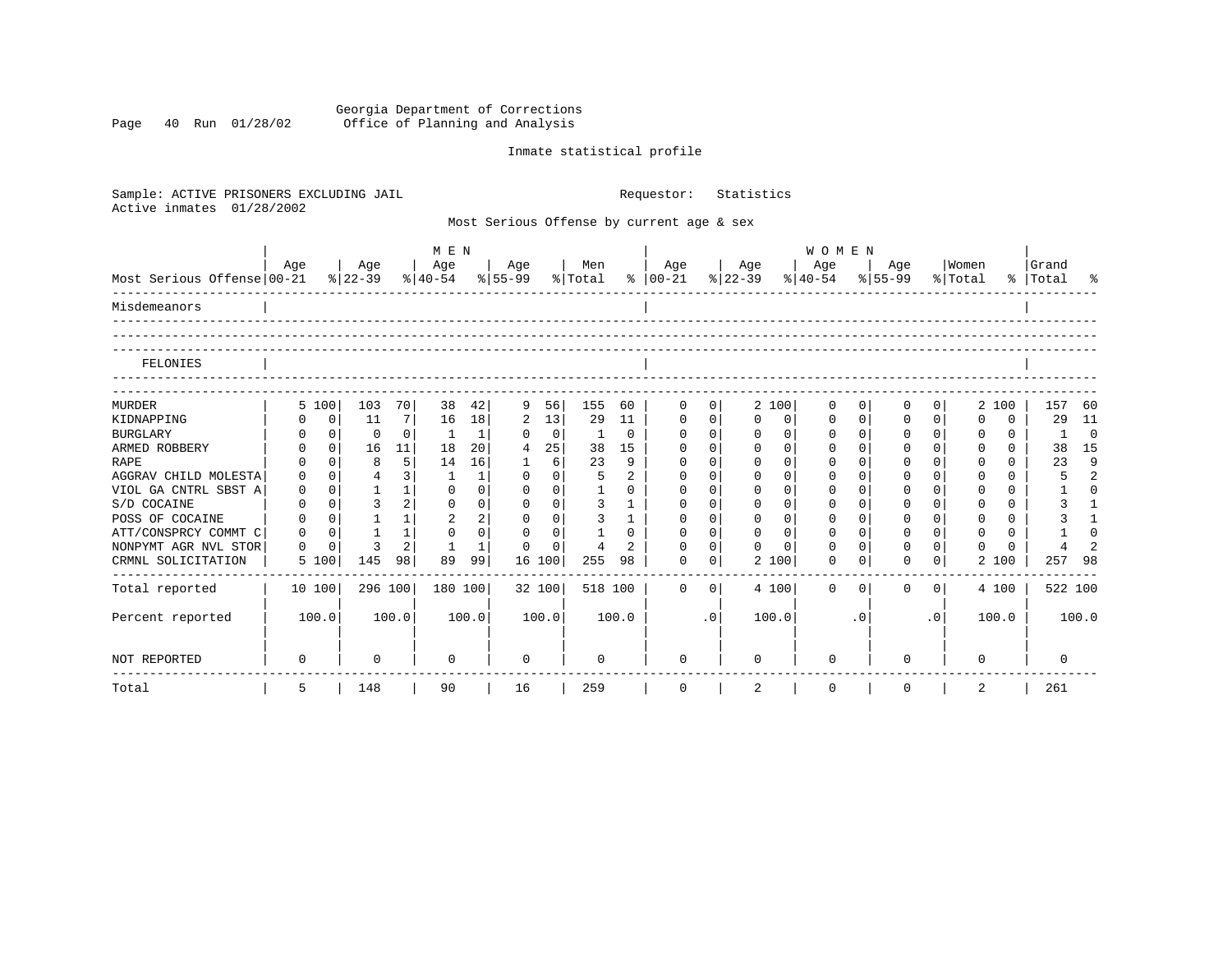Georgia Department of Corrections
Office of Planning and Analysis

Inmate statistical profile

Sample: ACTIVE PRISONERS EXCLUDING JAIL    Requestor: Statistics
Active inmates 01/28/2002

Most Serious Offense by current age & sex

| Most Serious Offense | MEN Age 00-21 | % | Age 22-39 | % | Age 40-54 | % | Age 55-99 | % | Men Total | % | WOMEN Age 00-21 | % | Age 22-39 | % | Age 40-54 | % | Age 55-99 | % | Women Total | % | Grand Total | % |
|---|---|---|---|---|---|---|---|---|---|---|---|---|---|---|---|---|---|---|---|---|---|---|
| Misdemeanors | | | | | | | | | | | | | | | | | | | | | | |
| FELONIES | | | | | | | | | | | | | | | | | | | | | | |
| MURDER | 5 | 100 | 103 | 70 | 38 | 42 | 9 | 56 | 155 | 60 | 0 | 0 | 2 | 100 | 0 | 0 | 0 | 0 | 2 | 100 | 157 | 60 |
| KIDNAPPING | 0 | 0 | 11 | 7 | 16 | 18 | 2 | 13 | 29 | 11 | 0 | 0 | 0 | 0 | 0 | 0 | 0 | 0 | 0 | 0 | 29 | 11 |
| BURGLARY | 0 | 0 | 0 | 0 | 1 | 1 | 0 | 0 | 1 | 0 | 0 | 0 | 0 | 0 | 0 | 0 | 0 | 0 | 0 | 0 | 1 | 0 |
| ARMED ROBBERY | 0 | 0 | 16 | 11 | 18 | 20 | 4 | 25 | 38 | 15 | 0 | 0 | 0 | 0 | 0 | 0 | 0 | 0 | 0 | 0 | 38 | 15 |
| RAPE | 0 | 0 | 8 | 5 | 14 | 16 | 1 | 6 | 23 | 9 | 0 | 0 | 0 | 0 | 0 | 0 | 0 | 0 | 0 | 0 | 23 | 9 |
| AGGRAV CHILD MOLESTA | 0 | 0 | 4 | 3 | 1 | 1 | 0 | 0 | 5 | 2 | 0 | 0 | 0 | 0 | 0 | 0 | 0 | 0 | 0 | 0 | 5 | 2 |
| VIOL GA CNTRL SBST A | 0 | 0 | 1 | 1 | 0 | 0 | 0 | 0 | 1 | 0 | 0 | 0 | 0 | 0 | 0 | 0 | 0 | 0 | 0 | 0 | 1 | 0 |
| S/D COCAINE | 0 | 0 | 3 | 2 | 0 | 0 | 0 | 0 | 3 | 1 | 0 | 0 | 0 | 0 | 0 | 0 | 0 | 0 | 0 | 0 | 3 | 1 |
| POSS OF COCAINE | 0 | 0 | 1 | 1 | 2 | 2 | 0 | 0 | 3 | 1 | 0 | 0 | 0 | 0 | 0 | 0 | 0 | 0 | 0 | 0 | 3 | 1 |
| ATT/CONSPRCY COMMT C | 0 | 0 | 1 | 1 | 0 | 0 | 0 | 0 | 1 | 0 | 0 | 0 | 0 | 0 | 0 | 0 | 0 | 0 | 0 | 0 | 1 | 0 |
| NONPYMT AGR NVL STOR | 0 | 0 | 3 | 2 | 1 | 1 | 0 | 0 | 4 | 2 | 0 | 0 | 0 | 0 | 0 | 0 | 0 | 0 | 0 | 0 | 4 | 2 |
| CRMNL SOLICITATION | 5 | 100 | 145 | 98 | 89 | 99 | 16 | 100 | 255 | 98 | 0 | 0 | 2 | 100 | 0 | 0 | 0 | 0 | 2 | 100 | 257 | 98 |
| Total reported | 10 | 100 | 296 | 100 | 180 | 100 | 32 | 100 | 518 | 100 | 0 | 0 | 4 | 100 | 0 | 0 | 0 | 0 | 4 | 100 | 522 | 100 |
| Percent reported | | 100.0 | | 100.0 | | 100.0 | | 100.0 | | 100.0 | | .0 | | 100.0 | | .0 | | .0 | | 100.0 | | 100.0 |
| NOT REPORTED | 0 | | 0 | | 0 | | 0 | | 0 | | 0 | | 0 | | 0 | | 0 | | 0 | | 0 | |
| Total | 5 | | 148 | | 90 | | 16 | | 259 | | 0 | | 2 | | 0 | | 0 | | 2 | | 261 | |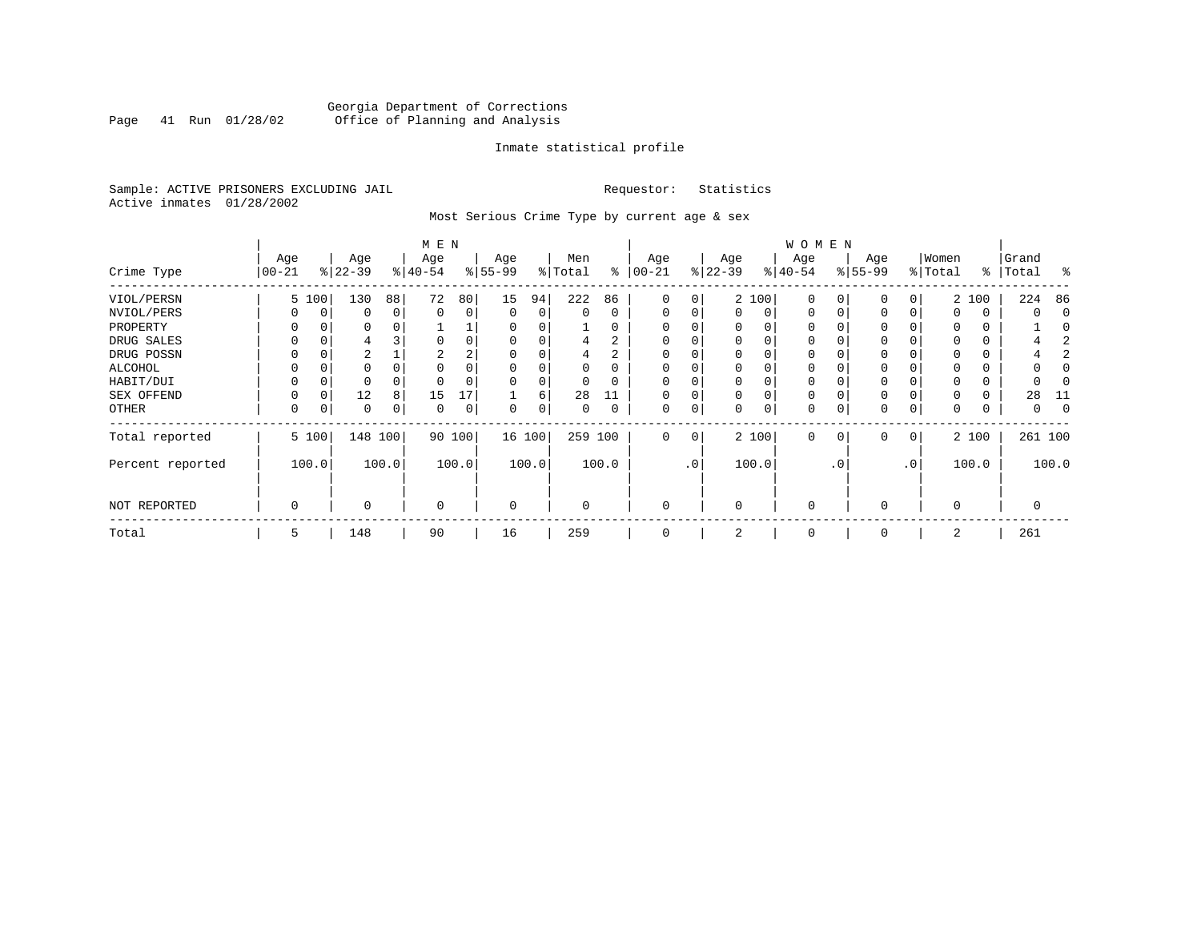Georgia Department of Corrections
Office of Planning and Analysis

Page 41 Run 01/28/02

Inmate statistical profile

Sample: ACTIVE PRISONERS EXCLUDING JAIL

Requestor: Statistics

Active inmates 01/28/2002

Most Serious Crime Type by current age & sex

| | MEN | | | | | | | | | | WOMEN | | | | | | | | | | | |
|---|---|---|---|---|---|---|---|---|---|---|---|---|---|---|---|---|---|---|---|---|---|---|
| Crime Type | Age 00-21 | % | Age 22-39 | % | Age 40-54 | % | Age 55-99 | % | Men Total | % | Age 00-21 | % | Age 22-39 | % | Age 40-54 | % | Age 55-99 | % | Women Total | % | Grand Total | % |
| VIOL/PERSN | 5 | 100 | 130 | 88 | 72 | 80 | 15 | 94 | 222 | 86 | 0 | 0 | 2 | 100 | 0 | 0 | 0 | 0 | 2 | 100 | 224 | 86 |
| NVIOL/PERS | 0 | 0 | 0 | 0 | 0 | 0 | 0 | 0 | 0 | 0 | 0 | 0 | 0 | 0 | 0 | 0 | 0 | 0 | 0 | 0 | 0 | 0 |
| PROPERTY | 0 | 0 | 0 | 0 | 1 | 1 | 0 | 0 | 1 | 0 | 0 | 0 | 0 | 0 | 0 | 0 | 0 | 0 | 0 | 0 | 1 | 0 |
| DRUG SALES | 0 | 0 | 4 | 3 | 0 | 0 | 0 | 0 | 4 | 2 | 0 | 0 | 0 | 0 | 0 | 0 | 0 | 0 | 0 | 0 | 4 | 2 |
| DRUG POSSN | 0 | 0 | 2 | 1 | 2 | 2 | 0 | 0 | 4 | 2 | 0 | 0 | 0 | 0 | 0 | 0 | 0 | 0 | 0 | 0 | 4 | 2 |
| ALCOHOL | 0 | 0 | 0 | 0 | 0 | 0 | 0 | 0 | 0 | 0 | 0 | 0 | 0 | 0 | 0 | 0 | 0 | 0 | 0 | 0 | 0 | 0 |
| HABIT/DUI | 0 | 0 | 0 | 0 | 0 | 0 | 0 | 0 | 0 | 0 | 0 | 0 | 0 | 0 | 0 | 0 | 0 | 0 | 0 | 0 | 0 | 0 |
| SEX OFFEND | 0 | 0 | 12 | 8 | 15 | 17 | 1 | 6 | 28 | 11 | 0 | 0 | 0 | 0 | 0 | 0 | 0 | 0 | 0 | 0 | 28 | 11 |
| OTHER | 0 | 0 | 0 | 0 | 0 | 0 | 0 | 0 | 0 | 0 | 0 | 0 | 0 | 0 | 0 | 0 | 0 | 0 | 0 | 0 | 0 | 0 |
| Total reported | 5 | 100 | 148 | 100 | 90 | 100 | 16 | 100 | 259 | 100 | 0 | 0 | 2 | 100 | 0 | 0 | 0 | 0 | 2 | 100 | 261 | 100 |
| Percent reported | | 100.0 | | 100.0 | | 100.0 | | 100.0 | | 100.0 | | .0 | | 100.0 | | .0 | | .0 | | 100.0 | | 100.0 |
| NOT REPORTED | 0 | | 0 | | 0 | | 0 | | 0 | | 0 | | 0 | | 0 | | 0 | | 0 | | 0 | |
| Total | 5 | | 148 | | 90 | | 16 | | 259 | | 0 | | 2 | | 0 | | 0 | | 2 | | 261 | |